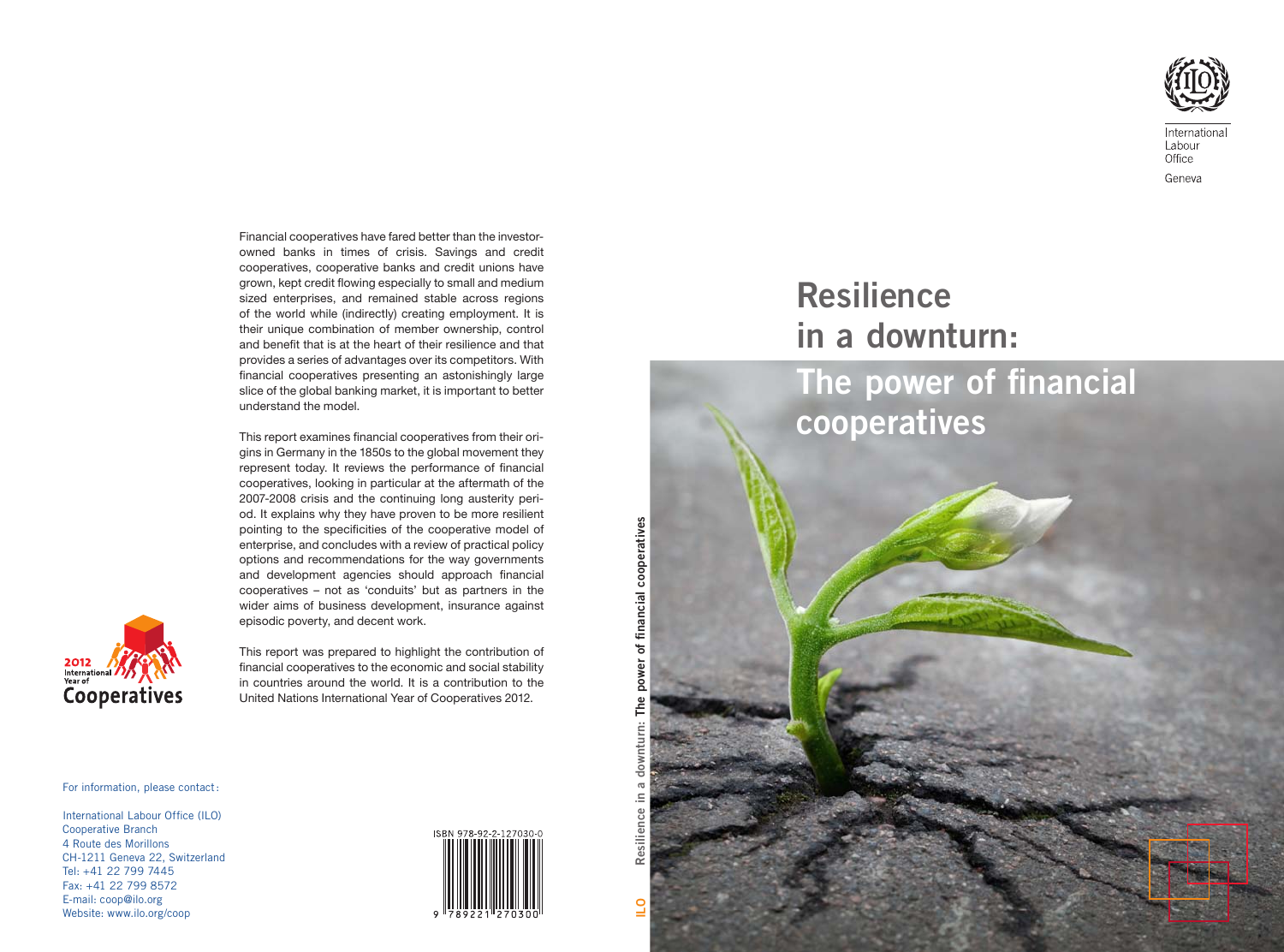International Labour Office

Geneva

# Resilience in a downturn: The power of financial cooperatives

Financial cooperatives have fared better than the investor-owned banks in times of crisis. Savings and credit cooperatives, cooperative banks and credit unions have grown, kept credit flowing especially to small and medium sized enterprises, and remained stable across regions of the world while (indirectly) creating employment. It is their unique combination of member ownership, control and benefit that is at the heart of their resilience and that provides a series of advantages over its competitors. With financial cooperatives presenting an astonishingly large slice of the global banking market, it is important to better understand the model.

This report examines financial cooperatives from their origins in Germany in the 1850s to the global movement they represent today. It reviews the performance of financial cooperatives, looking in particular at the aftermath of the 2007-2008 crisis and the continuing long austerity period. It explains why they have proven to be more resilient pointing to the specificities of the cooperative model of enterprise, and concludes with a review of practical policy options and recommendations for the way governments and development agencies should approach financial cooperatives – not as 'conduits' but as partners in the wider aims of business development, insurance against episodic poverty, and decent work.

This report was prepared to highlight the contribution of financial cooperatives to the economic and social stability in countries around the world. It is a contribution to the United Nations International Year of Cooperatives 2012.

2012 International Year of Cooperatives

For information, please contact:

International Labour Office (ILO)
Cooperative Branch
4 Route des Morillons
CH-1211 Geneva 22, Switzerland
Tel: +41 22 799 7445
Fax: +41 22 799 8572
E-mail: coop@ilo.org
Website: www.ilo.org/coop

ISBN 978-92-2-127030-0

ILO Resilience in a downturn: The power of financial cooperatives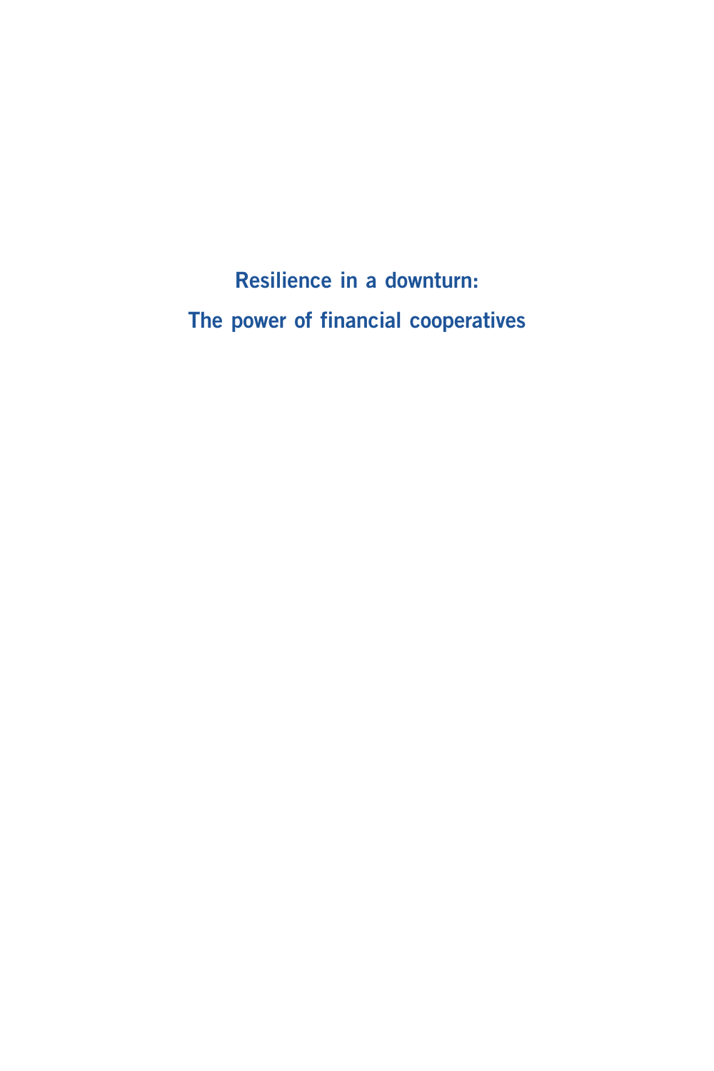# Resilience in a downturn:

# The power of financial cooperatives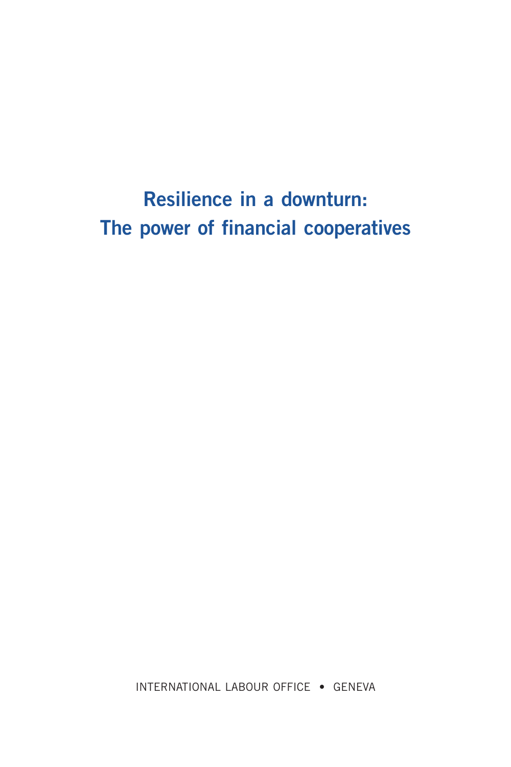# Resilience in a downturn: The power of financial cooperatives

INTERNATIONAL LABOUR OFFICE • GENEVA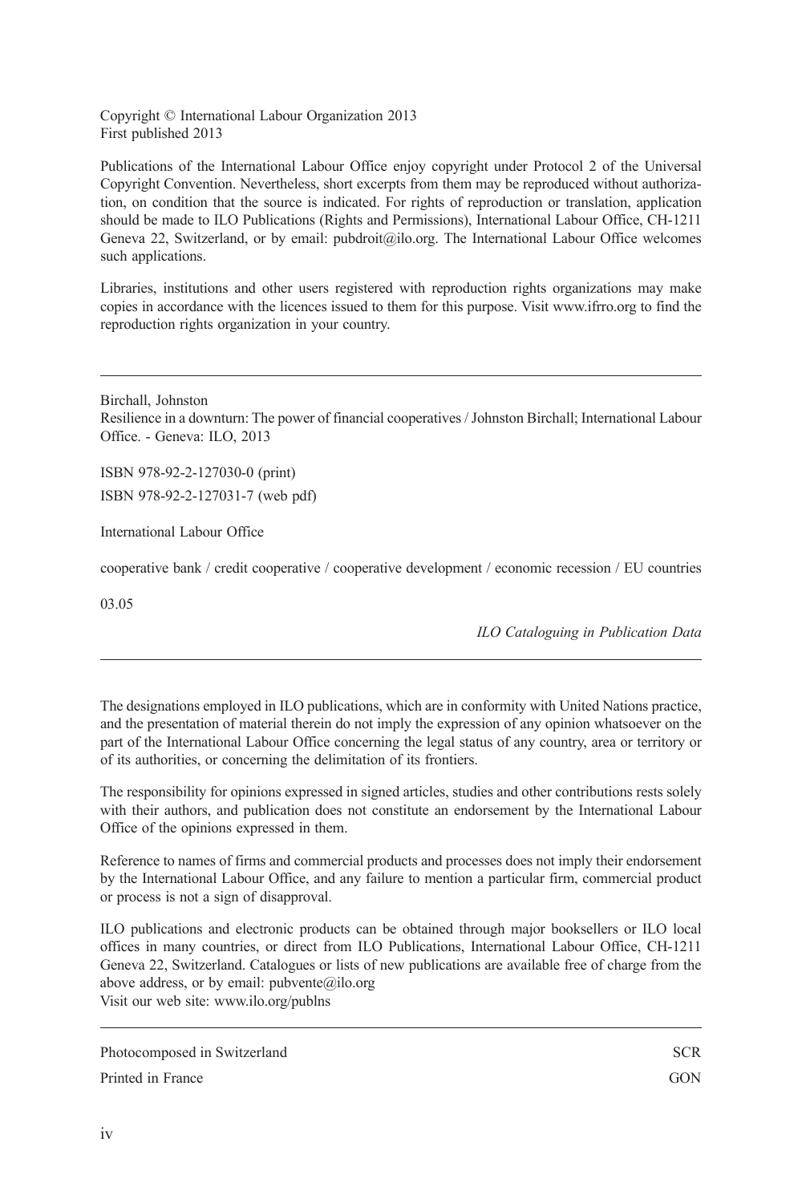Copyright © International Labour Organization 2013
First published 2013

Publications of the International Labour Office enjoy copyright under Protocol 2 of the Universal Copyright Convention. Nevertheless, short excerpts from them may be reproduced without authorization, on condition that the source is indicated. For rights of reproduction or translation, application should be made to ILO Publications (Rights and Permissions), International Labour Office, CH-1211 Geneva 22, Switzerland, or by email: pubdroit@ilo.org. The International Labour Office welcomes such applications.

Libraries, institutions and other users registered with reproduction rights organizations may make copies in accordance with the licences issued to them for this purpose. Visit www.ifrro.org to find the reproduction rights organization in your country.

---

Birchall, Johnston
Resilience in a downturn: The power of financial cooperatives / Johnston Birchall; International Labour Office. - Geneva: ILO, 2013

ISBN 978-92-2-127030-0 (print)
ISBN 978-92-2-127031-7 (web pdf)

International Labour Office

cooperative bank / credit cooperative / cooperative development / economic recession / EU countries

03.05

*ILO Cataloguing in Publication Data*

---

The designations employed in ILO publications, which are in conformity with United Nations practice, and the presentation of material therein do not imply the expression of any opinion whatsoever on the part of the International Labour Office concerning the legal status of any country, area or territory or of its authorities, or concerning the delimitation of its frontiers.

The responsibility for opinions expressed in signed articles, studies and other contributions rests solely with their authors, and publication does not constitute an endorsement by the International Labour Office of the opinions expressed in them.

Reference to names of firms and commercial products and processes does not imply their endorsement by the International Labour Office, and any failure to mention a particular firm, commercial product or process is not a sign of disapproval.

ILO publications and electronic products can be obtained through major booksellers or ILO local offices in many countries, or direct from ILO Publications, International Labour Office, CH-1211 Geneva 22, Switzerland. Catalogues or lists of new publications are available free of charge from the above address, or by email: pubvente@ilo.org
Visit our web site: www.ilo.org/publns

---

Photocomposed in Switzerland SCR

Printed in France GON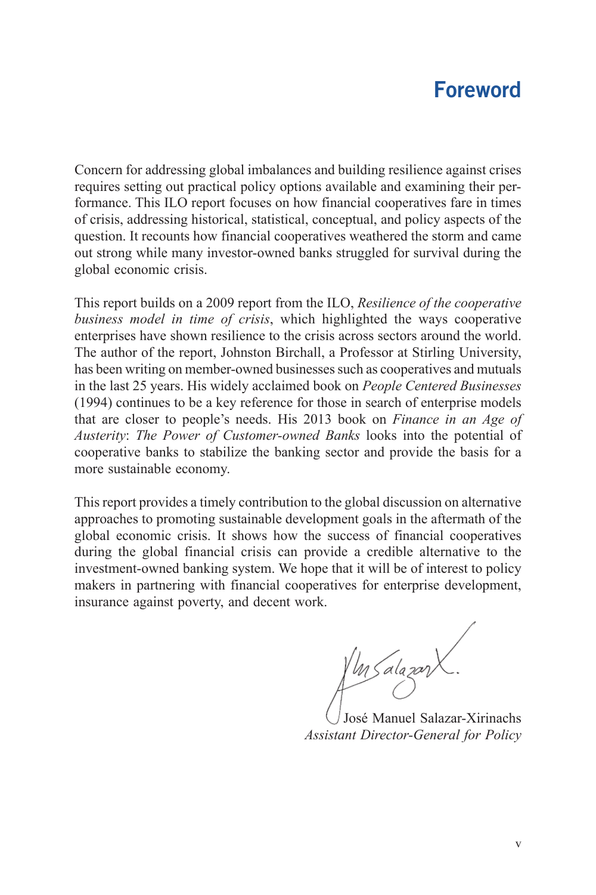# Foreword

Concern for addressing global imbalances and building resilience against crises requires setting out practical policy options available and examining their performance. This ILO report focuses on how financial cooperatives fare in times of crisis, addressing historical, statistical, conceptual, and policy aspects of the question. It recounts how financial cooperatives weathered the storm and came out strong while many investor-owned banks struggled for survival during the global economic crisis.

This report builds on a 2009 report from the ILO, *Resilience of the cooperative business model in time of crisis*, which highlighted the ways cooperative enterprises have shown resilience to the crisis across sectors around the world. The author of the report, Johnston Birchall, a Professor at Stirling University, has been writing on member-owned businesses such as cooperatives and mutuals in the last 25 years. His widely acclaimed book on *People Centered Businesses* (1994) continues to be a key reference for those in search of enterprise models that are closer to people's needs. His 2013 book on *Finance in an Age of Austerity*: *The Power of Customer-owned Banks* looks into the potential of cooperative banks to stabilize the banking sector and provide the basis for a more sustainable economy.

This report provides a timely contribution to the global discussion on alternative approaches to promoting sustainable development goals in the aftermath of the global economic crisis. It shows how the success of financial cooperatives during the global financial crisis can provide a credible alternative to the investment-owned banking system. We hope that it will be of interest to policy makers in partnering with financial cooperatives for enterprise development, insurance against poverty, and decent work.

José Manuel Salazar-Xirinachs
*Assistant Director-General for Policy*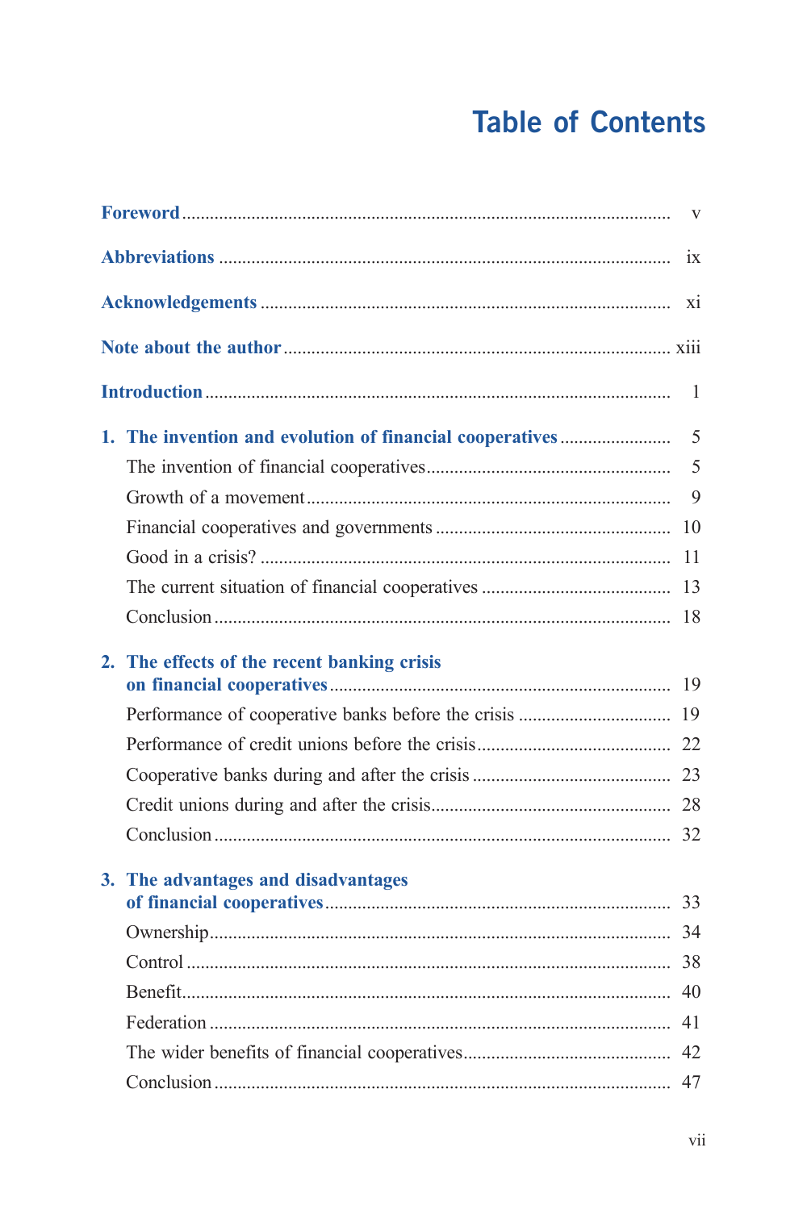# Table of Contents

**Foreword** ........ v

**Abbreviations** ........ ix

**Acknowledgements** ........ xi

**Note about the author** ........ xiii

**Introduction** ........ 1

**1. The invention and evolution of financial cooperatives** ........ 5

- The invention of financial cooperatives ........ 5
- Growth of a movement ........ 9
- Financial cooperatives and governments ........ 10
- Good in a crisis? ........ 11
- The current situation of financial cooperatives ........ 13
- Conclusion ........ 18

**2. The effects of the recent banking crisis on financial cooperatives** ........ 19

- Performance of cooperative banks before the crisis ........ 19
- Performance of credit unions before the crisis ........ 22
- Cooperative banks during and after the crisis ........ 23
- Credit unions during and after the crisis ........ 28
- Conclusion ........ 32

**3. The advantages and disadvantages of financial cooperatives** ........ 33

- Ownership ........ 34
- Control ........ 38
- Benefit ........ 40
- Federation ........ 41
- The wider benefits of financial cooperatives ........ 42
- Conclusion ........ 47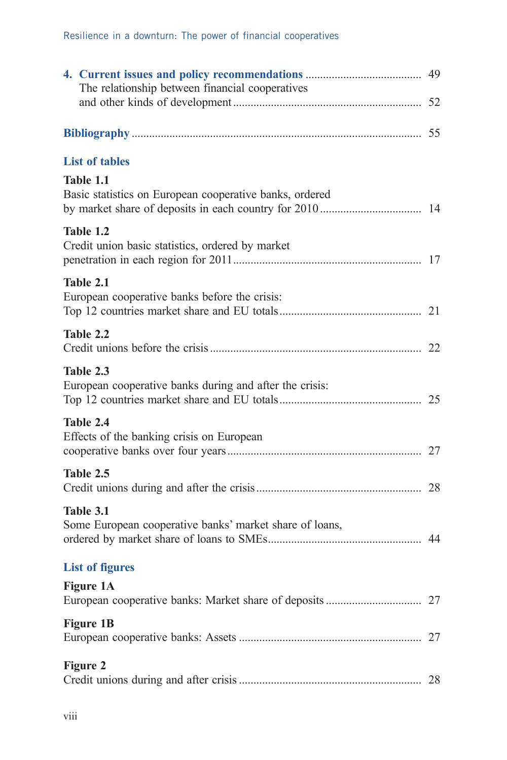**4. Current issues and policy recommendations** ........................................ 49

The relationship between financial cooperatives and other kinds of development ................................................................ 52

**Bibliography** .................................................................................................. 55

## List of tables

**Table 1.1**
Basic statistics on European cooperative banks, ordered by market share of deposits in each country for 2010 .................................. 14

**Table 1.2**
Credit union basic statistics, ordered by market penetration in each region for 2011 ................................................................ 17

**Table 2.1**
European cooperative banks before the crisis: Top 12 countries market share and EU totals ................................................ 21

**Table 2.2**
Credit unions before the crisis ........................................................................ 22

**Table 2.3**
European cooperative banks during and after the crisis: Top 12 countries market share and EU totals ................................................ 25

**Table 2.4**
Effects of the banking crisis on European cooperative banks over four years .................................................................. 27

**Table 2.5**
Credit unions during and after the crisis ........................................................ 28

**Table 3.1**
Some European cooperative banks' market share of loans, ordered by market share of loans to SMEs.................................................... 44

## List of figures

**Figure 1A**
European cooperative banks: Market share of deposits ................................ 27

**Figure 1B**
European cooperative banks: Assets .............................................................. 27

**Figure 2**
Credit unions during and after crisis .............................................................. 28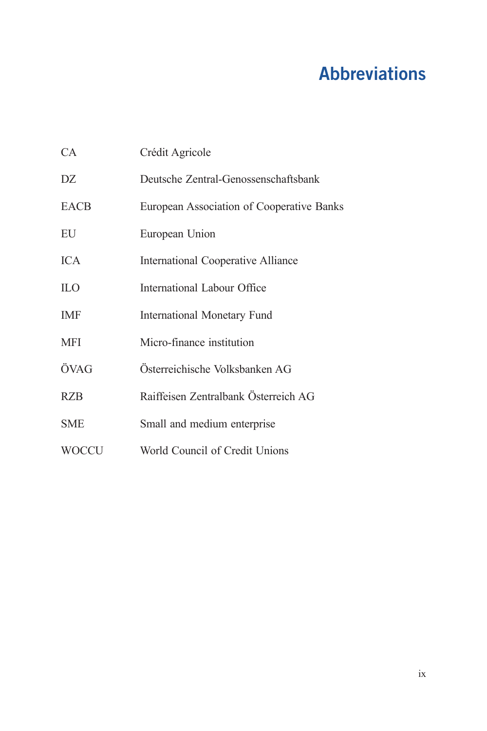# Abbreviations

| | |
|---|---|
| CA | Crédit Agricole |
| DZ | Deutsche Zentral-Genossenschaftsbank |
| EACB | European Association of Cooperative Banks |
| EU | European Union |
| ICA | International Cooperative Alliance |
| ILO | International Labour Office |
| IMF | International Monetary Fund |
| MFI | Micro-finance institution |
| ÖVAG | Österreichische Volksbanken AG |
| RZB | Raiffeisen Zentralbank Österreich AG |
| SME | Small and medium enterprise |
| WOCCU | World Council of Credit Unions |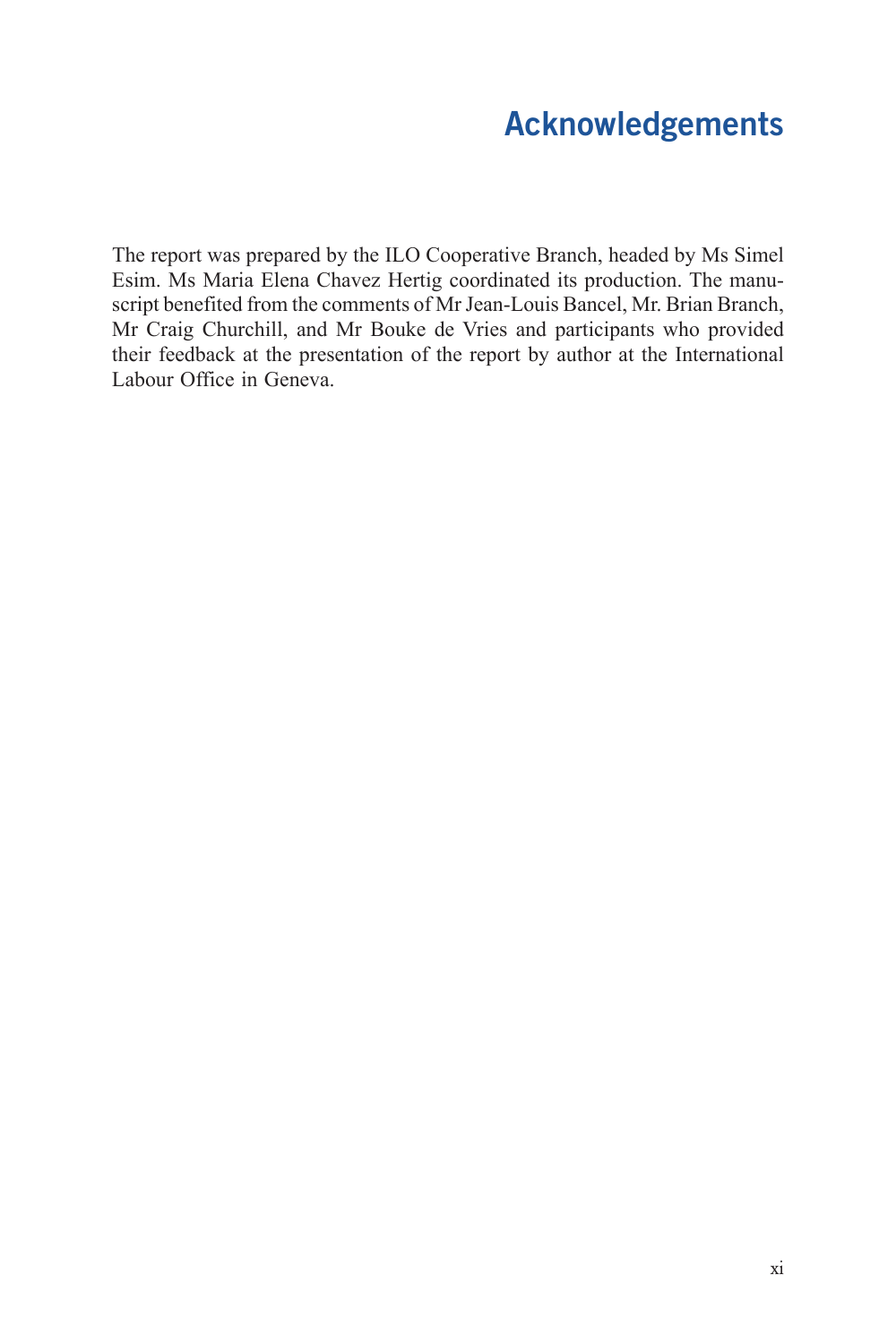# Acknowledgements

The report was prepared by the ILO Cooperative Branch, headed by Ms Simel Esim. Ms Maria Elena Chavez Hertig coordinated its production. The manuscript benefited from the comments of Mr Jean-Louis Bancel, Mr. Brian Branch, Mr Craig Churchill, and Mr Bouke de Vries and participants who provided their feedback at the presentation of the report by author at the International Labour Office in Geneva.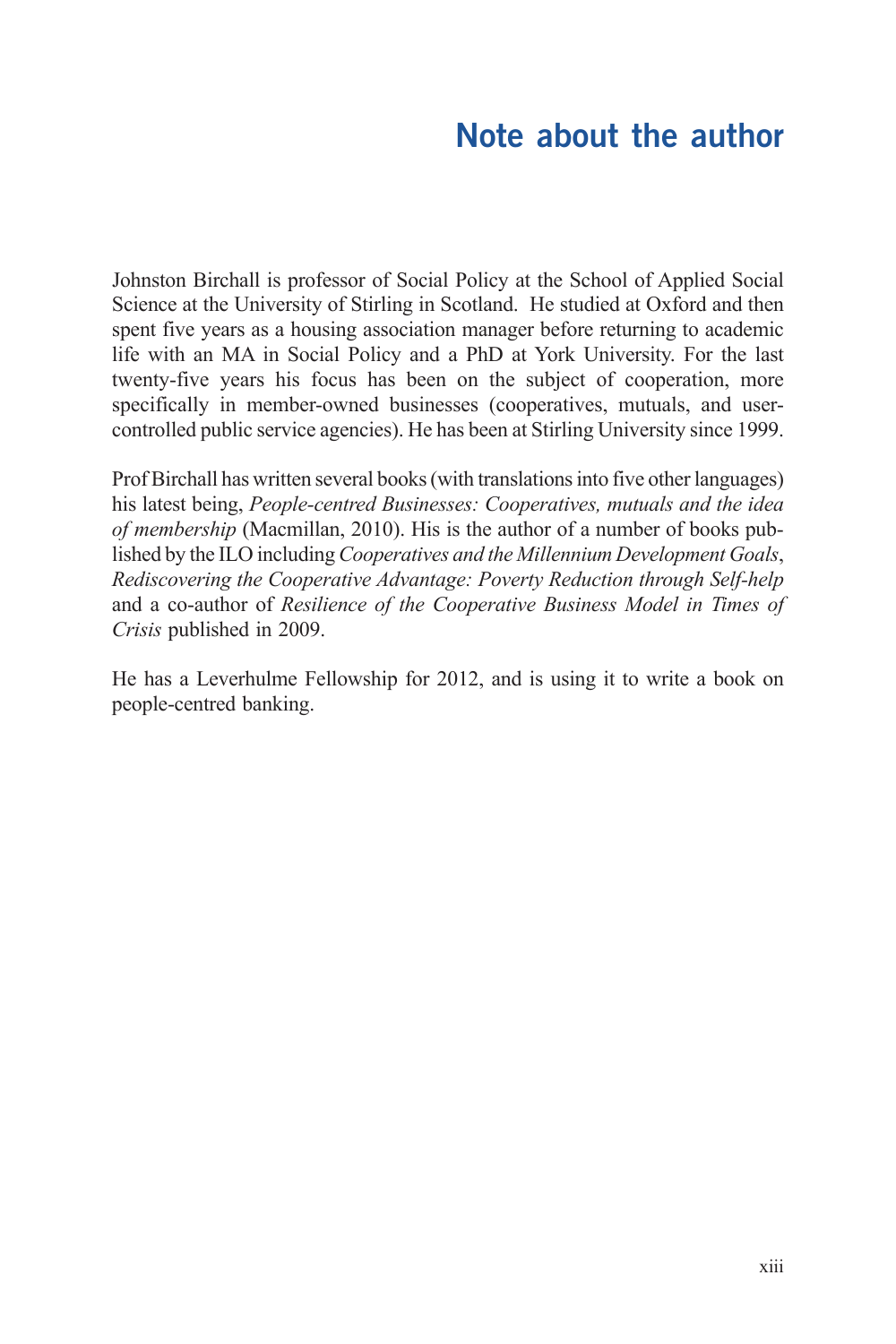# Note about the author

Johnston Birchall is professor of Social Policy at the School of Applied Social Science at the University of Stirling in Scotland. He studied at Oxford and then spent five years as a housing association manager before returning to academic life with an MA in Social Policy and a PhD at York University. For the last twenty-five years his focus has been on the subject of cooperation, more specifically in member-owned businesses (cooperatives, mutuals, and user-controlled public service agencies). He has been at Stirling University since 1999.

Prof Birchall has written several books (with translations into five other languages) his latest being, *People-centred Businesses: Cooperatives, mutuals and the idea of membership* (Macmillan, 2010). His is the author of a number of books published by the ILO including *Cooperatives and the Millennium Development Goals*, *Rediscovering the Cooperative Advantage: Poverty Reduction through Self-help* and a co-author of *Resilience of the Cooperative Business Model in Times of Crisis* published in 2009.

He has a Leverhulme Fellowship for 2012, and is using it to write a book on people-centred banking.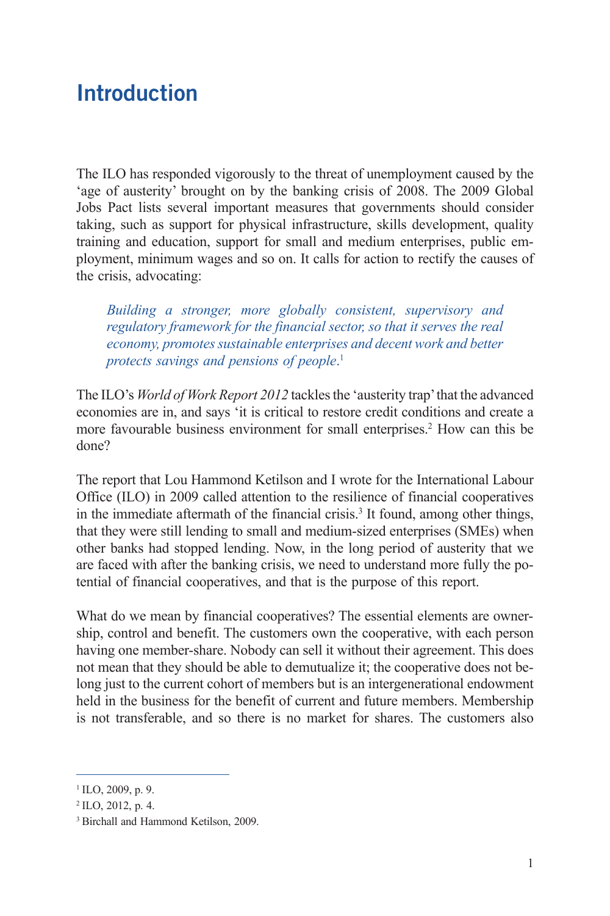# Introduction

The ILO has responded vigorously to the threat of unemployment caused by the 'age of austerity' brought on by the banking crisis of 2008. The 2009 Global Jobs Pact lists several important measures that governments should consider taking, such as support for physical infrastructure, skills development, quality training and education, support for small and medium enterprises, public employment, minimum wages and so on. It calls for action to rectify the causes of the crisis, advocating:

> *Building a stronger, more globally consistent, supervisory and regulatory framework for the financial sector, so that it serves the real economy, promotes sustainable enterprises and decent work and better protects savings and pensions of people*.[1]

The ILO's *World of Work Report 2012* tackles the 'austerity trap' that the advanced economies are in, and says 'it is critical to restore credit conditions and create a more favourable business environment for small enterprises.[2] How can this be done?

The report that Lou Hammond Ketilson and I wrote for the International Labour Office (ILO) in 2009 called attention to the resilience of financial cooperatives in the immediate aftermath of the financial crisis.[3] It found, among other things, that they were still lending to small and medium-sized enterprises (SMEs) when other banks had stopped lending. Now, in the long period of austerity that we are faced with after the banking crisis, we need to understand more fully the potential of financial cooperatives, and that is the purpose of this report.

What do we mean by financial cooperatives? The essential elements are ownership, control and benefit. The customers own the cooperative, with each person having one member-share. Nobody can sell it without their agreement. This does not mean that they should be able to demutualize it; the cooperative does not belong just to the current cohort of members but is an intergenerational endowment held in the business for the benefit of current and future members. Membership is not transferable, and so there is no market for shares. The customers also

---

[1] ILO, 2009, p. 9.

[2] ILO, 2012, p. 4.

[3] Birchall and Hammond Ketilson, 2009.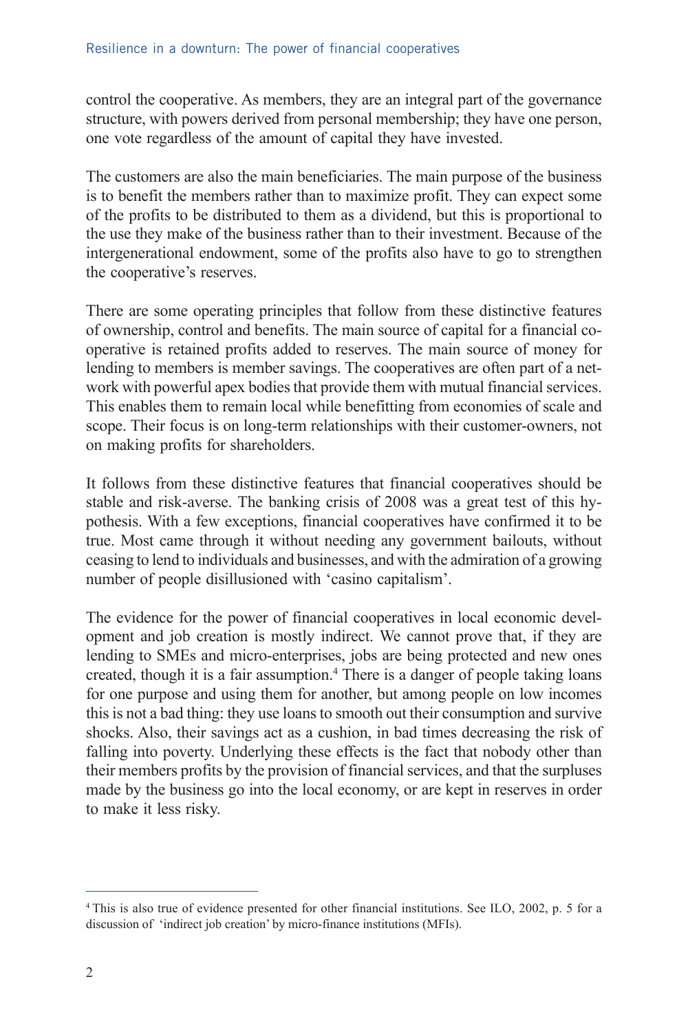control the cooperative. As members, they are an integral part of the governance structure, with powers derived from personal membership; they have one person, one vote regardless of the amount of capital they have invested.

The customers are also the main beneficiaries. The main purpose of the business is to benefit the members rather than to maximize profit. They can expect some of the profits to be distributed to them as a dividend, but this is proportional to the use they make of the business rather than to their investment. Because of the intergenerational endowment, some of the profits also have to go to strengthen the cooperative's reserves.

There are some operating principles that follow from these distinctive features of ownership, control and benefits. The main source of capital for a financial cooperative is retained profits added to reserves. The main source of money for lending to members is member savings. The cooperatives are often part of a network with powerful apex bodies that provide them with mutual financial services. This enables them to remain local while benefitting from economies of scale and scope. Their focus is on long-term relationships with their customer-owners, not on making profits for shareholders.

It follows from these distinctive features that financial cooperatives should be stable and risk-averse. The banking crisis of 2008 was a great test of this hypothesis. With a few exceptions, financial cooperatives have confirmed it to be true. Most came through it without needing any government bailouts, without ceasing to lend to individuals and businesses, and with the admiration of a growing number of people disillusioned with 'casino capitalism'.

The evidence for the power of financial cooperatives in local economic development and job creation is mostly indirect. We cannot prove that, if they are lending to SMEs and micro-enterprises, jobs are being protected and new ones created, though it is a fair assumption.[4] There is a danger of people taking loans for one purpose and using them for another, but among people on low incomes this is not a bad thing: they use loans to smooth out their consumption and survive shocks. Also, their savings act as a cushion, in bad times decreasing the risk of falling into poverty. Underlying these effects is the fact that nobody other than their members profits by the provision of financial services, and that the surpluses made by the business go into the local economy, or are kept in reserves in order to make it less risky.

---

[4] This is also true of evidence presented for other financial institutions. See ILO, 2002, p. 5 for a discussion of 'indirect job creation' by micro-finance institutions (MFIs).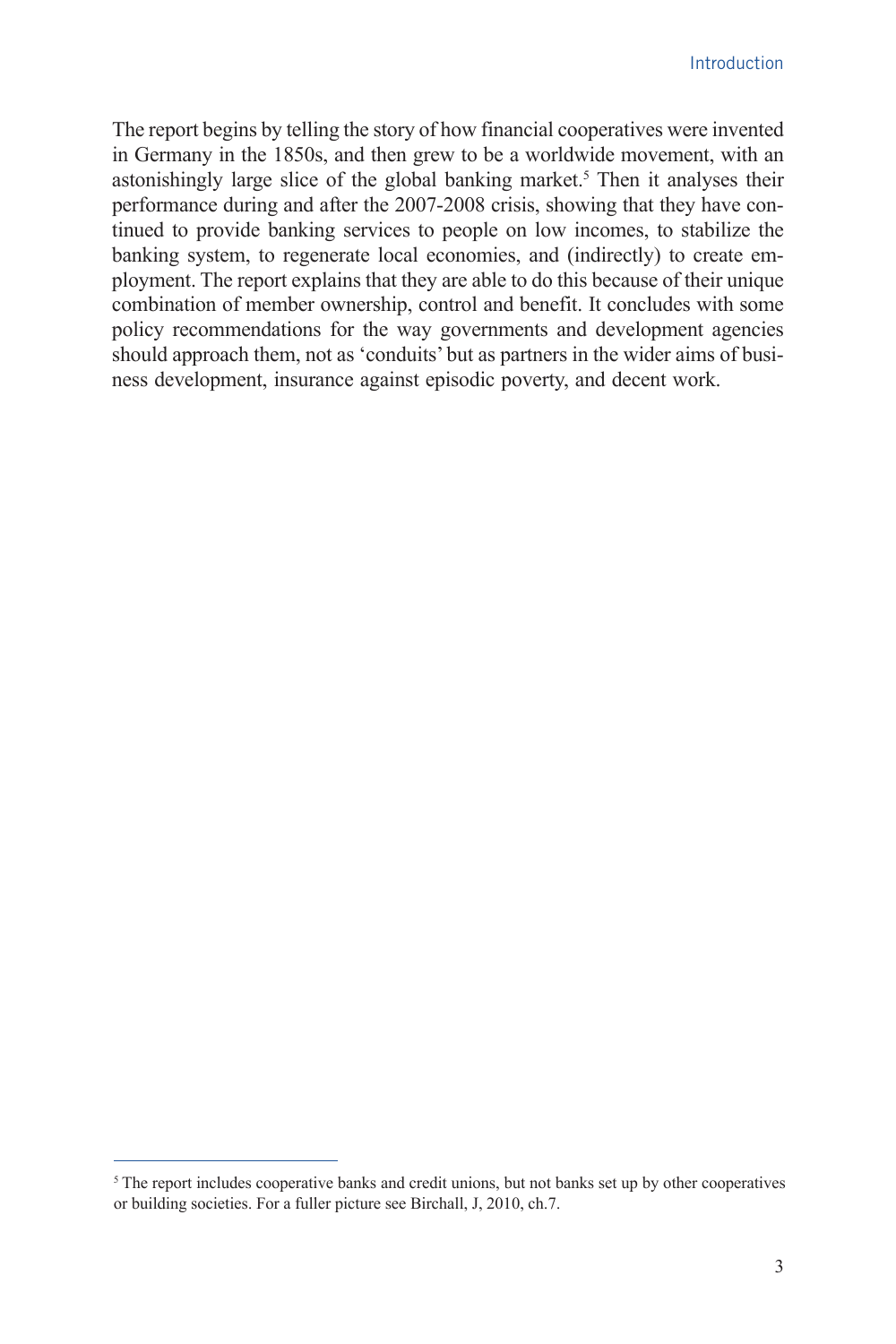The report begins by telling the story of how financial cooperatives were invented in Germany in the 1850s, and then grew to be a worldwide movement, with an astonishingly large slice of the global banking market.[5] Then it analyses their performance during and after the 2007-2008 crisis, showing that they have continued to provide banking services to people on low incomes, to stabilize the banking system, to regenerate local economies, and (indirectly) to create employment. The report explains that they are able to do this because of their unique combination of member ownership, control and benefit. It concludes with some policy recommendations for the way governments and development agencies should approach them, not as 'conduits' but as partners in the wider aims of business development, insurance against episodic poverty, and decent work.

---

[5] The report includes cooperative banks and credit unions, but not banks set up by other cooperatives or building societies. For a fuller picture see Birchall, J, 2010, ch.7.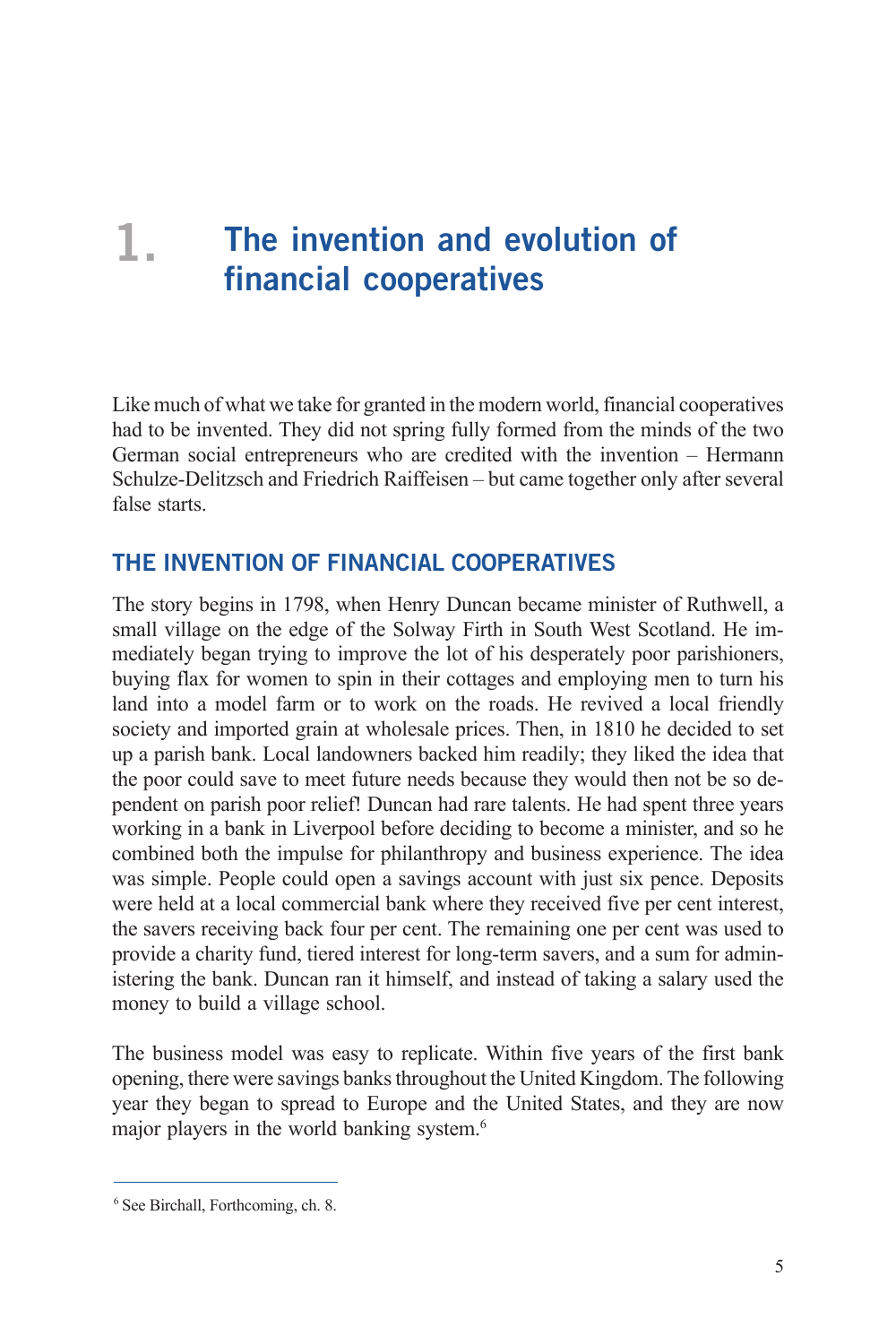# 1. The invention and evolution of financial cooperatives

Like much of what we take for granted in the modern world, financial cooperatives had to be invented. They did not spring fully formed from the minds of the two German social entrepreneurs who are credited with the invention – Hermann Schulze-Delitzsch and Friedrich Raiffeisen – but came together only after several false starts.

## THE INVENTION OF FINANCIAL COOPERATIVES

The story begins in 1798, when Henry Duncan became minister of Ruthwell, a small village on the edge of the Solway Firth in South West Scotland. He immediately began trying to improve the lot of his desperately poor parishioners, buying flax for women to spin in their cottages and employing men to turn his land into a model farm or to work on the roads. He revived a local friendly society and imported grain at wholesale prices. Then, in 1810 he decided to set up a parish bank. Local landowners backed him readily; they liked the idea that the poor could save to meet future needs because they would then not be so dependent on parish poor relief! Duncan had rare talents. He had spent three years working in a bank in Liverpool before deciding to become a minister, and so he combined both the impulse for philanthropy and business experience. The idea was simple. People could open a savings account with just six pence. Deposits were held at a local commercial bank where they received five per cent interest, the savers receiving back four per cent. The remaining one per cent was used to provide a charity fund, tiered interest for long-term savers, and a sum for administering the bank. Duncan ran it himself, and instead of taking a salary used the money to build a village school.

The business model was easy to replicate. Within five years of the first bank opening, there were savings banks throughout the United Kingdom. The following year they began to spread to Europe and the United States, and they are now major players in the world banking system.[6]

---

[6] See Birchall, Forthcoming, ch. 8.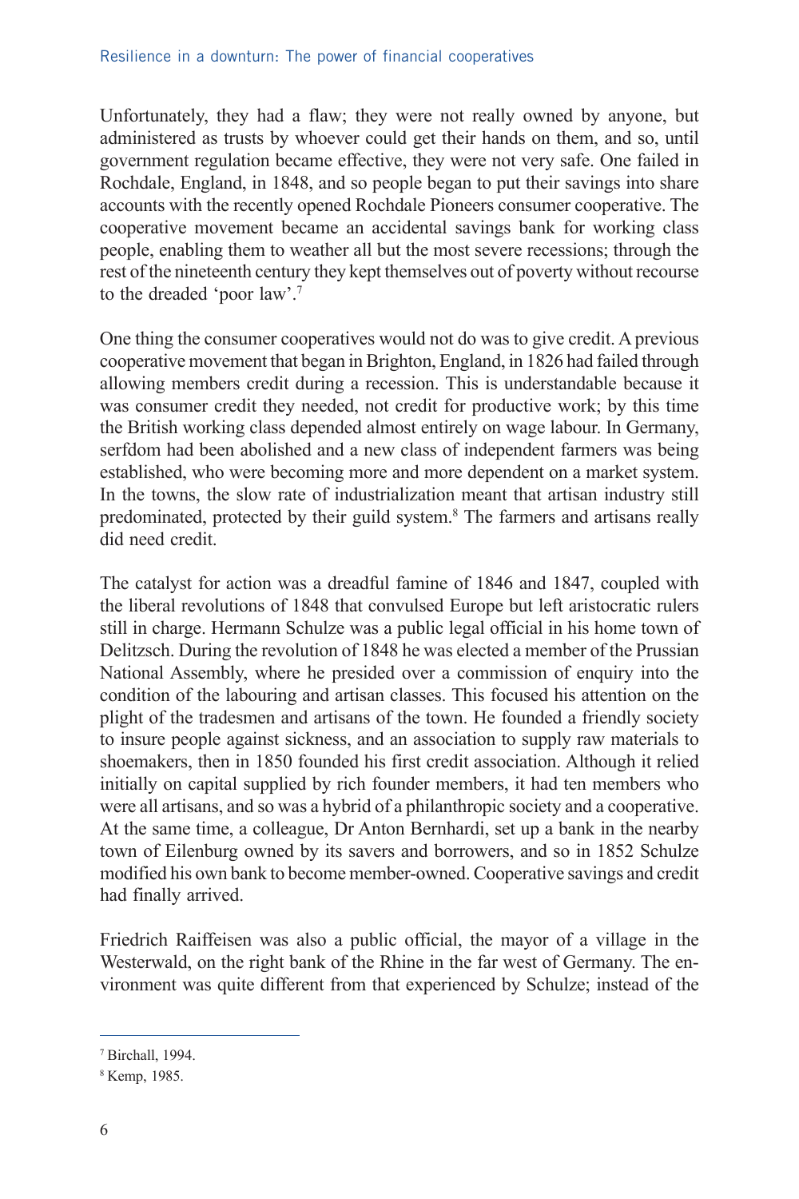Unfortunately, they had a flaw; they were not really owned by anyone, but administered as trusts by whoever could get their hands on them, and so, until government regulation became effective, they were not very safe. One failed in Rochdale, England, in 1848, and so people began to put their savings into share accounts with the recently opened Rochdale Pioneers consumer cooperative. The cooperative movement became an accidental savings bank for working class people, enabling them to weather all but the most severe recessions; through the rest of the nineteenth century they kept themselves out of poverty without recourse to the dreaded 'poor law'.[7]

One thing the consumer cooperatives would not do was to give credit. A previous cooperative movement that began in Brighton, England, in 1826 had failed through allowing members credit during a recession. This is understandable because it was consumer credit they needed, not credit for productive work; by this time the British working class depended almost entirely on wage labour. In Germany, serfdom had been abolished and a new class of independent farmers was being established, who were becoming more and more dependent on a market system. In the towns, the slow rate of industrialization meant that artisan industry still predominated, protected by their guild system.[8] The farmers and artisans really did need credit.

The catalyst for action was a dreadful famine of 1846 and 1847, coupled with the liberal revolutions of 1848 that convulsed Europe but left aristocratic rulers still in charge. Hermann Schulze was a public legal official in his home town of Delitzsch. During the revolution of 1848 he was elected a member of the Prussian National Assembly, where he presided over a commission of enquiry into the condition of the labouring and artisan classes. This focused his attention on the plight of the tradesmen and artisans of the town. He founded a friendly society to insure people against sickness, and an association to supply raw materials to shoemakers, then in 1850 founded his first credit association. Although it relied initially on capital supplied by rich founder members, it had ten members who were all artisans, and so was a hybrid of a philanthropic society and a cooperative. At the same time, a colleague, Dr Anton Bernhardi, set up a bank in the nearby town of Eilenburg owned by its savers and borrowers, and so in 1852 Schulze modified his own bank to become member-owned. Cooperative savings and credit had finally arrived.

Friedrich Raiffeisen was also a public official, the mayor of a village in the Westerwald, on the right bank of the Rhine in the far west of Germany. The environment was quite different from that experienced by Schulze; instead of the

---

[7] Birchall, 1994.

[8] Kemp, 1985.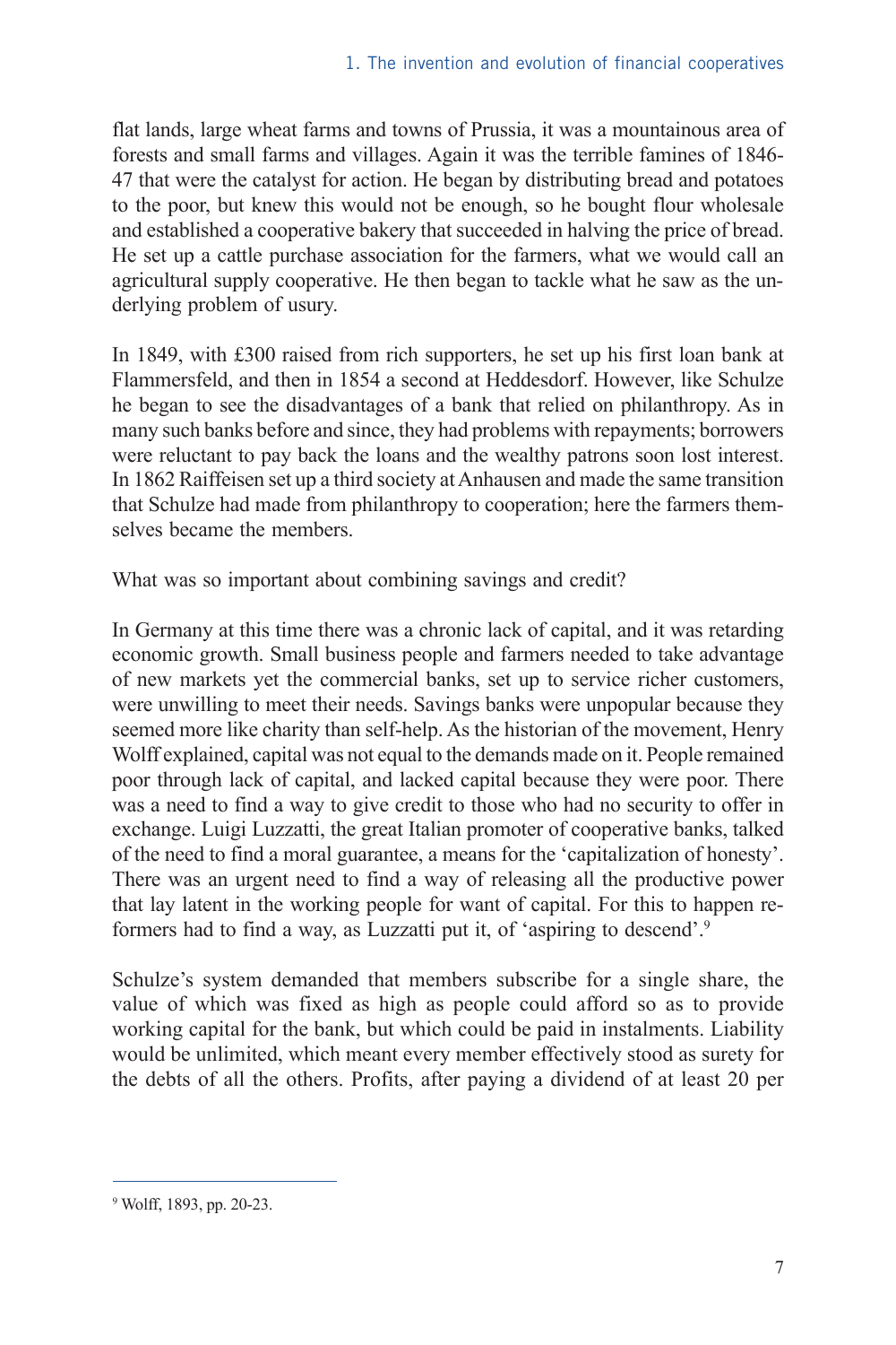flat lands, large wheat farms and towns of Prussia, it was a mountainous area of forests and small farms and villages. Again it was the terrible famines of 1846-47 that were the catalyst for action. He began by distributing bread and potatoes to the poor, but knew this would not be enough, so he bought flour wholesale and established a cooperative bakery that succeeded in halving the price of bread. He set up a cattle purchase association for the farmers, what we would call an agricultural supply cooperative. He then began to tackle what he saw as the underlying problem of usury.

In 1849, with £300 raised from rich supporters, he set up his first loan bank at Flammersfeld, and then in 1854 a second at Heddesdorf. However, like Schulze he began to see the disadvantages of a bank that relied on philanthropy. As in many such banks before and since, they had problems with repayments; borrowers were reluctant to pay back the loans and the wealthy patrons soon lost interest. In 1862 Raiffeisen set up a third society at Anhausen and made the same transition that Schulze had made from philanthropy to cooperation; here the farmers themselves became the members.

What was so important about combining savings and credit?

In Germany at this time there was a chronic lack of capital, and it was retarding economic growth. Small business people and farmers needed to take advantage of new markets yet the commercial banks, set up to service richer customers, were unwilling to meet their needs. Savings banks were unpopular because they seemed more like charity than self-help. As the historian of the movement, Henry Wolff explained, capital was not equal to the demands made on it. People remained poor through lack of capital, and lacked capital because they were poor. There was a need to find a way to give credit to those who had no security to offer in exchange. Luigi Luzzatti, the great Italian promoter of cooperative banks, talked of the need to find a moral guarantee, a means for the 'capitalization of honesty'. There was an urgent need to find a way of releasing all the productive power that lay latent in the working people for want of capital. For this to happen reformers had to find a way, as Luzzatti put it, of 'aspiring to descend'.[9]

Schulze's system demanded that members subscribe for a single share, the value of which was fixed as high as people could afford so as to provide working capital for the bank, but which could be paid in instalments. Liability would be unlimited, which meant every member effectively stood as surety for the debts of all the others. Profits, after paying a dividend of at least 20 per

---

[9] Wolff, 1893, pp. 20-23.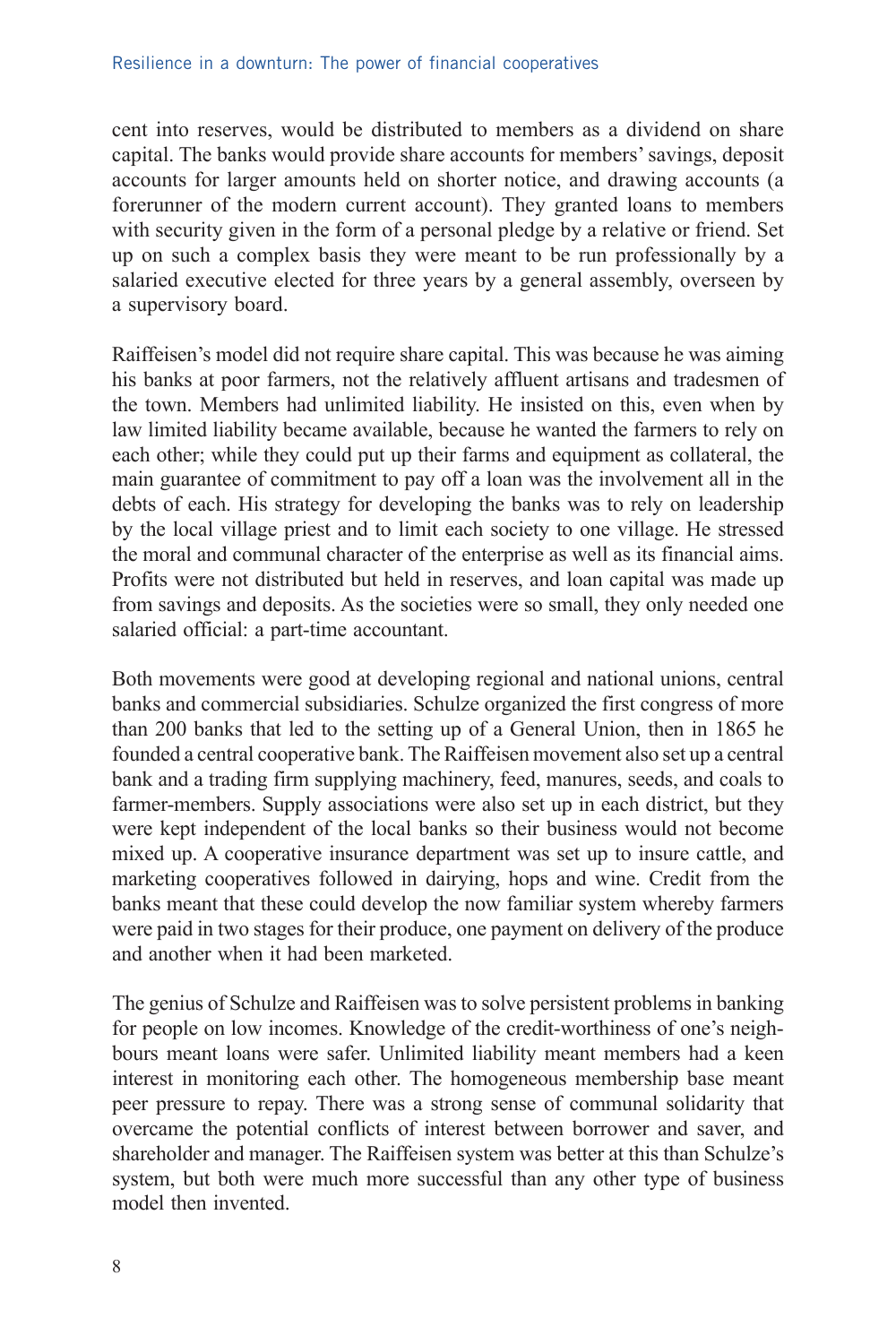cent into reserves, would be distributed to members as a dividend on share capital. The banks would provide share accounts for members' savings, deposit accounts for larger amounts held on shorter notice, and drawing accounts (a forerunner of the modern current account). They granted loans to members with security given in the form of a personal pledge by a relative or friend. Set up on such a complex basis they were meant to be run professionally by a salaried executive elected for three years by a general assembly, overseen by a supervisory board.

Raiffeisen's model did not require share capital. This was because he was aiming his banks at poor farmers, not the relatively affluent artisans and tradesmen of the town. Members had unlimited liability. He insisted on this, even when by law limited liability became available, because he wanted the farmers to rely on each other; while they could put up their farms and equipment as collateral, the main guarantee of commitment to pay off a loan was the involvement all in the debts of each. His strategy for developing the banks was to rely on leadership by the local village priest and to limit each society to one village. He stressed the moral and communal character of the enterprise as well as its financial aims. Profits were not distributed but held in reserves, and loan capital was made up from savings and deposits. As the societies were so small, they only needed one salaried official: a part-time accountant.

Both movements were good at developing regional and national unions, central banks and commercial subsidiaries. Schulze organized the first congress of more than 200 banks that led to the setting up of a General Union, then in 1865 he founded a central cooperative bank. The Raiffeisen movement also set up a central bank and a trading firm supplying machinery, feed, manures, seeds, and coals to farmer-members. Supply associations were also set up in each district, but they were kept independent of the local banks so their business would not become mixed up. A cooperative insurance department was set up to insure cattle, and marketing cooperatives followed in dairying, hops and wine. Credit from the banks meant that these could develop the now familiar system whereby farmers were paid in two stages for their produce, one payment on delivery of the produce and another when it had been marketed.

The genius of Schulze and Raiffeisen was to solve persistent problems in banking for people on low incomes. Knowledge of the credit-worthiness of one's neighbours meant loans were safer. Unlimited liability meant members had a keen interest in monitoring each other. The homogeneous membership base meant peer pressure to repay. There was a strong sense of communal solidarity that overcame the potential conflicts of interest between borrower and saver, and shareholder and manager. The Raiffeisen system was better at this than Schulze's system, but both were much more successful than any other type of business model then invented.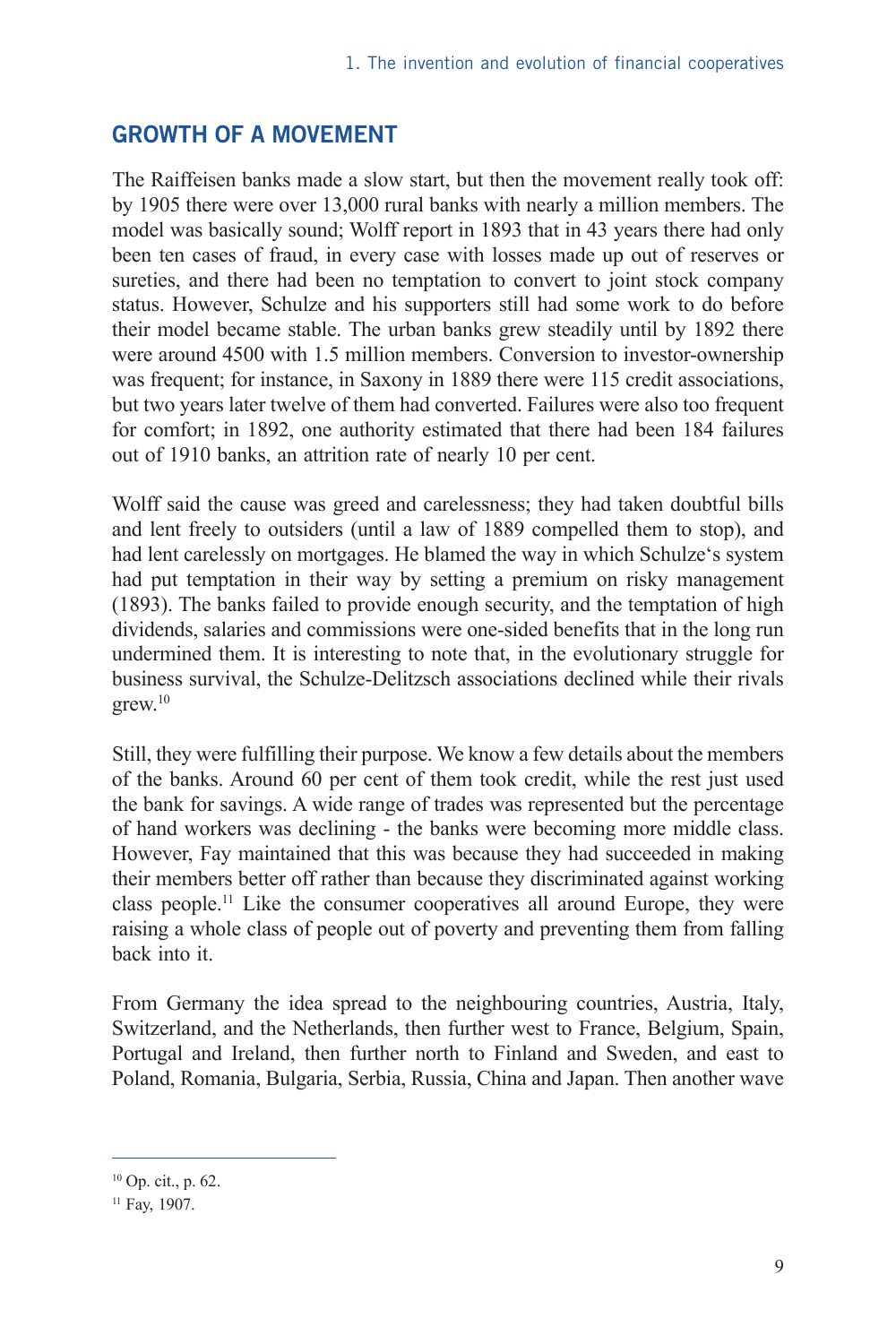## GROWTH OF A MOVEMENT

The Raiffeisen banks made a slow start, but then the movement really took off: by 1905 there were over 13,000 rural banks with nearly a million members. The model was basically sound; Wolff report in 1893 that in 43 years there had only been ten cases of fraud, in every case with losses made up out of reserves or sureties, and there had been no temptation to convert to joint stock company status. However, Schulze and his supporters still had some work to do before their model became stable. The urban banks grew steadily until by 1892 there were around 4500 with 1.5 million members. Conversion to investor-ownership was frequent; for instance, in Saxony in 1889 there were 115 credit associations, but two years later twelve of them had converted. Failures were also too frequent for comfort; in 1892, one authority estimated that there had been 184 failures out of 1910 banks, an attrition rate of nearly 10 per cent.

Wolff said the cause was greed and carelessness; they had taken doubtful bills and lent freely to outsiders (until a law of 1889 compelled them to stop), and had lent carelessly on mortgages. He blamed the way in which Schulze's system had put temptation in their way by setting a premium on risky management (1893). The banks failed to provide enough security, and the temptation of high dividends, salaries and commissions were one-sided benefits that in the long run undermined them. It is interesting to note that, in the evolutionary struggle for business survival, the Schulze-Delitzsch associations declined while their rivals grew.[10]

Still, they were fulfilling their purpose. We know a few details about the members of the banks. Around 60 per cent of them took credit, while the rest just used the bank for savings. A wide range of trades was represented but the percentage of hand workers was declining - the banks were becoming more middle class. However, Fay maintained that this was because they had succeeded in making their members better off rather than because they discriminated against working class people.[11] Like the consumer cooperatives all around Europe, they were raising a whole class of people out of poverty and preventing them from falling back into it.

From Germany the idea spread to the neighbouring countries, Austria, Italy, Switzerland, and the Netherlands, then further west to France, Belgium, Spain, Portugal and Ireland, then further north to Finland and Sweden, and east to Poland, Romania, Bulgaria, Serbia, Russia, China and Japan. Then another wave

---

[10] Op. cit., p. 62.

[11] Fay, 1907.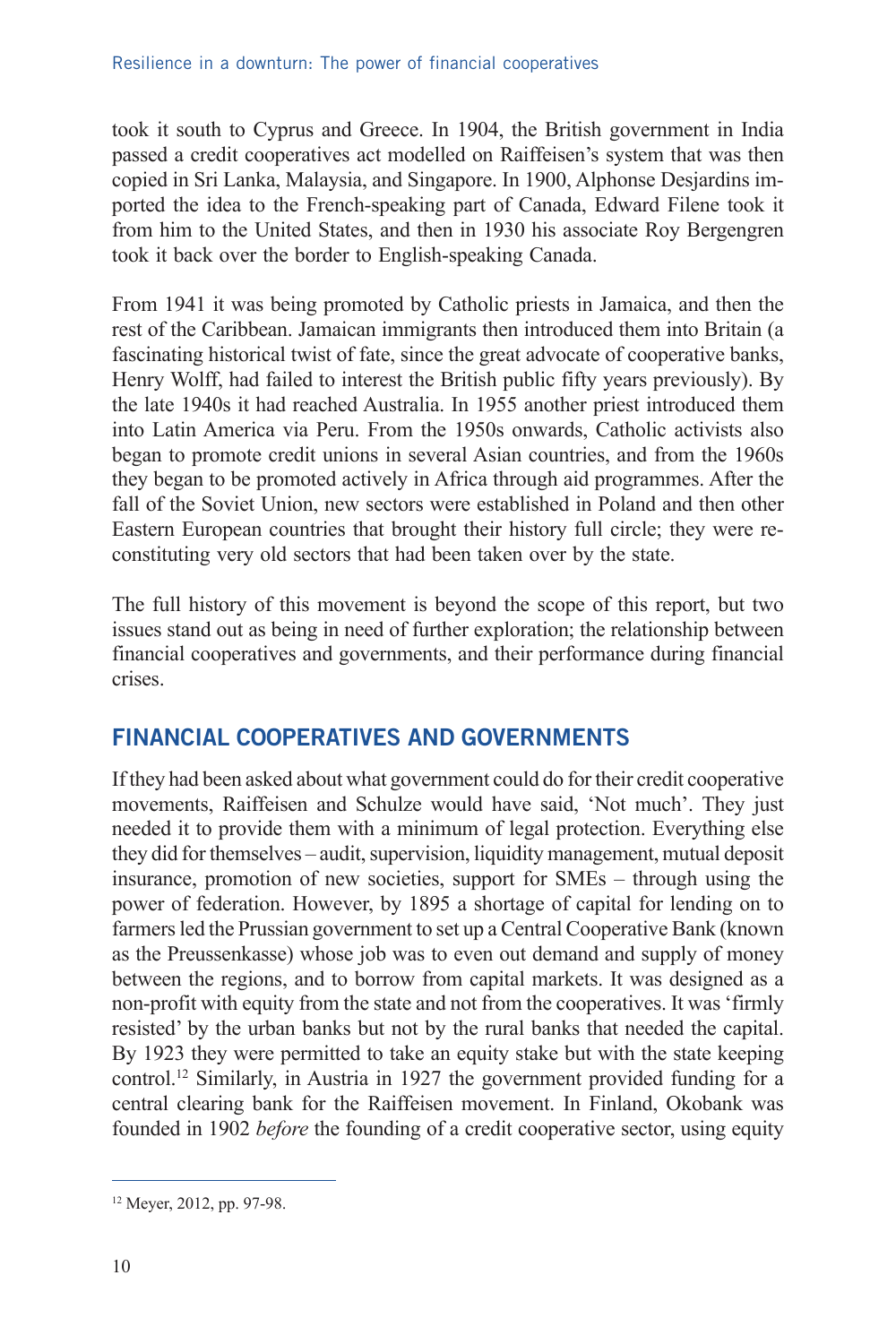took it south to Cyprus and Greece. In 1904, the British government in India passed a credit cooperatives act modelled on Raiffeisen's system that was then copied in Sri Lanka, Malaysia, and Singapore. In 1900, Alphonse Desjardins imported the idea to the French-speaking part of Canada, Edward Filene took it from him to the United States, and then in 1930 his associate Roy Bergengren took it back over the border to English-speaking Canada.

From 1941 it was being promoted by Catholic priests in Jamaica, and then the rest of the Caribbean. Jamaican immigrants then introduced them into Britain (a fascinating historical twist of fate, since the great advocate of cooperative banks, Henry Wolff, had failed to interest the British public fifty years previously). By the late 1940s it had reached Australia. In 1955 another priest introduced them into Latin America via Peru. From the 1950s onwards, Catholic activists also began to promote credit unions in several Asian countries, and from the 1960s they began to be promoted actively in Africa through aid programmes. After the fall of the Soviet Union, new sectors were established in Poland and then other Eastern European countries that brought their history full circle; they were reconstituting very old sectors that had been taken over by the state.

The full history of this movement is beyond the scope of this report, but two issues stand out as being in need of further exploration; the relationship between financial cooperatives and governments, and their performance during financial crises.

## FINANCIAL COOPERATIVES AND GOVERNMENTS

If they had been asked about what government could do for their credit cooperative movements, Raiffeisen and Schulze would have said, 'Not much'. They just needed it to provide them with a minimum of legal protection. Everything else they did for themselves – audit, supervision, liquidity management, mutual deposit insurance, promotion of new societies, support for SMEs – through using the power of federation. However, by 1895 a shortage of capital for lending on to farmers led the Prussian government to set up a Central Cooperative Bank (known as the Preussenkasse) whose job was to even out demand and supply of money between the regions, and to borrow from capital markets. It was designed as a non-profit with equity from the state and not from the cooperatives. It was 'firmly resisted' by the urban banks but not by the rural banks that needed the capital. By 1923 they were permitted to take an equity stake but with the state keeping control.[12] Similarly, in Austria in 1927 the government provided funding for a central clearing bank for the Raiffeisen movement. In Finland, Okobank was founded in 1902 *before* the founding of a credit cooperative sector, using equity

---

[12] Meyer, 2012, pp. 97-98.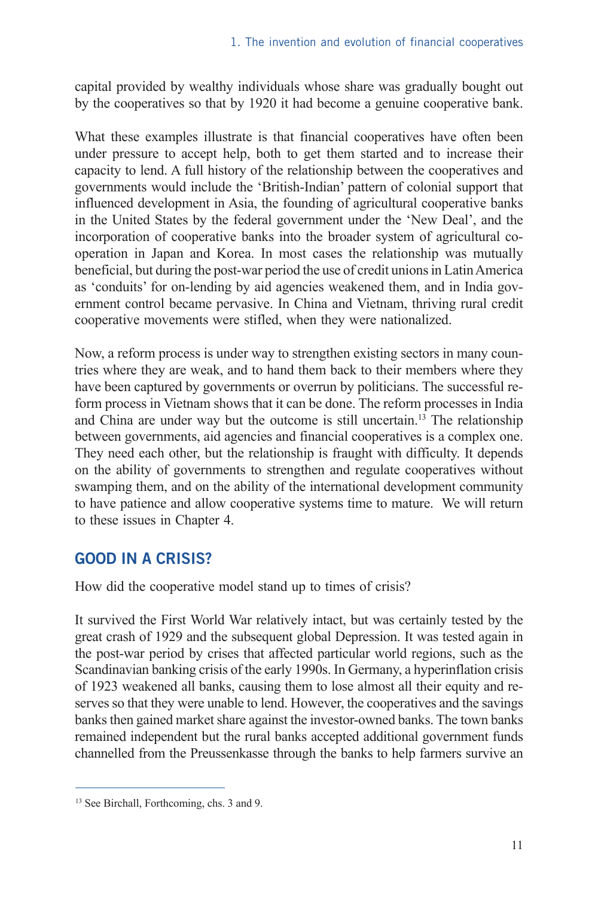capital provided by wealthy individuals whose share was gradually bought out by the cooperatives so that by 1920 it had become a genuine cooperative bank.

What these examples illustrate is that financial cooperatives have often been under pressure to accept help, both to get them started and to increase their capacity to lend. A full history of the relationship between the cooperatives and governments would include the 'British-Indian' pattern of colonial support that influenced development in Asia, the founding of agricultural cooperative banks in the United States by the federal government under the 'New Deal', and the incorporation of cooperative banks into the broader system of agricultural co-operation in Japan and Korea. In most cases the relationship was mutually beneficial, but during the post-war period the use of credit unions in Latin America as 'conduits' for on-lending by aid agencies weakened them, and in India government control became pervasive. In China and Vietnam, thriving rural credit cooperative movements were stifled, when they were nationalized.

Now, a reform process is under way to strengthen existing sectors in many countries where they are weak, and to hand them back to their members where they have been captured by governments or overrun by politicians. The successful reform process in Vietnam shows that it can be done. The reform processes in India and China are under way but the outcome is still uncertain.[13] The relationship between governments, aid agencies and financial cooperatives is a complex one. They need each other, but the relationship is fraught with difficulty. It depends on the ability of governments to strengthen and regulate cooperatives without swamping them, and on the ability of the international development community to have patience and allow cooperative systems time to mature. We will return to these issues in Chapter 4.

## GOOD IN A CRISIS?

How did the cooperative model stand up to times of crisis?

It survived the First World War relatively intact, but was certainly tested by the great crash of 1929 and the subsequent global Depression. It was tested again in the post-war period by crises that affected particular world regions, such as the Scandinavian banking crisis of the early 1990s. In Germany, a hyperinflation crisis of 1923 weakened all banks, causing them to lose almost all their equity and reserves so that they were unable to lend. However, the cooperatives and the savings banks then gained market share against the investor-owned banks. The town banks remained independent but the rural banks accepted additional government funds channelled from the Preussenkasse through the banks to help farmers survive an

---

[13] See Birchall, Forthcoming, chs. 3 and 9.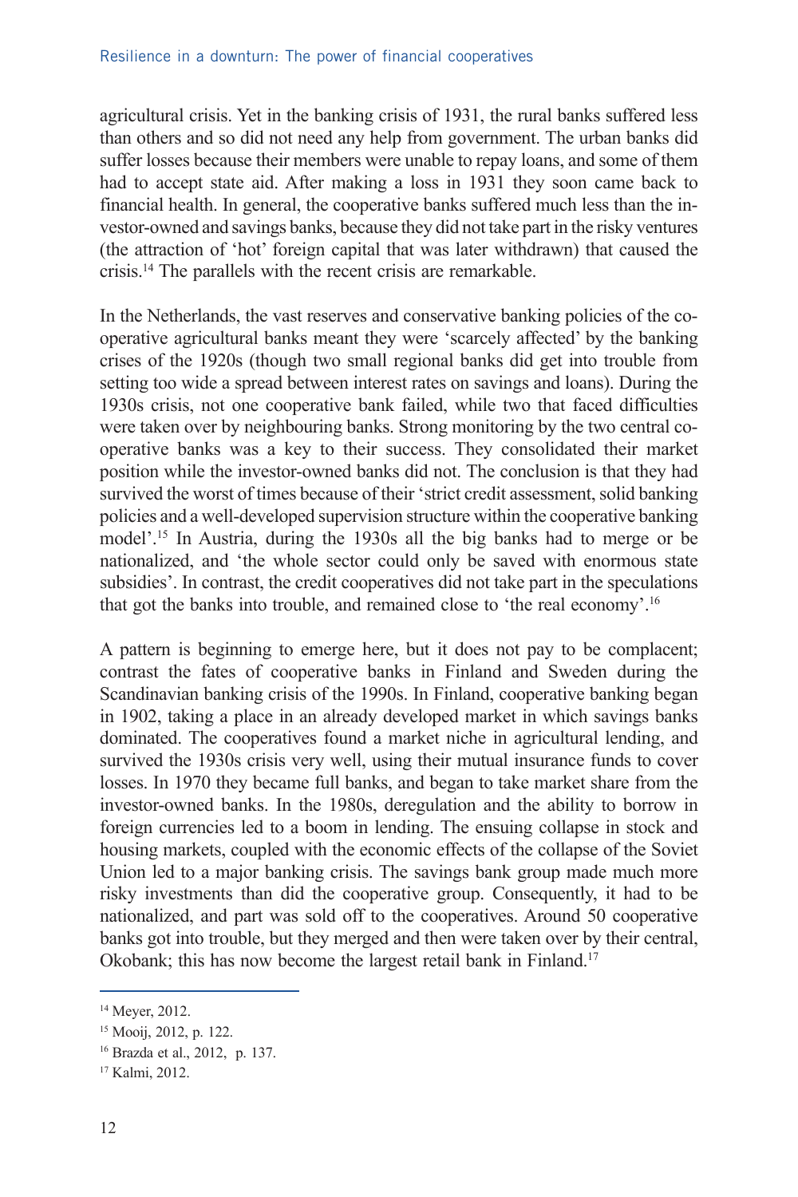agricultural crisis. Yet in the banking crisis of 1931, the rural banks suffered less than others and so did not need any help from government. The urban banks did suffer losses because their members were unable to repay loans, and some of them had to accept state aid. After making a loss in 1931 they soon came back to financial health. In general, the cooperative banks suffered much less than the investor-owned and savings banks, because they did not take part in the risky ventures (the attraction of 'hot' foreign capital that was later withdrawn) that caused the crisis.[14] The parallels with the recent crisis are remarkable.

In the Netherlands, the vast reserves and conservative banking policies of the cooperative agricultural banks meant they were 'scarcely affected' by the banking crises of the 1920s (though two small regional banks did get into trouble from setting too wide a spread between interest rates on savings and loans). During the 1930s crisis, not one cooperative bank failed, while two that faced difficulties were taken over by neighbouring banks. Strong monitoring by the two central cooperative banks was a key to their success. They consolidated their market position while the investor-owned banks did not. The conclusion is that they had survived the worst of times because of their 'strict credit assessment, solid banking policies and a well-developed supervision structure within the cooperative banking model'.[15] In Austria, during the 1930s all the big banks had to merge or be nationalized, and 'the whole sector could only be saved with enormous state subsidies'. In contrast, the credit cooperatives did not take part in the speculations that got the banks into trouble, and remained close to 'the real economy'.[16]

A pattern is beginning to emerge here, but it does not pay to be complacent; contrast the fates of cooperative banks in Finland and Sweden during the Scandinavian banking crisis of the 1990s. In Finland, cooperative banking began in 1902, taking a place in an already developed market in which savings banks dominated. The cooperatives found a market niche in agricultural lending, and survived the 1930s crisis very well, using their mutual insurance funds to cover losses. In 1970 they became full banks, and began to take market share from the investor-owned banks. In the 1980s, deregulation and the ability to borrow in foreign currencies led to a boom in lending. The ensuing collapse in stock and housing markets, coupled with the economic effects of the collapse of the Soviet Union led to a major banking crisis. The savings bank group made much more risky investments than did the cooperative group. Consequently, it had to be nationalized, and part was sold off to the cooperatives. Around 50 cooperative banks got into trouble, but they merged and then were taken over by their central, Okobank; this has now become the largest retail bank in Finland.[17]

---

[14] Meyer, 2012.

[15] Mooij, 2012, p. 122.

[16] Brazda et al., 2012, p. 137.

[17] Kalmi, 2012.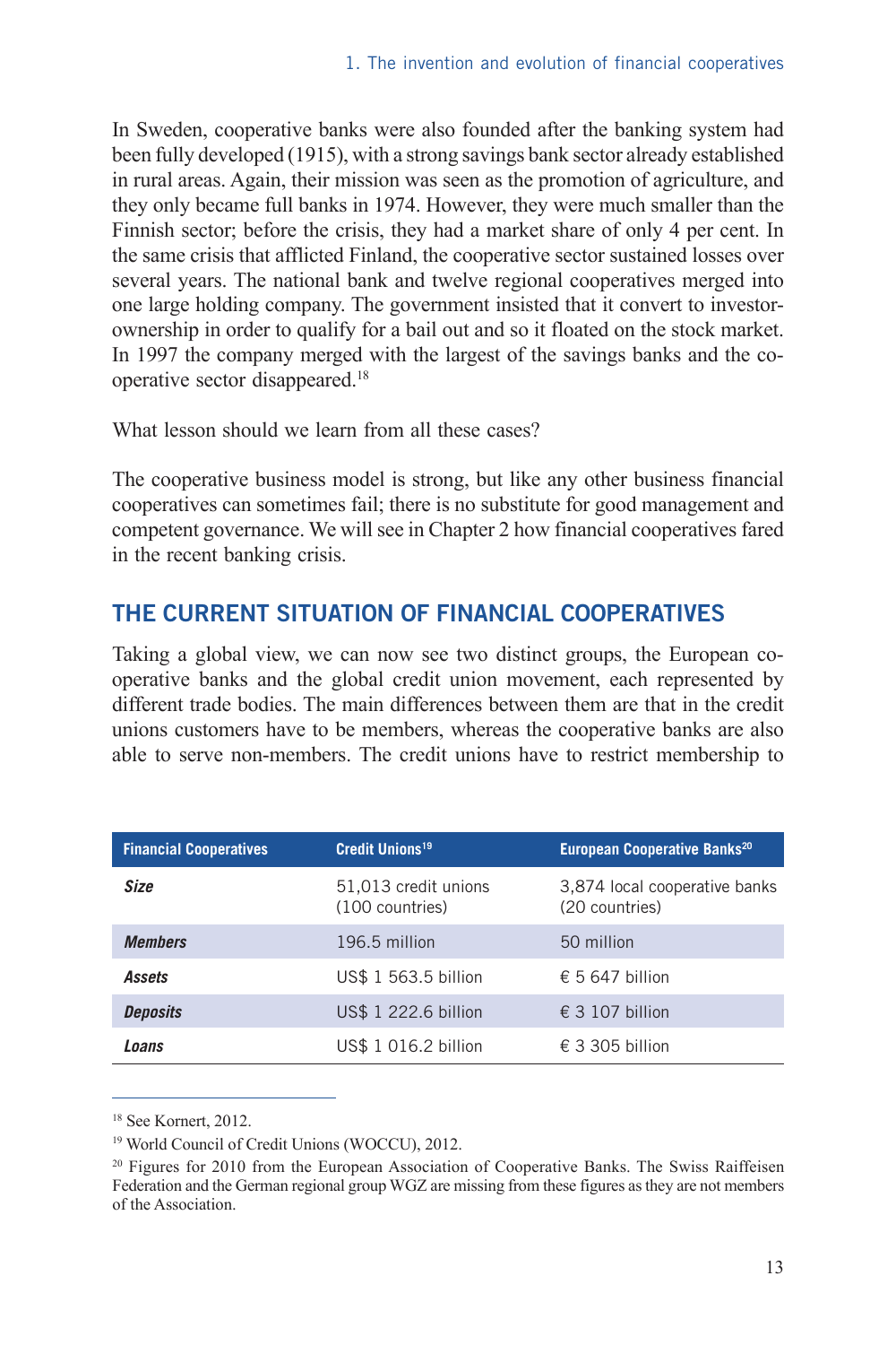In Sweden, cooperative banks were also founded after the banking system had been fully developed (1915), with a strong savings bank sector already established in rural areas. Again, their mission was seen as the promotion of agriculture, and they only became full banks in 1974. However, they were much smaller than the Finnish sector; before the crisis, they had a market share of only 4 per cent. In the same crisis that afflicted Finland, the cooperative sector sustained losses over several years. The national bank and twelve regional cooperatives merged into one large holding company. The government insisted that it convert to investor-ownership in order to qualify for a bail out and so it floated on the stock market. In 1997 the company merged with the largest of the savings banks and the co-operative sector disappeared.[18]

What lesson should we learn from all these cases?

The cooperative business model is strong, but like any other business financial cooperatives can sometimes fail; there is no substitute for good management and competent governance. We will see in Chapter 2 how financial cooperatives fared in the recent banking crisis.

## THE CURRENT SITUATION OF FINANCIAL COOPERATIVES

Taking a global view, we can now see two distinct groups, the European co-operative banks and the global credit union movement, each represented by different trade bodies. The main differences between them are that in the credit unions customers have to be members, whereas the cooperative banks are also able to serve non-members. The credit unions have to restrict membership to

| Financial Cooperatives | Credit Unions[19] | European Cooperative Banks[20] |
|---|---|---|
| ***Size*** | 51,013 credit unions (100 countries) | 3,874 local cooperative banks (20 countries) |
| ***Members*** | 196.5 million | 50 million |
| ***Assets*** | US$ 1 563.5 billion | € 5 647 billion |
| ***Deposits*** | US$ 1 222.6 billion | € 3 107 billion |
| ***Loans*** | US$ 1 016.2 billion | € 3 305 billion |

[18] See Kornert, 2012.

[19] World Council of Credit Unions (WOCCU), 2012.

[20] Figures for 2010 from the European Association of Cooperative Banks. The Swiss Raiffeisen Federation and the German regional group WGZ are missing from these figures as they are not members of the Association.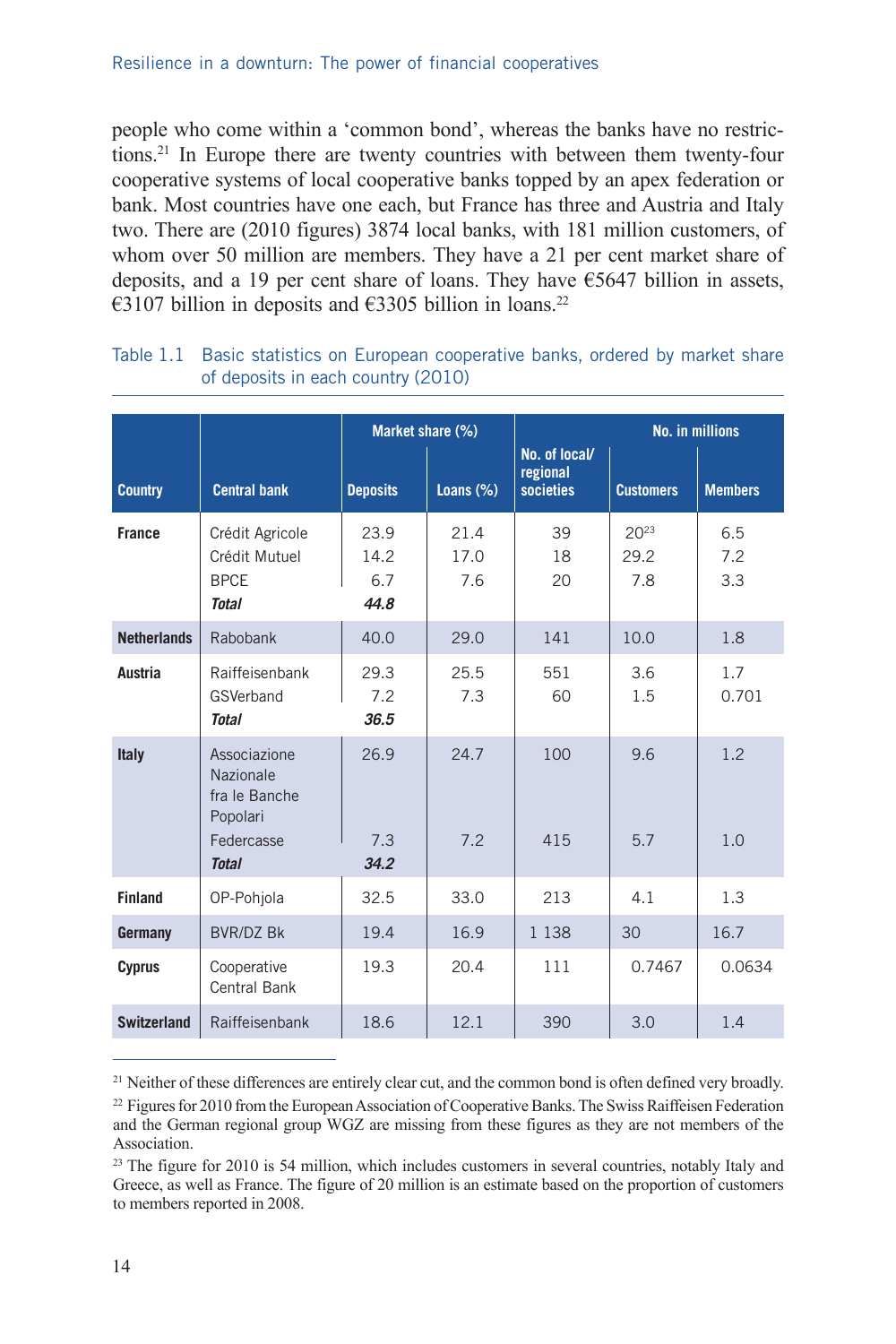people who come within a 'common bond', whereas the banks have no restrictions.[21] In Europe there are twenty countries with between them twenty-four cooperative systems of local cooperative banks topped by an apex federation or bank. Most countries have one each, but France has three and Austria and Italy two. There are (2010 figures) 3874 local banks, with 181 million customers, of whom over 50 million are members. They have a 21 per cent market share of deposits, and a 19 per cent share of loans. They have €5647 billion in assets, €3107 billion in deposits and €3305 billion in loans.[22]

Table 1.1 Basic statistics on European cooperative banks, ordered by market share of deposits in each country (2010)

| Country | Central bank | Market share (%) | | No. of local/ regional societies | No. in millions | |
|---|---|---|---|---|---|---|
| | | Deposits | Loans (%) | | Customers | Members |
| **France** | Crédit Agricole | 23.9 | 21.4 | 39 | 20[23] | 6.5 |
| | Crédit Mutuel | 14.2 | 17.0 | 18 | 29.2 | 7.2 |
| | BPCE | 6.7 | 7.6 | 20 | 7.8 | 3.3 |
| | ***Total*** | ***44.8*** | | | | |
| **Netherlands** | Rabobank | 40.0 | 29.0 | 141 | 10.0 | 1.8 |
| **Austria** | Raiffeisenbank | 29.3 | 25.5 | 551 | 3.6 | 1.7 |
| | GSVerband | 7.2 | 7.3 | 60 | 1.5 | 0.701 |
| | ***Total*** | ***36.5*** | | | | |
| **Italy** | Associazione Nazionale fra le Banche Popolari | 26.9 | 24.7 | 100 | 9.6 | 1.2 |
| | Federcasse | 7.3 | 7.2 | 415 | 5.7 | 1.0 |
| | ***Total*** | ***34.2*** | | | | |
| **Finland** | OP-Pohjola | 32.5 | 33.0 | 213 | 4.1 | 1.3 |
| **Germany** | BVR/DZ Bk | 19.4 | 16.9 | 1 138 | 30 | 16.7 |
| **Cyprus** | Cooperative Central Bank | 19.3 | 20.4 | 111 | 0.7467 | 0.0634 |
| **Switzerland** | Raiffeisenbank | 18.6 | 12.1 | 390 | 3.0 | 1.4 |

[21] Neither of these differences are entirely clear cut, and the common bond is often defined very broadly.

[22] Figures for 2010 from the European Association of Cooperative Banks. The Swiss Raiffeisen Federation and the German regional group WGZ are missing from these figures as they are not members of the Association.

[23] The figure for 2010 is 54 million, which includes customers in several countries, notably Italy and Greece, as well as France. The figure of 20 million is an estimate based on the proportion of customers to members reported in 2008.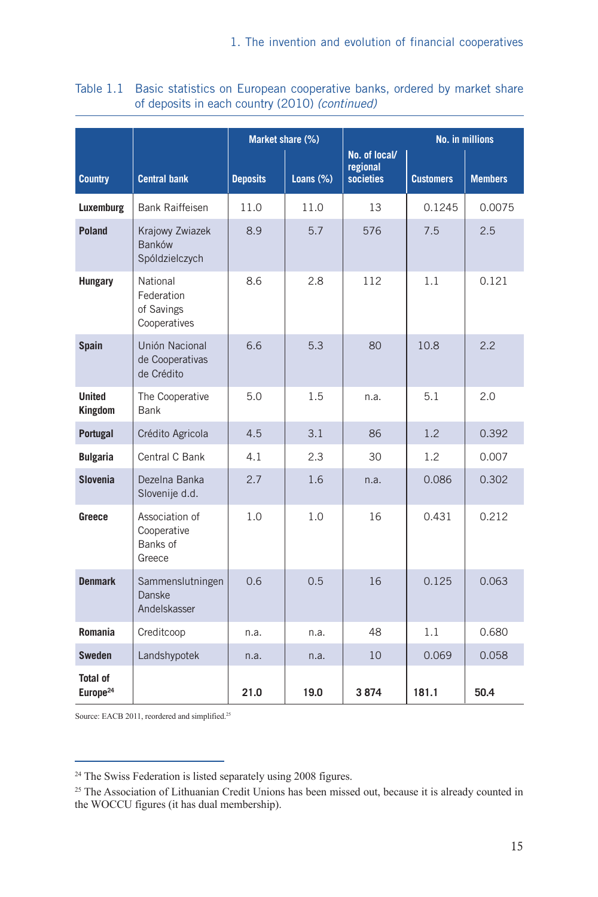Table 1.1 Basic statistics on European cooperative banks, ordered by market share of deposits in each country (2010) *(continued)*

| Country | Central bank | Market share (%) | | No. of local/ regional societies | No. in millions | |
|---|---|---|---|---|---|---|
| | | Deposits | Loans (%) | | Customers | Members |
| **Luxemburg** | Bank Raiffeisen | 11.0 | 11.0 | 13 | 0.1245 | 0.0075 |
| **Poland** | Krajowy Zwiazek Banków Spóldzielczych | 8.9 | 5.7 | 576 | 7.5 | 2.5 |
| **Hungary** | National Federation of Savings Cooperatives | 8.6 | 2.8 | 112 | 1.1 | 0.121 |
| **Spain** | Unión Nacional de Cooperativas de Crédito | 6.6 | 5.3 | 80 | 10.8 | 2.2 |
| **United Kingdom** | The Cooperative Bank | 5.0 | 1.5 | n.a. | 5.1 | 2.0 |
| **Portugal** | Crédito Agricola | 4.5 | 3.1 | 86 | 1.2 | 0.392 |
| **Bulgaria** | Central C Bank | 4.1 | 2.3 | 30 | 1.2 | 0.007 |
| **Slovenia** | Dezelna Banka Slovenije d.d. | 2.7 | 1.6 | n.a. | 0.086 | 0.302 |
| **Greece** | Association of Cooperative Banks of Greece | 1.0 | 1.0 | 16 | 0.431 | 0.212 |
| **Denmark** | Sammenslutningen Danske Andelskasser | 0.6 | 0.5 | 16 | 0.125 | 0.063 |
| **Romania** | Creditcoop | n.a. | n.a. | 48 | 1.1 | 0.680 |
| **Sweden** | Landshypotek | n.a. | n.a. | 10 | 0.069 | 0.058 |
| **Total of Europe**[24] | | **21.0** | **19.0** | **3 874** | **181.1** | **50.4** |

Source: EACB 2011, reordered and simplified.[25]

---

[24] The Swiss Federation is listed separately using 2008 figures.

[25] The Association of Lithuanian Credit Unions has been missed out, because it is already counted in the WOCCU figures (it has dual membership).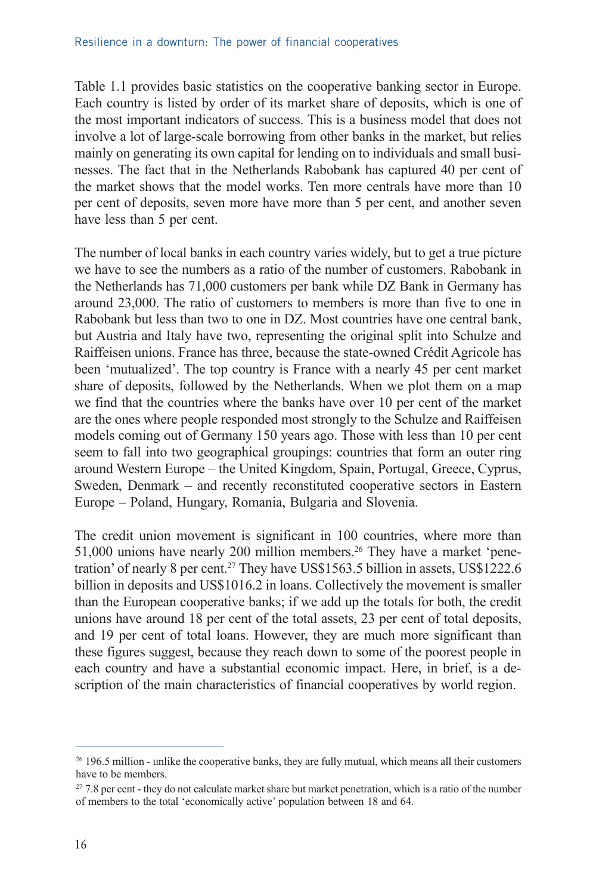Table 1.1 provides basic statistics on the cooperative banking sector in Europe. Each country is listed by order of its market share of deposits, which is one of the most important indicators of success. This is a business model that does not involve a lot of large-scale borrowing from other banks in the market, but relies mainly on generating its own capital for lending on to individuals and small businesses. The fact that in the Netherlands Rabobank has captured 40 per cent of the market shows that the model works. Ten more centrals have more than 10 per cent of deposits, seven more have more than 5 per cent, and another seven have less than 5 per cent.

The number of local banks in each country varies widely, but to get a true picture we have to see the numbers as a ratio of the number of customers. Rabobank in the Netherlands has 71,000 customers per bank while DZ Bank in Germany has around 23,000. The ratio of customers to members is more than five to one in Rabobank but less than two to one in DZ. Most countries have one central bank, but Austria and Italy have two, representing the original split into Schulze and Raiffeisen unions. France has three, because the state-owned Crédit Agricole has been 'mutualized'. The top country is France with a nearly 45 per cent market share of deposits, followed by the Netherlands. When we plot them on a map we find that the countries where the banks have over 10 per cent of the market are the ones where people responded most strongly to the Schulze and Raiffeisen models coming out of Germany 150 years ago. Those with less than 10 per cent seem to fall into two geographical groupings: countries that form an outer ring around Western Europe – the United Kingdom, Spain, Portugal, Greece, Cyprus, Sweden, Denmark – and recently reconstituted cooperative sectors in Eastern Europe – Poland, Hungary, Romania, Bulgaria and Slovenia.

The credit union movement is significant in 100 countries, where more than 51,000 unions have nearly 200 million members.[26] They have a market 'penetration' of nearly 8 per cent.[27] They have US$1563.5 billion in assets, US$1222.6 billion in deposits and US$1016.2 in loans. Collectively the movement is smaller than the European cooperative banks; if we add up the totals for both, the credit unions have around 18 per cent of the total assets, 23 per cent of total deposits, and 19 per cent of total loans. However, they are much more significant than these figures suggest, because they reach down to some of the poorest people in each country and have a substantial economic impact. Here, in brief, is a description of the main characteristics of financial cooperatives by world region.

---

[26] 196.5 million - unlike the cooperative banks, they are fully mutual, which means all their customers have to be members.

[27] 7.8 per cent - they do not calculate market share but market penetration, which is a ratio of the number of members to the total 'economically active' population between 18 and 64.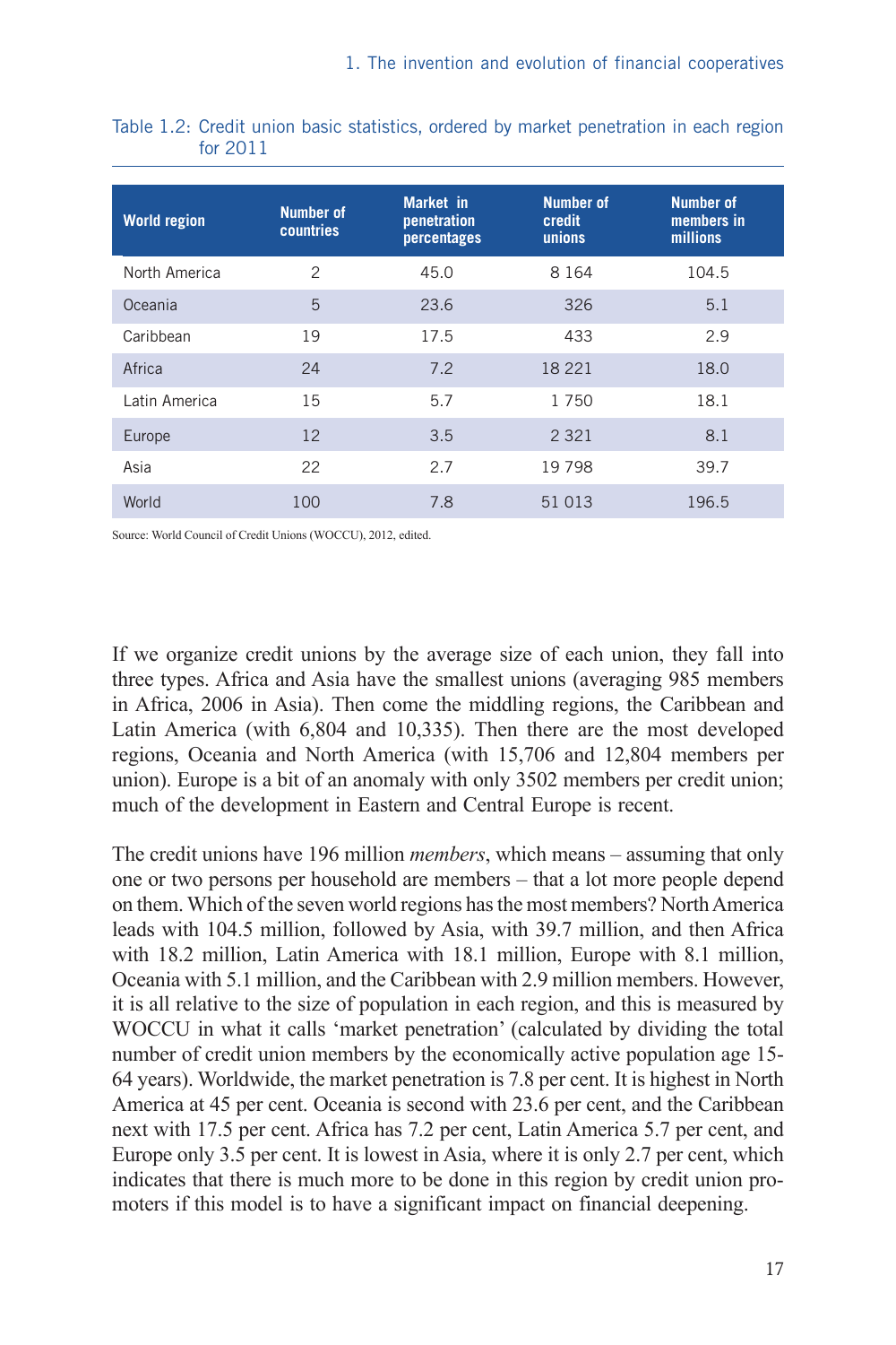Table 1.2: Credit union basic statistics, ordered by market penetration in each region for 2011

| World region | Number of countries | Market in penetration percentages | Number of credit unions | Number of members in millions |
|---|---|---|---|---|
| North America | 2 | 45.0 | 8 164 | 104.5 |
| Oceania | 5 | 23.6 | 326 | 5.1 |
| Caribbean | 19 | 17.5 | 433 | 2.9 |
| Africa | 24 | 7.2 | 18 221 | 18.0 |
| Latin America | 15 | 5.7 | 1 750 | 18.1 |
| Europe | 12 | 3.5 | 2 321 | 8.1 |
| Asia | 22 | 2.7 | 19 798 | 39.7 |
| World | 100 | 7.8 | 51 013 | 196.5 |

Source: World Council of Credit Unions (WOCCU), 2012, edited.

If we organize credit unions by the average size of each union, they fall into three types. Africa and Asia have the smallest unions (averaging 985 members in Africa, 2006 in Asia). Then come the middling regions, the Caribbean and Latin America (with 6,804 and 10,335). Then there are the most developed regions, Oceania and North America (with 15,706 and 12,804 members per union). Europe is a bit of an anomaly with only 3502 members per credit union; much of the development in Eastern and Central Europe is recent.

The credit unions have 196 million *members*, which means – assuming that only one or two persons per household are members – that a lot more people depend on them. Which of the seven world regions has the most members? North America leads with 104.5 million, followed by Asia, with 39.7 million, and then Africa with 18.2 million, Latin America with 18.1 million, Europe with 8.1 million, Oceania with 5.1 million, and the Caribbean with 2.9 million members. However, it is all relative to the size of population in each region, and this is measured by WOCCU in what it calls 'market penetration' (calculated by dividing the total number of credit union members by the economically active population age 15-64 years). Worldwide, the market penetration is 7.8 per cent. It is highest in North America at 45 per cent. Oceania is second with 23.6 per cent, and the Caribbean next with 17.5 per cent. Africa has 7.2 per cent, Latin America 5.7 per cent, and Europe only 3.5 per cent. It is lowest in Asia, where it is only 2.7 per cent, which indicates that there is much more to be done in this region by credit union promoters if this model is to have a significant impact on financial deepening.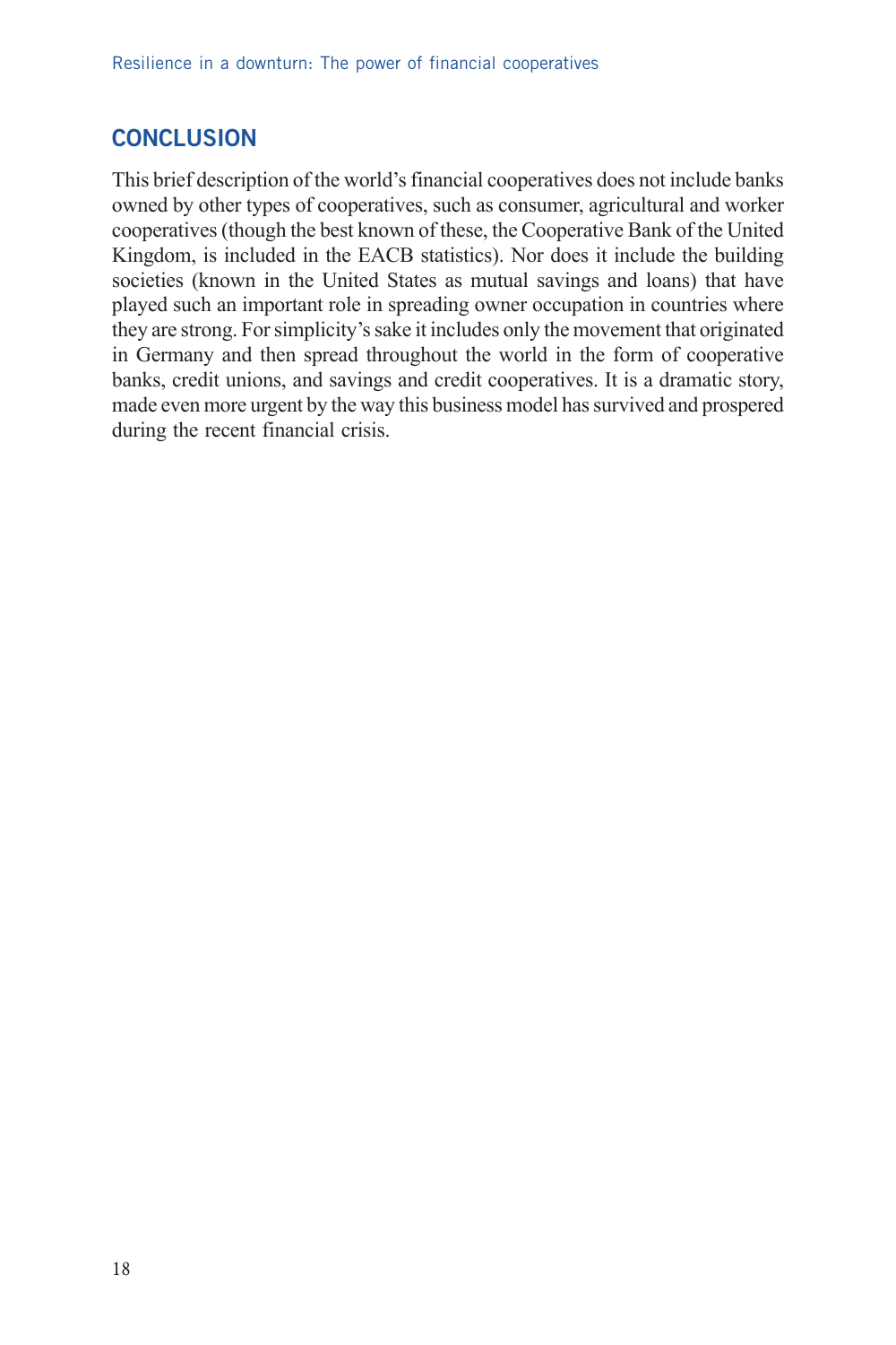## CONCLUSION

This brief description of the world's financial cooperatives does not include banks owned by other types of cooperatives, such as consumer, agricultural and worker cooperatives (though the best known of these, the Cooperative Bank of the United Kingdom, is included in the EACB statistics). Nor does it include the building societies (known in the United States as mutual savings and loans) that have played such an important role in spreading owner occupation in countries where they are strong. For simplicity's sake it includes only the movement that originated in Germany and then spread throughout the world in the form of cooperative banks, credit unions, and savings and credit cooperatives. It is a dramatic story, made even more urgent by the way this business model has survived and prospered during the recent financial crisis.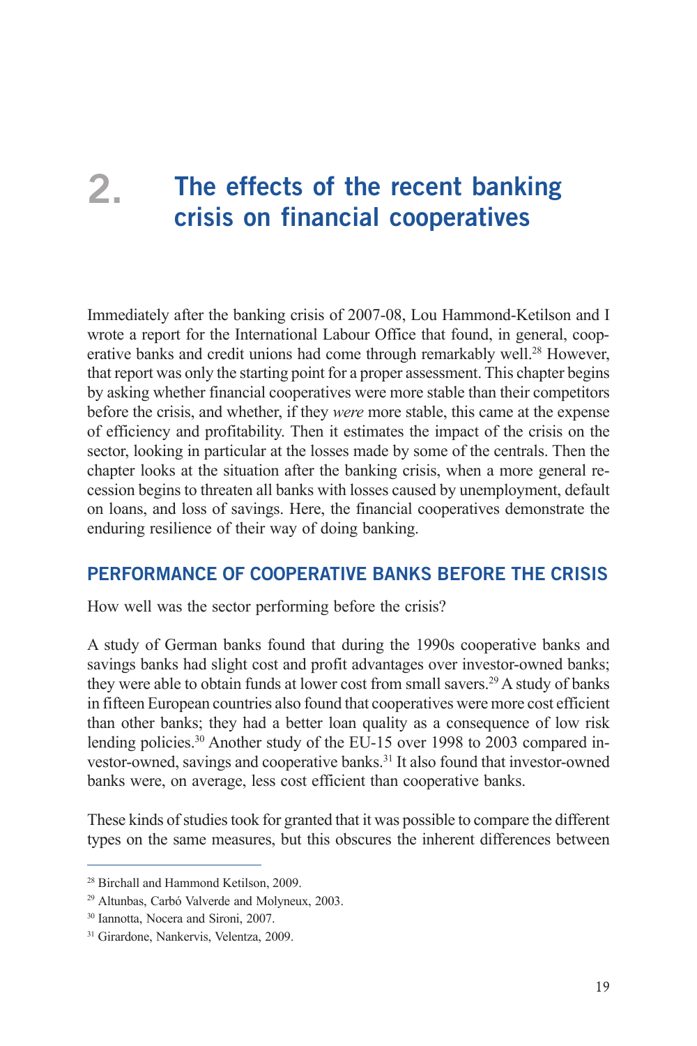# 2. The effects of the recent banking crisis on financial cooperatives

Immediately after the banking crisis of 2007-08, Lou Hammond-Ketilson and I wrote a report for the International Labour Office that found, in general, cooperative banks and credit unions had come through remarkably well.[28] However, that report was only the starting point for a proper assessment. This chapter begins by asking whether financial cooperatives were more stable than their competitors before the crisis, and whether, if they *were* more stable, this came at the expense of efficiency and profitability. Then it estimates the impact of the crisis on the sector, looking in particular at the losses made by some of the centrals. Then the chapter looks at the situation after the banking crisis, when a more general recession begins to threaten all banks with losses caused by unemployment, default on loans, and loss of savings. Here, the financial cooperatives demonstrate the enduring resilience of their way of doing banking.

## PERFORMANCE OF COOPERATIVE BANKS BEFORE THE CRISIS

How well was the sector performing before the crisis?

A study of German banks found that during the 1990s cooperative banks and savings banks had slight cost and profit advantages over investor-owned banks; they were able to obtain funds at lower cost from small savers.[29] A study of banks in fifteen European countries also found that cooperatives were more cost efficient than other banks; they had a better loan quality as a consequence of low risk lending policies.[30] Another study of the EU-15 over 1998 to 2003 compared investor-owned, savings and cooperative banks.[31] It also found that investor-owned banks were, on average, less cost efficient than cooperative banks.

These kinds of studies took for granted that it was possible to compare the different types on the same measures, but this obscures the inherent differences between

---

[28] Birchall and Hammond Ketilson, 2009.

[29] Altunbas, Carbó Valverde and Molyneux, 2003.

[30] Iannotta, Nocera and Sironi, 2007.

[31] Girardone, Nankervis, Velentza, 2009.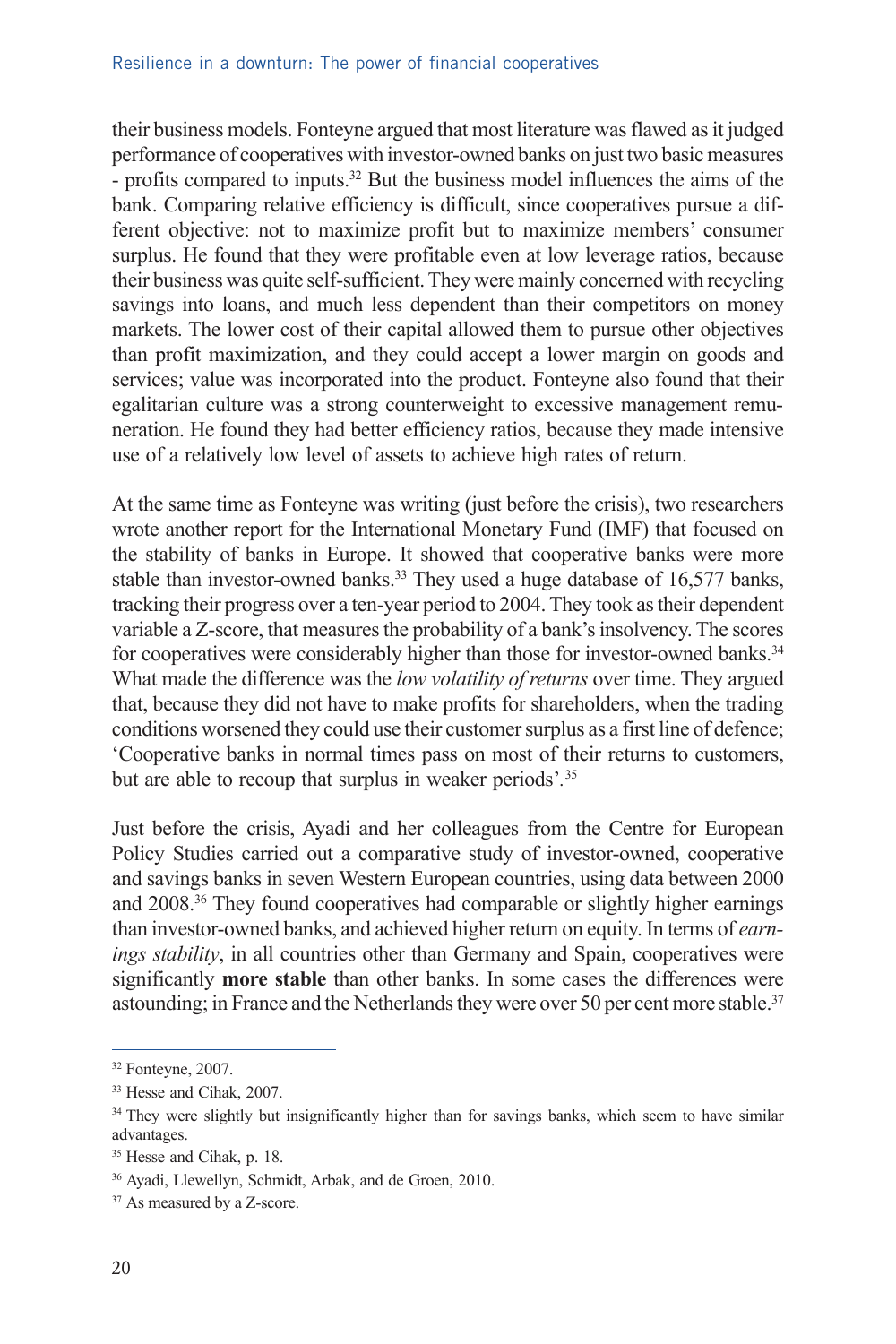their business models. Fonteyne argued that most literature was flawed as it judged performance of cooperatives with investor-owned banks on just two basic measures - profits compared to inputs.[32] But the business model influences the aims of the bank. Comparing relative efficiency is difficult, since cooperatives pursue a different objective: not to maximize profit but to maximize members' consumer surplus. He found that they were profitable even at low leverage ratios, because their business was quite self-sufficient. They were mainly concerned with recycling savings into loans, and much less dependent than their competitors on money markets. The lower cost of their capital allowed them to pursue other objectives than profit maximization, and they could accept a lower margin on goods and services; value was incorporated into the product. Fonteyne also found that their egalitarian culture was a strong counterweight to excessive management remuneration. He found they had better efficiency ratios, because they made intensive use of a relatively low level of assets to achieve high rates of return.

At the same time as Fonteyne was writing (just before the crisis), two researchers wrote another report for the International Monetary Fund (IMF) that focused on the stability of banks in Europe. It showed that cooperative banks were more stable than investor-owned banks.[33] They used a huge database of 16,577 banks, tracking their progress over a ten-year period to 2004. They took as their dependent variable a Z-score, that measures the probability of a bank's insolvency. The scores for cooperatives were considerably higher than those for investor-owned banks.[34] What made the difference was the *low volatility of returns* over time. They argued that, because they did not have to make profits for shareholders, when the trading conditions worsened they could use their customer surplus as a first line of defence; 'Cooperative banks in normal times pass on most of their returns to customers, but are able to recoup that surplus in weaker periods'.[35]

Just before the crisis, Ayadi and her colleagues from the Centre for European Policy Studies carried out a comparative study of investor-owned, cooperative and savings banks in seven Western European countries, using data between 2000 and 2008.[36] They found cooperatives had comparable or slightly higher earnings than investor-owned banks, and achieved higher return on equity. In terms of *earnings stability*, in all countries other than Germany and Spain, cooperatives were significantly **more stable** than other banks. In some cases the differences were astounding; in France and the Netherlands they were over 50 per cent more stable.[37]

---

[32] Fonteyne, 2007.

[33] Hesse and Cihak, 2007.

[34] They were slightly but insignificantly higher than for savings banks, which seem to have similar advantages.

[35] Hesse and Cihak, p. 18.

[36] Ayadi, Llewellyn, Schmidt, Arbak, and de Groen, 2010.

[37] As measured by a Z-score.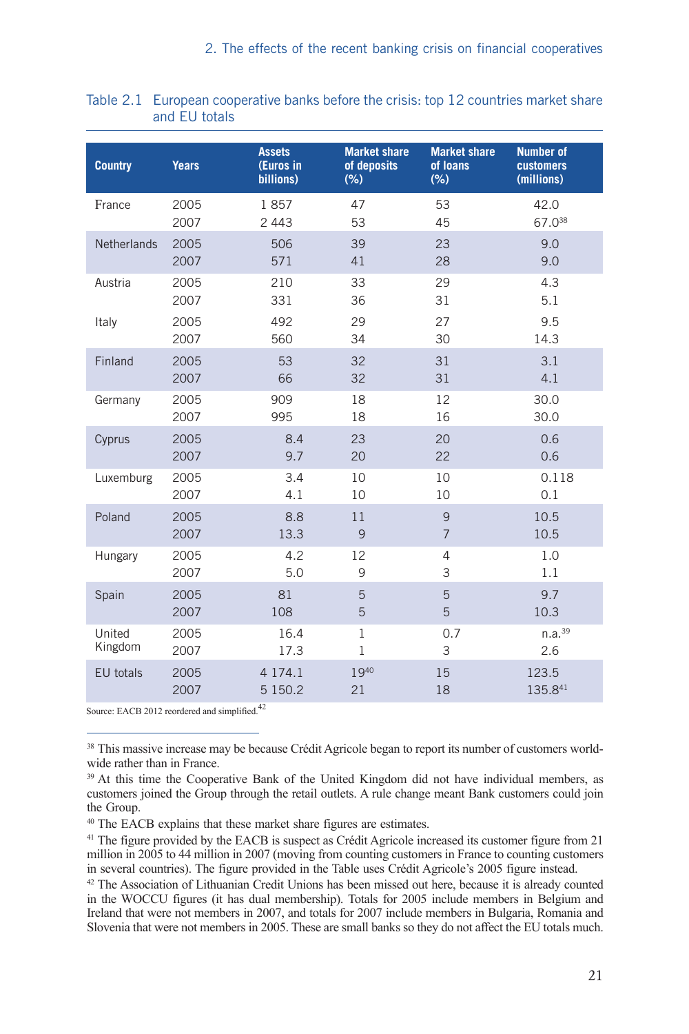Table 2.1 European cooperative banks before the crisis: top 12 countries market share and EU totals

| Country | Years | Assets (Euros in billions) | Market share of deposits (%) | Market share of loans (%) | Number of customers (millions) |
|---|---|---|---|---|---|
| France | 2005 | 1 857 | 47 | 53 | 42.0 |
| | 2007 | 2 443 | 53 | 45 | 67.0[38] |
| Netherlands | 2005 | 506 | 39 | 23 | 9.0 |
| | 2007 | 571 | 41 | 28 | 9.0 |
| Austria | 2005 | 210 | 33 | 29 | 4.3 |
| | 2007 | 331 | 36 | 31 | 5.1 |
| Italy | 2005 | 492 | 29 | 27 | 9.5 |
| | 2007 | 560 | 34 | 30 | 14.3 |
| Finland | 2005 | 53 | 32 | 31 | 3.1 |
| | 2007 | 66 | 32 | 31 | 4.1 |
| Germany | 2005 | 909 | 18 | 12 | 30.0 |
| | 2007 | 995 | 18 | 16 | 30.0 |
| Cyprus | 2005 | 8.4 | 23 | 20 | 0.6 |
| | 2007 | 9.7 | 20 | 22 | 0.6 |
| Luxemburg | 2005 | 3.4 | 10 | 10 | 0.118 |
| | 2007 | 4.1 | 10 | 10 | 0.1 |
| Poland | 2005 | 8.8 | 11 | 9 | 10.5 |
| | 2007 | 13.3 | 9 | 7 | 10.5 |
| Hungary | 2005 | 4.2 | 12 | 4 | 1.0 |
| | 2007 | 5.0 | 9 | 3 | 1.1 |
| Spain | 2005 | 81 | 5 | 5 | 9.7 |
| | 2007 | 108 | 5 | 5 | 10.3 |
| United Kingdom | 2005 | 16.4 | 1 | 0.7 | n.a.[39] |
| | 2007 | 17.3 | 1 | 3 | 2.6 |
| EU totals | 2005 | 4 174.1 | 19[40] | 15 | 123.5 |
| | 2007 | 5 150.2 | 21 | 18 | 135.8[41] |

Source: EACB 2012 reordered and simplified.[42]

---

[38] This massive increase may be because Crédit Agricole began to report its number of customers worldwide rather than in France.

[39] At this time the Cooperative Bank of the United Kingdom did not have individual members, as customers joined the Group through the retail outlets. A rule change meant Bank customers could join the Group.

[40] The EACB explains that these market share figures are estimates.

[41] The figure provided by the EACB is suspect as Crédit Agricole increased its customer figure from 21 million in 2005 to 44 million in 2007 (moving from counting customers in France to counting customers in several countries). The figure provided in the Table uses Crédit Agricole's 2005 figure instead.

[42] The Association of Lithuanian Credit Unions has been missed out here, because it is already counted in the WOCCU figures (it has dual membership). Totals for 2005 include members in Belgium and Ireland that were not members in 2007, and totals for 2007 include members in Bulgaria, Romania and Slovenia that were not members in 2005. These are small banks so they do not affect the EU totals much.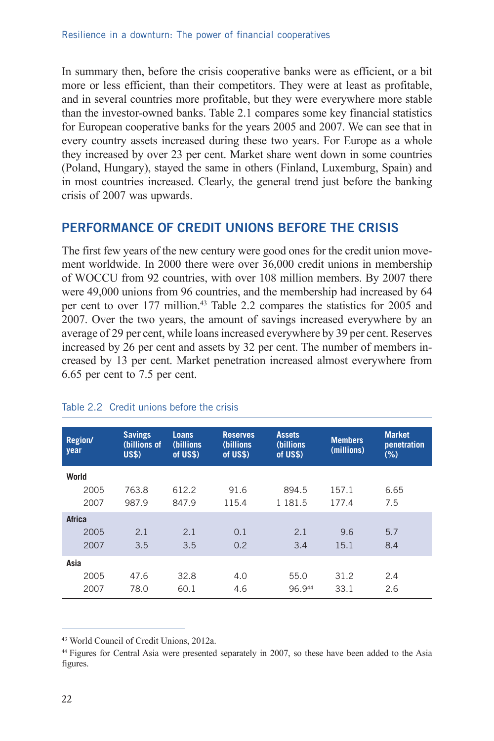In summary then, before the crisis cooperative banks were as efficient, or a bit more or less efficient, than their competitors. They were at least as profitable, and in several countries more profitable, but they were everywhere more stable than the investor-owned banks. Table 2.1 compares some key financial statistics for European cooperative banks for the years 2005 and 2007. We can see that in every country assets increased during these two years. For Europe as a whole they increased by over 23 per cent. Market share went down in some countries (Poland, Hungary), stayed the same in others (Finland, Luxemburg, Spain) and in most countries increased. Clearly, the general trend just before the banking crisis of 2007 was upwards.

## PERFORMANCE OF CREDIT UNIONS BEFORE THE CRISIS

The first few years of the new century were good ones for the credit union movement worldwide. In 2000 there were over 36,000 credit unions in membership of WOCCU from 92 countries, with over 108 million members. By 2007 there were 49,000 unions from 96 countries, and the membership had increased by 64 per cent to over 177 million.[43] Table 2.2 compares the statistics for 2005 and 2007. Over the two years, the amount of savings increased everywhere by an average of 29 per cent, while loans increased everywhere by 39 per cent. Reserves increased by 26 per cent and assets by 32 per cent. The number of members increased by 13 per cent. Market penetration increased almost everywhere from 6.65 per cent to 7.5 per cent.

Table 2.2 Credit unions before the crisis

| Region/ year | Savings (billions of US$) | Loans (billions of US$) | Reserves (billions of US$) | Assets (billions of US$) | Members (millions) | Market penetration (%) |
|---|---|---|---|---|---|---|
| **World** | | | | | | |
| 2005 | 763.8 | 612.2 | 91.6 | 894.5 | 157.1 | 6.65 |
| 2007 | 987.9 | 847.9 | 115.4 | 1 181.5 | 177.4 | 7.5 |
| **Africa** | | | | | | |
| 2005 | 2.1 | 2.1 | 0.1 | 2.1 | 9.6 | 5.7 |
| 2007 | 3.5 | 3.5 | 0.2 | 3.4 | 15.1 | 8.4 |
| **Asia** | | | | | | |
| 2005 | 47.6 | 32.8 | 4.0 | 55.0 | 31.2 | 2.4 |
| 2007 | 78.0 | 60.1 | 4.6 | 96.9[44] | 33.1 | 2.6 |

[43] World Council of Credit Unions, 2012a.

[44] Figures for Central Asia were presented separately in 2007, so these have been added to the Asia figures.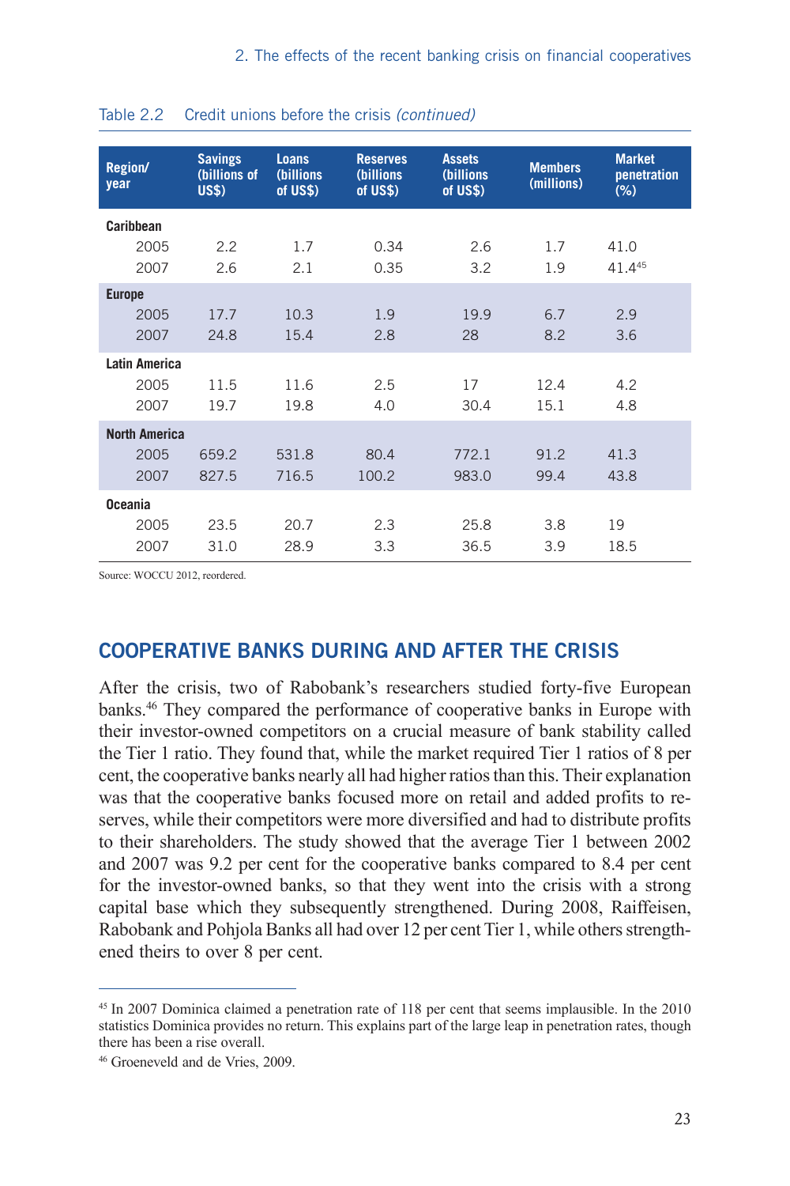Table 2.2 Credit unions before the crisis *(continued)*

| Region/ year | Savings (billions of US$) | Loans (billions of US$) | Reserves (billions of US$) | Assets (billions of US$) | Members (millions) | Market penetration (%) |
|---|---|---|---|---|---|---|
| **Caribbean** | | | | | | |
| 2005 | 2.2 | 1.7 | 0.34 | 2.6 | 1.7 | 41.0 |
| 2007 | 2.6 | 2.1 | 0.35 | 3.2 | 1.9 | 41.4[45] |
| **Europe** | | | | | | |
| 2005 | 17.7 | 10.3 | 1.9 | 19.9 | 6.7 | 2.9 |
| 2007 | 24.8 | 15.4 | 2.8 | 28 | 8.2 | 3.6 |
| **Latin America** | | | | | | |
| 2005 | 11.5 | 11.6 | 2.5 | 17 | 12.4 | 4.2 |
| 2007 | 19.7 | 19.8 | 4.0 | 30.4 | 15.1 | 4.8 |
| **North America** | | | | | | |
| 2005 | 659.2 | 531.8 | 80.4 | 772.1 | 91.2 | 41.3 |
| 2007 | 827.5 | 716.5 | 100.2 | 983.0 | 99.4 | 43.8 |
| **Oceania** | | | | | | |
| 2005 | 23.5 | 20.7 | 2.3 | 25.8 | 3.8 | 19 |
| 2007 | 31.0 | 28.9 | 3.3 | 36.5 | 3.9 | 18.5 |

Source: WOCCU 2012, reordered.

## COOPERATIVE BANKS DURING AND AFTER THE CRISIS

After the crisis, two of Rabobank's researchers studied forty-five European banks.[46] They compared the performance of cooperative banks in Europe with their investor-owned competitors on a crucial measure of bank stability called the Tier 1 ratio. They found that, while the market required Tier 1 ratios of 8 per cent, the cooperative banks nearly all had higher ratios than this. Their explanation was that the cooperative banks focused more on retail and added profits to reserves, while their competitors were more diversified and had to distribute profits to their shareholders. The study showed that the average Tier 1 between 2002 and 2007 was 9.2 per cent for the cooperative banks compared to 8.4 per cent for the investor-owned banks, so that they went into the crisis with a strong capital base which they subsequently strengthened. During 2008, Raiffeisen, Rabobank and Pohjola Banks all had over 12 per cent Tier 1, while others strengthened theirs to over 8 per cent.

[45] In 2007 Dominica claimed a penetration rate of 118 per cent that seems implausible. In the 2010 statistics Dominica provides no return. This explains part of the large leap in penetration rates, though there has been a rise overall.

[46] Groeneveld and de Vries, 2009.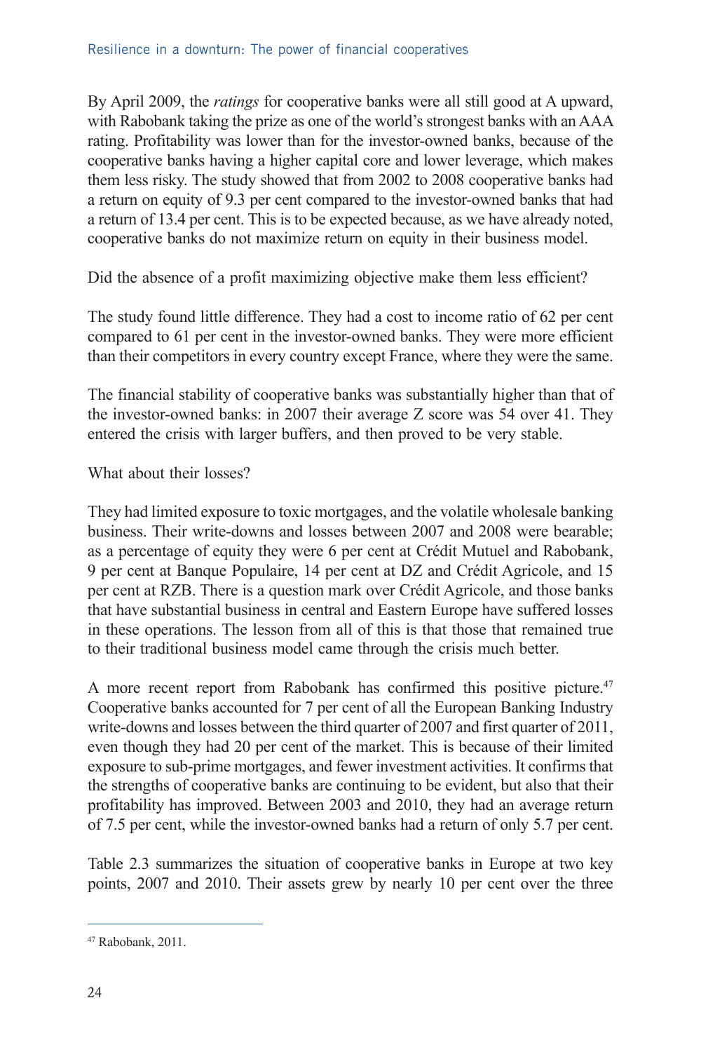By April 2009, the *ratings* for cooperative banks were all still good at A upward, with Rabobank taking the prize as one of the world's strongest banks with an AAA rating. Profitability was lower than for the investor-owned banks, because of the cooperative banks having a higher capital core and lower leverage, which makes them less risky. The study showed that from 2002 to 2008 cooperative banks had a return on equity of 9.3 per cent compared to the investor-owned banks that had a return of 13.4 per cent. This is to be expected because, as we have already noted, cooperative banks do not maximize return on equity in their business model.

Did the absence of a profit maximizing objective make them less efficient?

The study found little difference. They had a cost to income ratio of 62 per cent compared to 61 per cent in the investor-owned banks. They were more efficient than their competitors in every country except France, where they were the same.

The financial stability of cooperative banks was substantially higher than that of the investor-owned banks: in 2007 their average Z score was 54 over 41. They entered the crisis with larger buffers, and then proved to be very stable.

What about their losses?

They had limited exposure to toxic mortgages, and the volatile wholesale banking business. Their write-downs and losses between 2007 and 2008 were bearable; as a percentage of equity they were 6 per cent at Crédit Mutuel and Rabobank, 9 per cent at Banque Populaire, 14 per cent at DZ and Crédit Agricole, and 15 per cent at RZB. There is a question mark over Crédit Agricole, and those banks that have substantial business in central and Eastern Europe have suffered losses in these operations. The lesson from all of this is that those that remained true to their traditional business model came through the crisis much better.

A more recent report from Rabobank has confirmed this positive picture.[47] Cooperative banks accounted for 7 per cent of all the European Banking Industry write-downs and losses between the third quarter of 2007 and first quarter of 2011, even though they had 20 per cent of the market. This is because of their limited exposure to sub-prime mortgages, and fewer investment activities. It confirms that the strengths of cooperative banks are continuing to be evident, but also that their profitability has improved. Between 2003 and 2010, they had an average return of 7.5 per cent, while the investor-owned banks had a return of only 5.7 per cent.

Table 2.3 summarizes the situation of cooperative banks in Europe at two key points, 2007 and 2010. Their assets grew by nearly 10 per cent over the three

[47] Rabobank, 2011.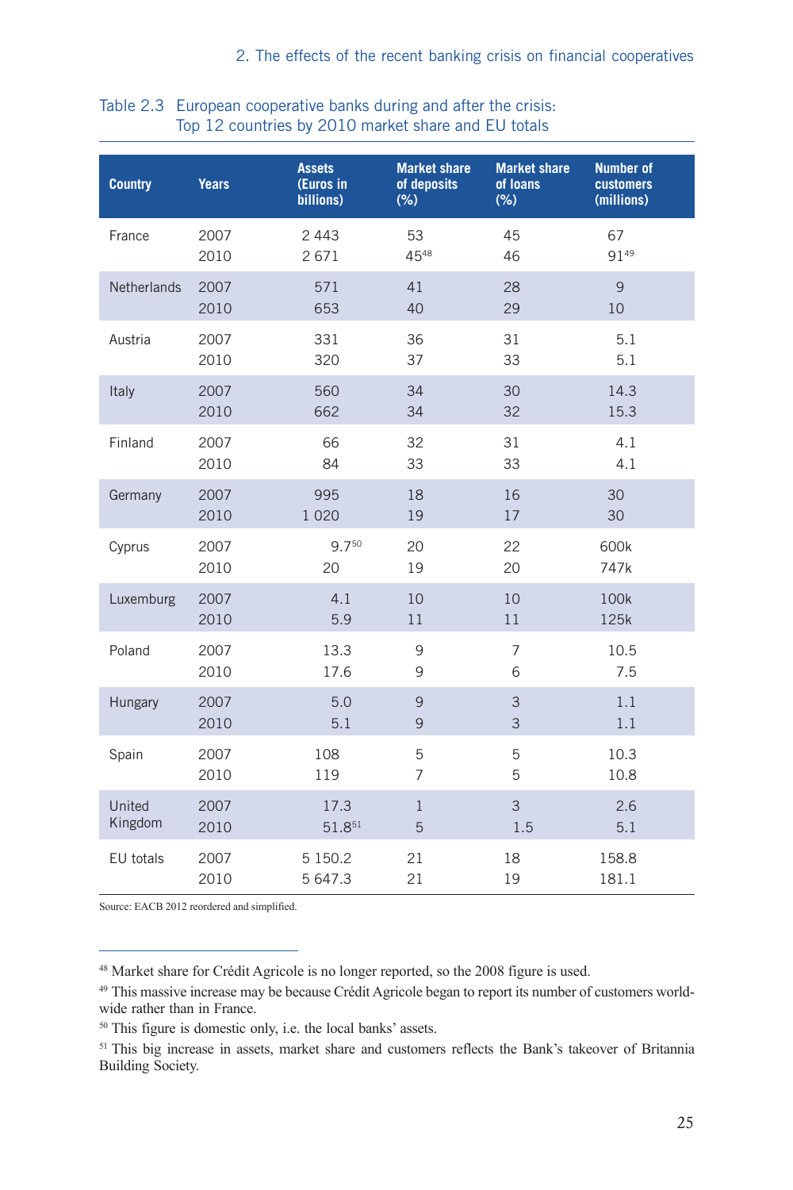Table 2.3 European cooperative banks during and after the crisis: Top 12 countries by 2010 market share and EU totals

| Country | Years | Assets (Euros in billions) | Market share of deposits (%) | Market share of loans (%) | Number of customers (millions) |
|---|---|---|---|---|---|
| France | 2007 | 2 443 | 53 | 45 | 67 |
| | 2010 | 2 671 | 45[48] | 46 | 91[49] |
| Netherlands | 2007 | 571 | 41 | 28 | 9 |
| | 2010 | 653 | 40 | 29 | 10 |
| Austria | 2007 | 331 | 36 | 31 | 5.1 |
| | 2010 | 320 | 37 | 33 | 5.1 |
| Italy | 2007 | 560 | 34 | 30 | 14.3 |
| | 2010 | 662 | 34 | 32 | 15.3 |
| Finland | 2007 | 66 | 32 | 31 | 4.1 |
| | 2010 | 84 | 33 | 33 | 4.1 |
| Germany | 2007 | 995 | 18 | 16 | 30 |
| | 2010 | 1 020 | 19 | 17 | 30 |
| Cyprus | 2007 | 9.7[50] | 20 | 22 | 600k |
| | 2010 | 20 | 19 | 20 | 747k |
| Luxemburg | 2007 | 4.1 | 10 | 10 | 100k |
| | 2010 | 5.9 | 11 | 11 | 125k |
| Poland | 2007 | 13.3 | 9 | 7 | 10.5 |
| | 2010 | 17.6 | 9 | 6 | 7.5 |
| Hungary | 2007 | 5.0 | 9 | 3 | 1.1 |
| | 2010 | 5.1 | 9 | 3 | 1.1 |
| Spain | 2007 | 108 | 5 | 5 | 10.3 |
| | 2010 | 119 | 7 | 5 | 10.8 |
| United Kingdom | 2007 | 17.3 | 1 | 3 | 2.6 |
| | 2010 | 51.8[51] | 5 | 1.5 | 5.1 |
| EU totals | 2007 | 5 150.2 | 21 | 18 | 158.8 |
| | 2010 | 5 647.3 | 21 | 19 | 181.1 |

Source: EACB 2012 reordered and simplified.

[48] Market share for Crédit Agricole is no longer reported, so the 2008 figure is used.

[49] This massive increase may be because Crédit Agricole began to report its number of customers worldwide rather than in France.

[50] This figure is domestic only, i.e. the local banks' assets.

[51] This big increase in assets, market share and customers reflects the Bank's takeover of Britannia Building Society.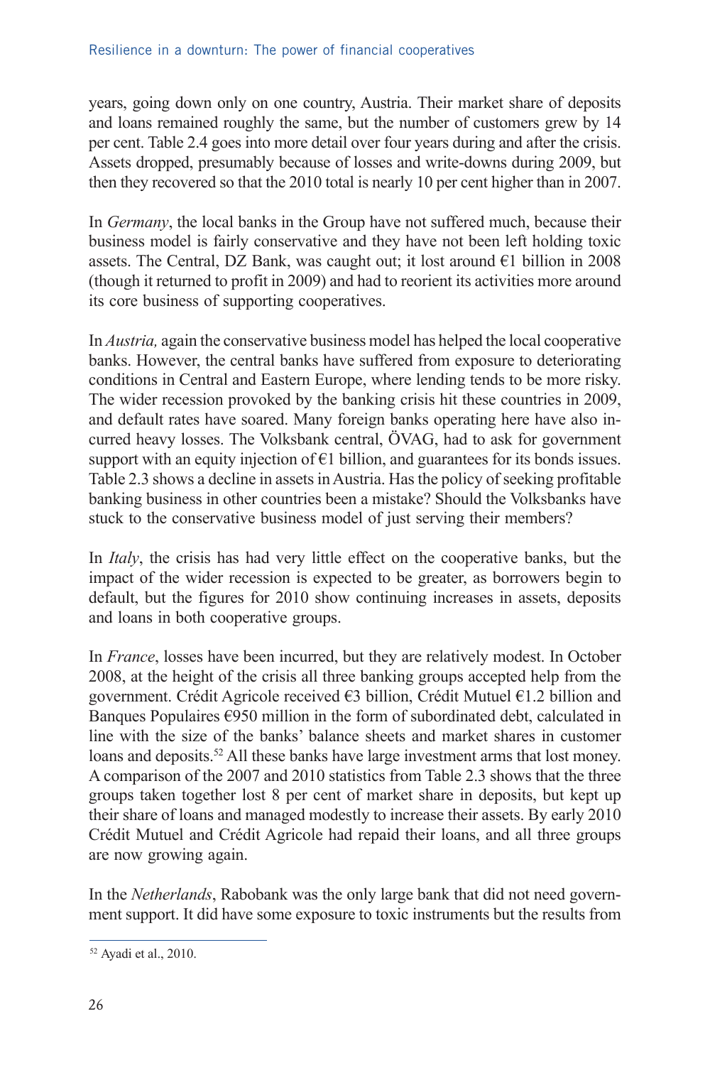years, going down only on one country, Austria. Their market share of deposits and loans remained roughly the same, but the number of customers grew by 14 per cent. Table 2.4 goes into more detail over four years during and after the crisis. Assets dropped, presumably because of losses and write-downs during 2009, but then they recovered so that the 2010 total is nearly 10 per cent higher than in 2007.

In *Germany*, the local banks in the Group have not suffered much, because their business model is fairly conservative and they have not been left holding toxic assets. The Central, DZ Bank, was caught out; it lost around €1 billion in 2008 (though it returned to profit in 2009) and had to reorient its activities more around its core business of supporting cooperatives.

In *Austria,* again the conservative business model has helped the local cooperative banks. However, the central banks have suffered from exposure to deteriorating conditions in Central and Eastern Europe, where lending tends to be more risky. The wider recession provoked by the banking crisis hit these countries in 2009, and default rates have soared. Many foreign banks operating here have also incurred heavy losses. The Volksbank central, ÖVAG, had to ask for government support with an equity injection of €1 billion, and guarantees for its bonds issues. Table 2.3 shows a decline in assets in Austria. Has the policy of seeking profitable banking business in other countries been a mistake? Should the Volksbanks have stuck to the conservative business model of just serving their members?

In *Italy*, the crisis has had very little effect on the cooperative banks, but the impact of the wider recession is expected to be greater, as borrowers begin to default, but the figures for 2010 show continuing increases in assets, deposits and loans in both cooperative groups.

In *France*, losses have been incurred, but they are relatively modest. In October 2008, at the height of the crisis all three banking groups accepted help from the government. Crédit Agricole received €3 billion, Crédit Mutuel €1.2 billion and Banques Populaires €950 million in the form of subordinated debt, calculated in line with the size of the banks' balance sheets and market shares in customer loans and deposits.[52] All these banks have large investment arms that lost money. A comparison of the 2007 and 2010 statistics from Table 2.3 shows that the three groups taken together lost 8 per cent of market share in deposits, but kept up their share of loans and managed modestly to increase their assets. By early 2010 Crédit Mutuel and Crédit Agricole had repaid their loans, and all three groups are now growing again.

In the *Netherlands*, Rabobank was the only large bank that did not need government support. It did have some exposure to toxic instruments but the results from

[52] Ayadi et al., 2010.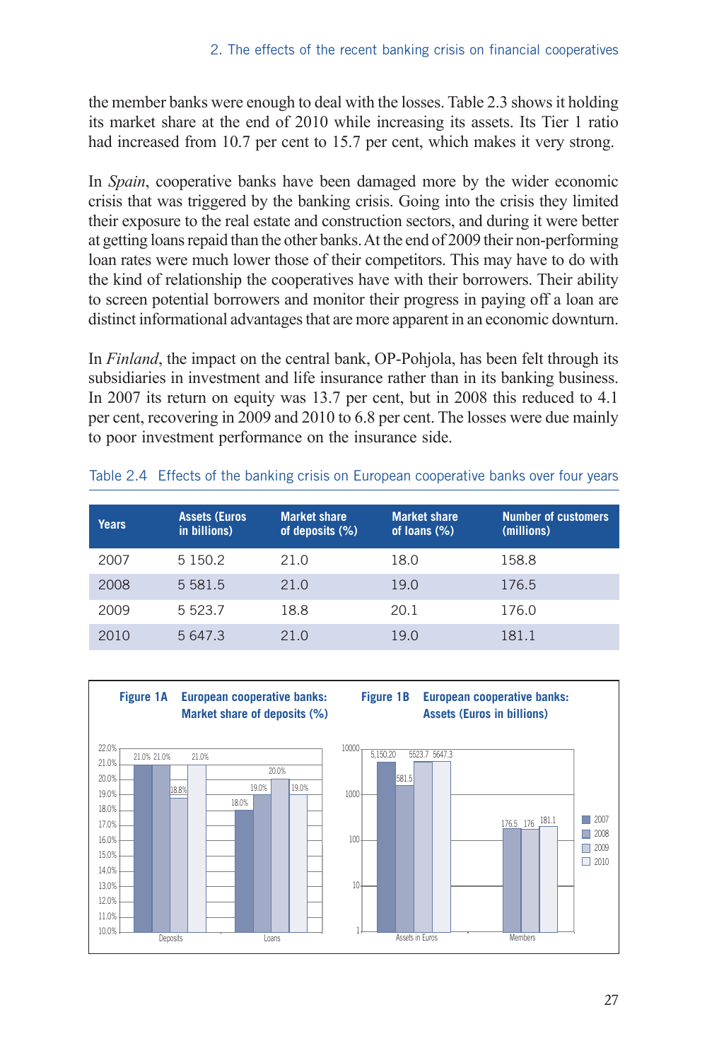the member banks were enough to deal with the losses. Table 2.3 shows it holding its market share at the end of 2010 while increasing its assets. Its Tier 1 ratio had increased from 10.7 per cent to 15.7 per cent, which makes it very strong.

In *Spain*, cooperative banks have been damaged more by the wider economic crisis that was triggered by the banking crisis. Going into the crisis they limited their exposure to the real estate and construction sectors, and during it were better at getting loans repaid than the other banks. At the end of 2009 their non-performing loan rates were much lower those of their competitors. This may have to do with the kind of relationship the cooperatives have with their borrowers. Their ability to screen potential borrowers and monitor their progress in paying off a loan are distinct informational advantages that are more apparent in an economic downturn.

In *Finland*, the impact on the central bank, OP-Pohjola, has been felt through its subsidiaries in investment and life insurance rather than in its banking business. In 2007 its return on equity was 13.7 per cent, but in 2008 this reduced to 4.1 per cent, recovering in 2009 and 2010 to 6.8 per cent. The losses were due mainly to poor investment performance on the insurance side.

Table 2.4 Effects of the banking crisis on European cooperative banks over four years

| Years | Assets (Euros in billions) | Market share of deposits (%) | Market share of loans (%) | Number of customers (millions) |
|---|---|---|---|---|
| 2007 | 5 150.2 | 21.0 | 18.0 | 158.8 |
| 2008 | 5 581.5 | 21.0 | 19.0 | 176.5 |
| 2009 | 5 523.7 | 18.8 | 20.1 | 176.0 |
| 2010 | 5 647.3 | 21.0 | 19.0 | 181.1 |

**Figure 1A** European cooperative banks: Market share of deposits (%)

**Figure 1B** European cooperative banks: Assets (Euros in billions)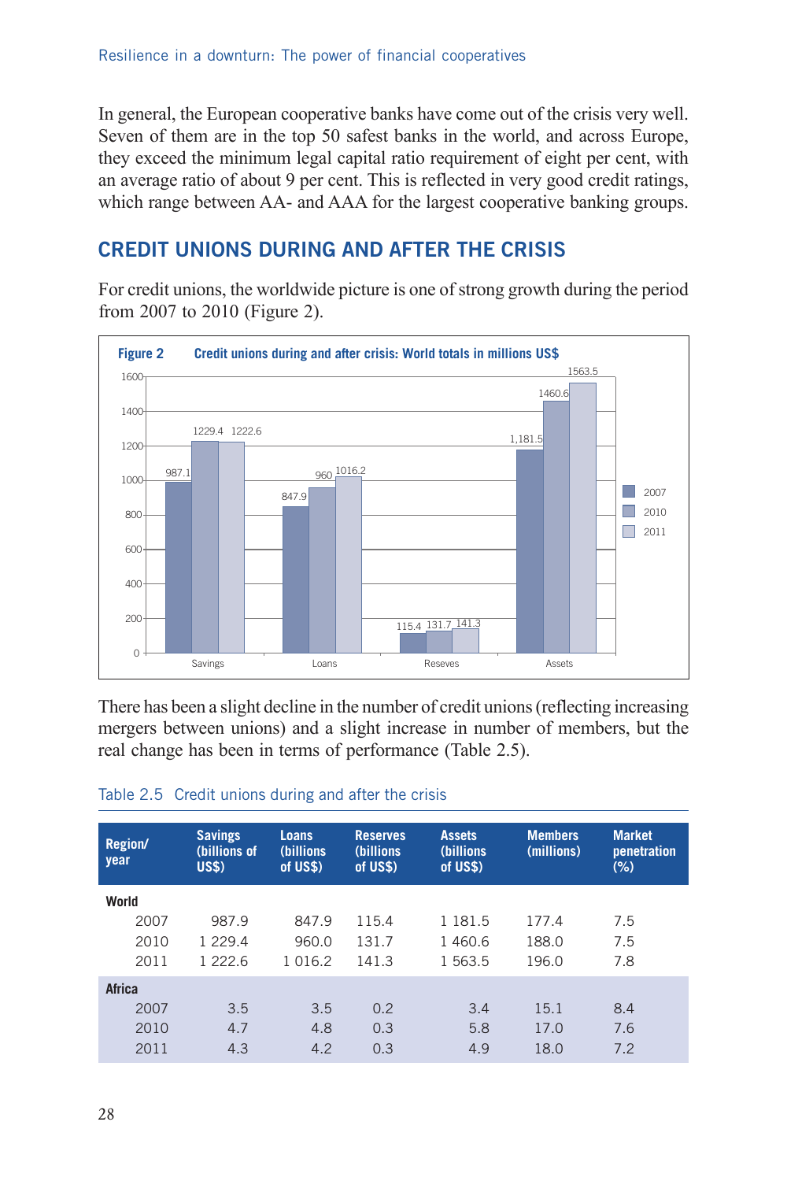In general, the European cooperative banks have come out of the crisis very well. Seven of them are in the top 50 safest banks in the world, and across Europe, they exceed the minimum legal capital ratio requirement of eight per cent, with an average ratio of about 9 per cent. This is reflected in very good credit ratings, which range between AA- and AAA for the largest cooperative banking groups.

## CREDIT UNIONS DURING AND AFTER THE CRISIS

For credit unions, the worldwide picture is one of strong growth during the period from 2007 to 2010 (Figure 2).

**Figure 2** Credit unions during and after crisis: World totals in millions US$

| | 2007 | 2010 | 2011 |
|---|---|---|---|
| Savings | 987.1 | 1229.4 | 1222.6 |
| Loans | 847.9 | 960 | 1016.2 |
| Reseves | 115.4 | 131.7 | 141.3 |
| Assets | 1,181.5 | 1460.6 | 1563.5 |

There has been a slight decline in the number of credit unions (reflecting increasing mergers between unions) and a slight increase in number of members, but the real change has been in terms of performance (Table 2.5).

Table 2.5 Credit unions during and after the crisis

| Region/ year | Savings (billions of US$) | Loans (billions of US$) | Reserves (billions of US$) | Assets (billions of US$) | Members (millions) | Market penetration (%) |
|---|---|---|---|---|---|---|
| **World** | | | | | | |
| 2007 | 987.9 | 847.9 | 115.4 | 1 181.5 | 177.4 | 7.5 |
| 2010 | 1 229.4 | 960.0 | 131.7 | 1 460.6 | 188.0 | 7.5 |
| 2011 | 1 222.6 | 1 016.2 | 141.3 | 1 563.5 | 196.0 | 7.8 |
| **Africa** | | | | | | |
| 2007 | 3.5 | 3.5 | 0.2 | 3.4 | 15.1 | 8.4 |
| 2010 | 4.7 | 4.8 | 0.3 | 5.8 | 17.0 | 7.6 |
| 2011 | 4.3 | 4.2 | 0.3 | 4.9 | 18.0 | 7.2 |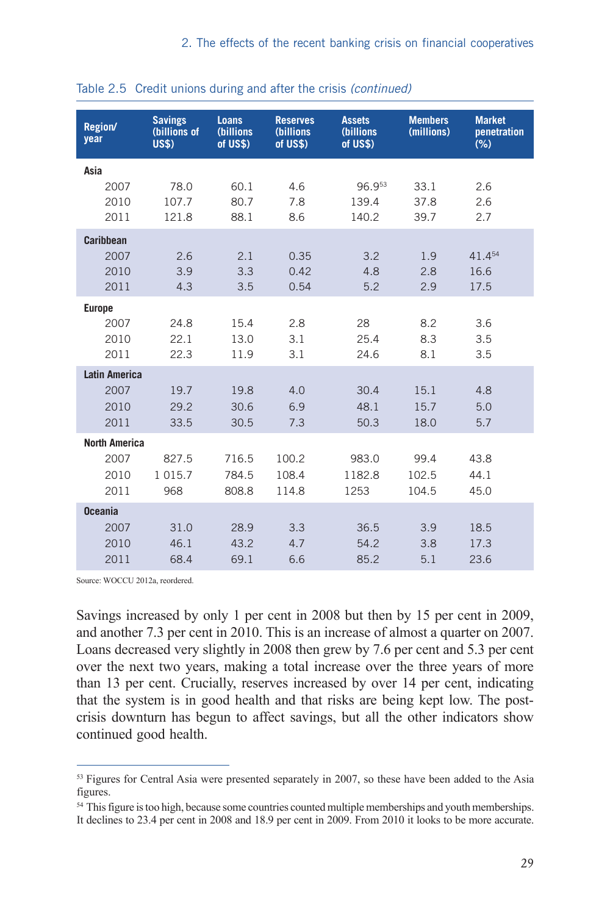Table 2.5 Credit unions during and after the crisis *(continued)*

| Region/year | Savings (billions of US$) | Loans (billions of US$) | Reserves (billions of US$) | Assets (billions of US$) | Members (millions) | Market penetration (%) |
|---|---|---|---|---|---|---|
| **Asia** | | | | | | |
| 2007 | 78.0 | 60.1 | 4.6 | 96.9[53] | 33.1 | 2.6 |
| 2010 | 107.7 | 80.7 | 7.8 | 139.4 | 37.8 | 2.6 |
| 2011 | 121.8 | 88.1 | 8.6 | 140.2 | 39.7 | 2.7 |
| **Caribbean** | | | | | | |
| 2007 | 2.6 | 2.1 | 0.35 | 3.2 | 1.9 | 41.4[54] |
| 2010 | 3.9 | 3.3 | 0.42 | 4.8 | 2.8 | 16.6 |
| 2011 | 4.3 | 3.5 | 0.54 | 5.2 | 2.9 | 17.5 |
| **Europe** | | | | | | |
| 2007 | 24.8 | 15.4 | 2.8 | 28 | 8.2 | 3.6 |
| 2010 | 22.1 | 13.0 | 3.1 | 25.4 | 8.3 | 3.5 |
| 2011 | 22.3 | 11.9 | 3.1 | 24.6 | 8.1 | 3.5 |
| **Latin America** | | | | | | |
| 2007 | 19.7 | 19.8 | 4.0 | 30.4 | 15.1 | 4.8 |
| 2010 | 29.2 | 30.6 | 6.9 | 48.1 | 15.7 | 5.0 |
| 2011 | 33.5 | 30.5 | 7.3 | 50.3 | 18.0 | 5.7 |
| **North America** | | | | | | |
| 2007 | 827.5 | 716.5 | 100.2 | 983.0 | 99.4 | 43.8 |
| 2010 | 1 015.7 | 784.5 | 108.4 | 1182.8 | 102.5 | 44.1 |
| 2011 | 968 | 808.8 | 114.8 | 1253 | 104.5 | 45.0 |
| **Oceania** | | | | | | |
| 2007 | 31.0 | 28.9 | 3.3 | 36.5 | 3.9 | 18.5 |
| 2010 | 46.1 | 43.2 | 4.7 | 54.2 | 3.8 | 17.3 |
| 2011 | 68.4 | 69.1 | 6.6 | 85.2 | 5.1 | 23.6 |

Source: WOCCU 2012a, reordered.

Savings increased by only 1 per cent in 2008 but then by 15 per cent in 2009, and another 7.3 per cent in 2010. This is an increase of almost a quarter on 2007. Loans decreased very slightly in 2008 then grew by 7.6 per cent and 5.3 per cent over the next two years, making a total increase over the three years of more than 13 per cent. Crucially, reserves increased by over 14 per cent, indicating that the system is in good health and that risks are being kept low. The post-crisis downturn has begun to affect savings, but all the other indicators show continued good health.

[53] Figures for Central Asia were presented separately in 2007, so these have been added to the Asia figures.

[54] This figure is too high, because some countries counted multiple memberships and youth memberships. It declines to 23.4 per cent in 2008 and 18.9 per cent in 2009. From 2010 it looks to be more accurate.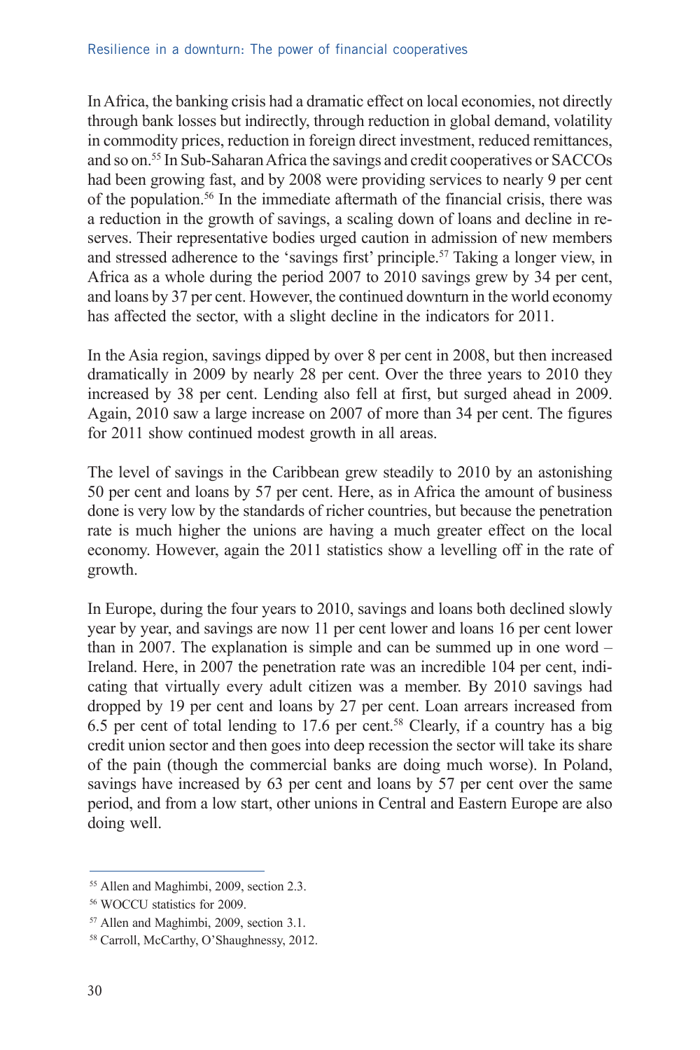In Africa, the banking crisis had a dramatic effect on local economies, not directly through bank losses but indirectly, through reduction in global demand, volatility in commodity prices, reduction in foreign direct investment, reduced remittances, and so on.[55] In Sub-Saharan Africa the savings and credit cooperatives or SACCOs had been growing fast, and by 2008 were providing services to nearly 9 per cent of the population.[56] In the immediate aftermath of the financial crisis, there was a reduction in the growth of savings, a scaling down of loans and decline in reserves. Their representative bodies urged caution in admission of new members and stressed adherence to the 'savings first' principle.[57] Taking a longer view, in Africa as a whole during the period 2007 to 2010 savings grew by 34 per cent, and loans by 37 per cent. However, the continued downturn in the world economy has affected the sector, with a slight decline in the indicators for 2011.

In the Asia region, savings dipped by over 8 per cent in 2008, but then increased dramatically in 2009 by nearly 28 per cent. Over the three years to 2010 they increased by 38 per cent. Lending also fell at first, but surged ahead in 2009. Again, 2010 saw a large increase on 2007 of more than 34 per cent. The figures for 2011 show continued modest growth in all areas.

The level of savings in the Caribbean grew steadily to 2010 by an astonishing 50 per cent and loans by 57 per cent. Here, as in Africa the amount of business done is very low by the standards of richer countries, but because the penetration rate is much higher the unions are having a much greater effect on the local economy. However, again the 2011 statistics show a levelling off in the rate of growth.

In Europe, during the four years to 2010, savings and loans both declined slowly year by year, and savings are now 11 per cent lower and loans 16 per cent lower than in 2007. The explanation is simple and can be summed up in one word – Ireland. Here, in 2007 the penetration rate was an incredible 104 per cent, indicating that virtually every adult citizen was a member. By 2010 savings had dropped by 19 per cent and loans by 27 per cent. Loan arrears increased from 6.5 per cent of total lending to 17.6 per cent.[58] Clearly, if a country has a big credit union sector and then goes into deep recession the sector will take its share of the pain (though the commercial banks are doing much worse). In Poland, savings have increased by 63 per cent and loans by 57 per cent over the same period, and from a low start, other unions in Central and Eastern Europe are also doing well.

---

[55] Allen and Maghimbi, 2009, section 2.3.

[56] WOCCU statistics for 2009.

[57] Allen and Maghimbi, 2009, section 3.1.

[58] Carroll, McCarthy, O'Shaughnessy, 2012.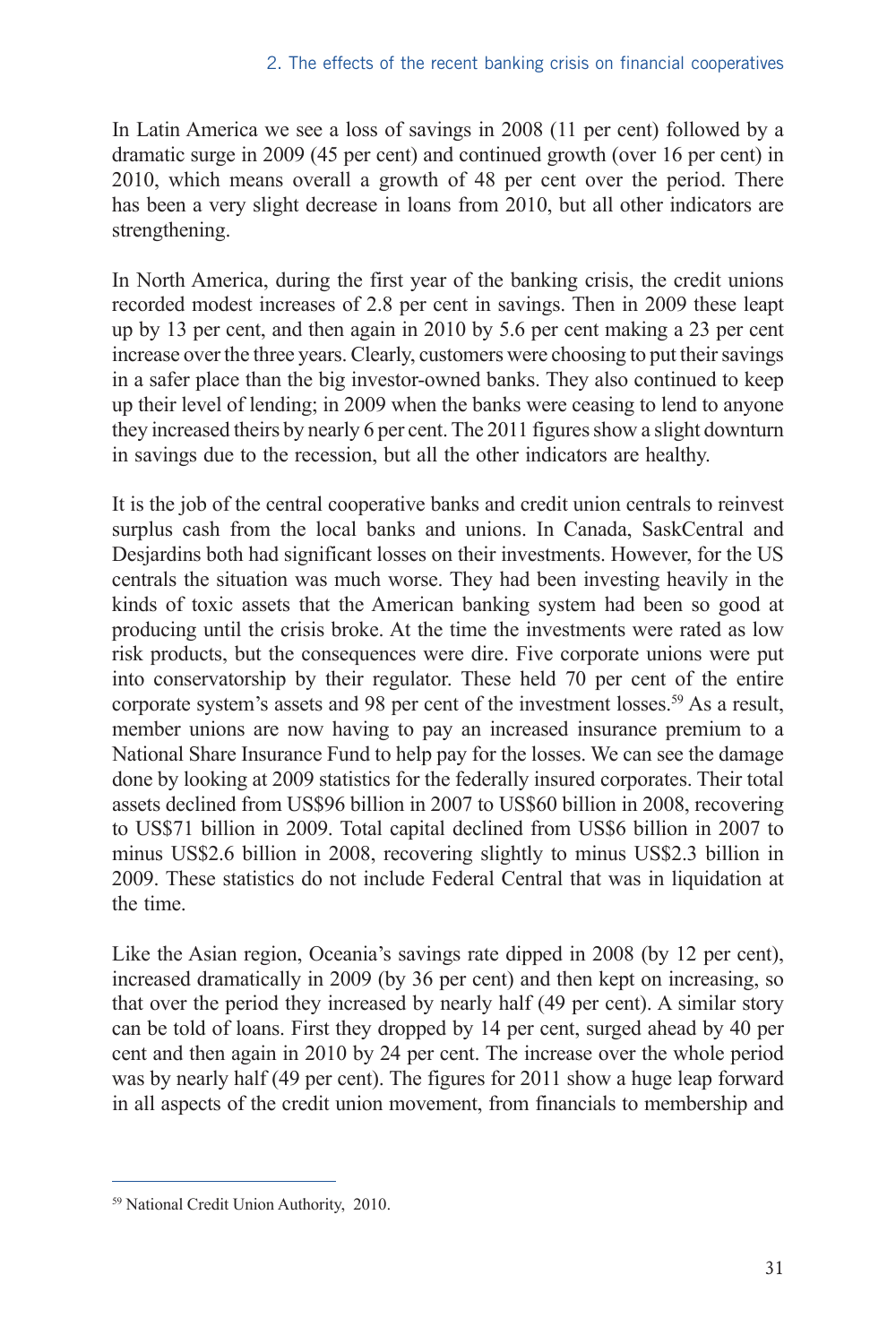In Latin America we see a loss of savings in 2008 (11 per cent) followed by a dramatic surge in 2009 (45 per cent) and continued growth (over 16 per cent) in 2010, which means overall a growth of 48 per cent over the period. There has been a very slight decrease in loans from 2010, but all other indicators are strengthening.

In North America, during the first year of the banking crisis, the credit unions recorded modest increases of 2.8 per cent in savings. Then in 2009 these leapt up by 13 per cent, and then again in 2010 by 5.6 per cent making a 23 per cent increase over the three years. Clearly, customers were choosing to put their savings in a safer place than the big investor-owned banks. They also continued to keep up their level of lending; in 2009 when the banks were ceasing to lend to anyone they increased theirs by nearly 6 per cent. The 2011 figures show a slight downturn in savings due to the recession, but all the other indicators are healthy.

It is the job of the central cooperative banks and credit union centrals to reinvest surplus cash from the local banks and unions. In Canada, SaskCentral and Desjardins both had significant losses on their investments. However, for the US centrals the situation was much worse. They had been investing heavily in the kinds of toxic assets that the American banking system had been so good at producing until the crisis broke. At the time the investments were rated as low risk products, but the consequences were dire. Five corporate unions were put into conservatorship by their regulator. These held 70 per cent of the entire corporate system's assets and 98 per cent of the investment losses.[59] As a result, member unions are now having to pay an increased insurance premium to a National Share Insurance Fund to help pay for the losses. We can see the damage done by looking at 2009 statistics for the federally insured corporates. Their total assets declined from US$96 billion in 2007 to US$60 billion in 2008, recovering to US$71 billion in 2009. Total capital declined from US$6 billion in 2007 to minus US$2.6 billion in 2008, recovering slightly to minus US$2.3 billion in 2009. These statistics do not include Federal Central that was in liquidation at the time.

Like the Asian region, Oceania's savings rate dipped in 2008 (by 12 per cent), increased dramatically in 2009 (by 36 per cent) and then kept on increasing, so that over the period they increased by nearly half (49 per cent). A similar story can be told of loans. First they dropped by 14 per cent, surged ahead by 40 per cent and then again in 2010 by 24 per cent. The increase over the whole period was by nearly half (49 per cent). The figures for 2011 show a huge leap forward in all aspects of the credit union movement, from financials to membership and

[59] National Credit Union Authority, 2010.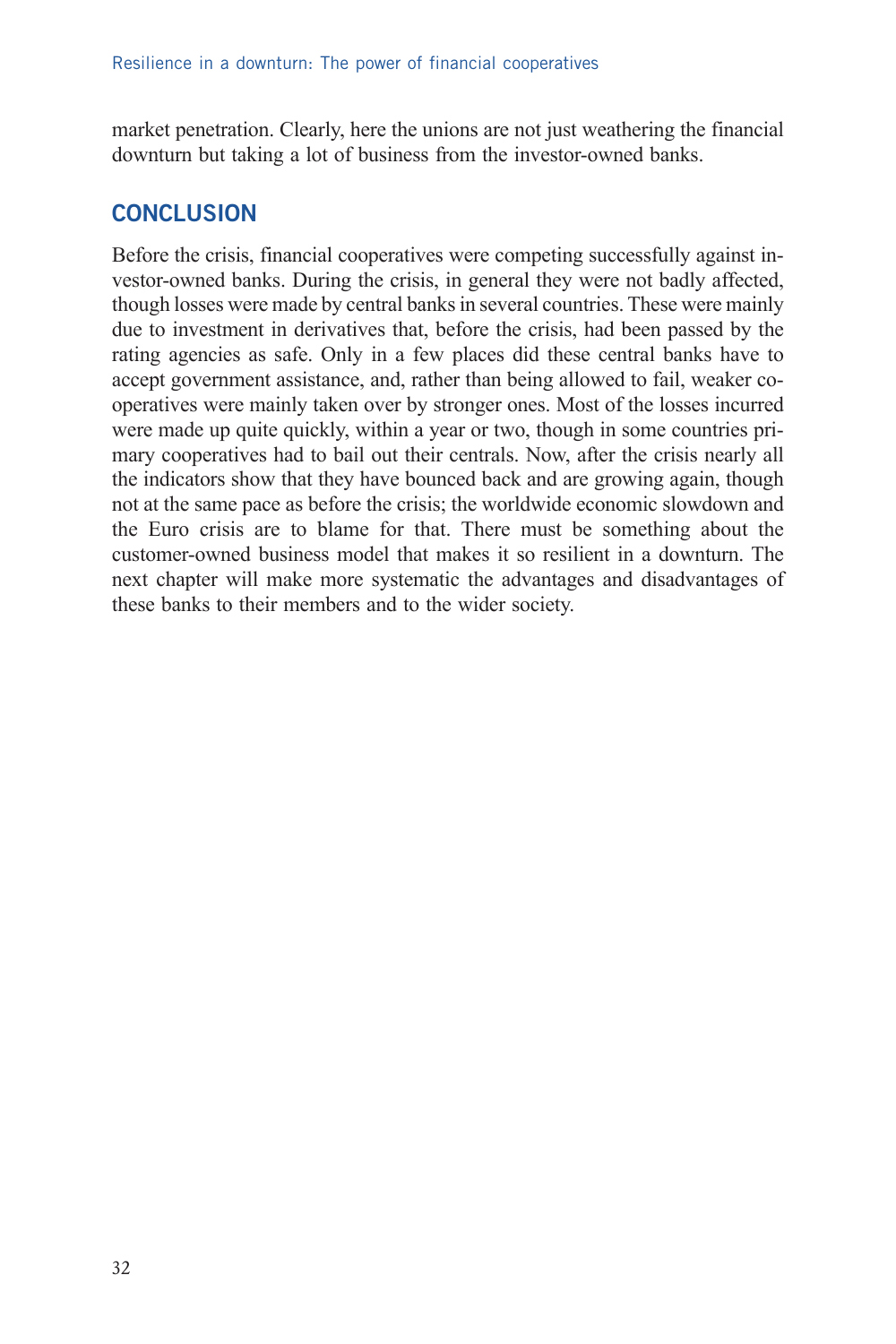market penetration. Clearly, here the unions are not just weathering the financial downturn but taking a lot of business from the investor-owned banks.

## CONCLUSION

Before the crisis, financial cooperatives were competing successfully against investor-owned banks. During the crisis, in general they were not badly affected, though losses were made by central banks in several countries. These were mainly due to investment in derivatives that, before the crisis, had been passed by the rating agencies as safe. Only in a few places did these central banks have to accept government assistance, and, rather than being allowed to fail, weaker cooperatives were mainly taken over by stronger ones. Most of the losses incurred were made up quite quickly, within a year or two, though in some countries primary cooperatives had to bail out their centrals. Now, after the crisis nearly all the indicators show that they have bounced back and are growing again, though not at the same pace as before the crisis; the worldwide economic slowdown and the Euro crisis are to blame for that. There must be something about the customer-owned business model that makes it so resilient in a downturn. The next chapter will make more systematic the advantages and disadvantages of these banks to their members and to the wider society.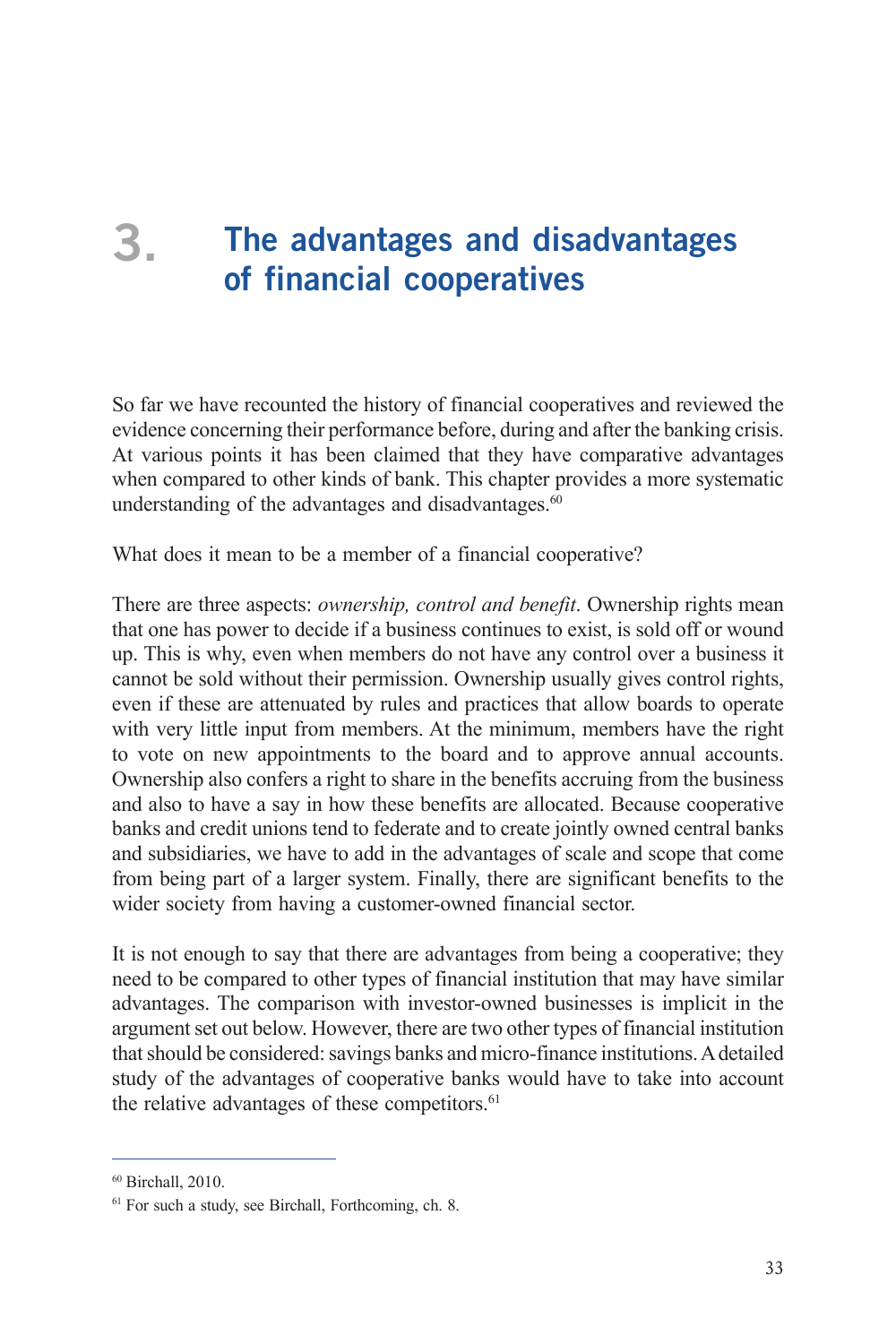# 3. The advantages and disadvantages of financial cooperatives

So far we have recounted the history of financial cooperatives and reviewed the evidence concerning their performance before, during and after the banking crisis. At various points it has been claimed that they have comparative advantages when compared to other kinds of bank. This chapter provides a more systematic understanding of the advantages and disadvantages.[60]

What does it mean to be a member of a financial cooperative?

There are three aspects: *ownership, control and benefit*. Ownership rights mean that one has power to decide if a business continues to exist, is sold off or wound up. This is why, even when members do not have any control over a business it cannot be sold without their permission. Ownership usually gives control rights, even if these are attenuated by rules and practices that allow boards to operate with very little input from members. At the minimum, members have the right to vote on new appointments to the board and to approve annual accounts. Ownership also confers a right to share in the benefits accruing from the business and also to have a say in how these benefits are allocated. Because cooperative banks and credit unions tend to federate and to create jointly owned central banks and subsidiaries, we have to add in the advantages of scale and scope that come from being part of a larger system. Finally, there are significant benefits to the wider society from having a customer-owned financial sector.

It is not enough to say that there are advantages from being a cooperative; they need to be compared to other types of financial institution that may have similar advantages. The comparison with investor-owned businesses is implicit in the argument set out below. However, there are two other types of financial institution that should be considered: savings banks and micro-finance institutions. A detailed study of the advantages of cooperative banks would have to take into account the relative advantages of these competitors.[61]

---

[60] Birchall, 2010.

[61] For such a study, see Birchall, Forthcoming, ch. 8.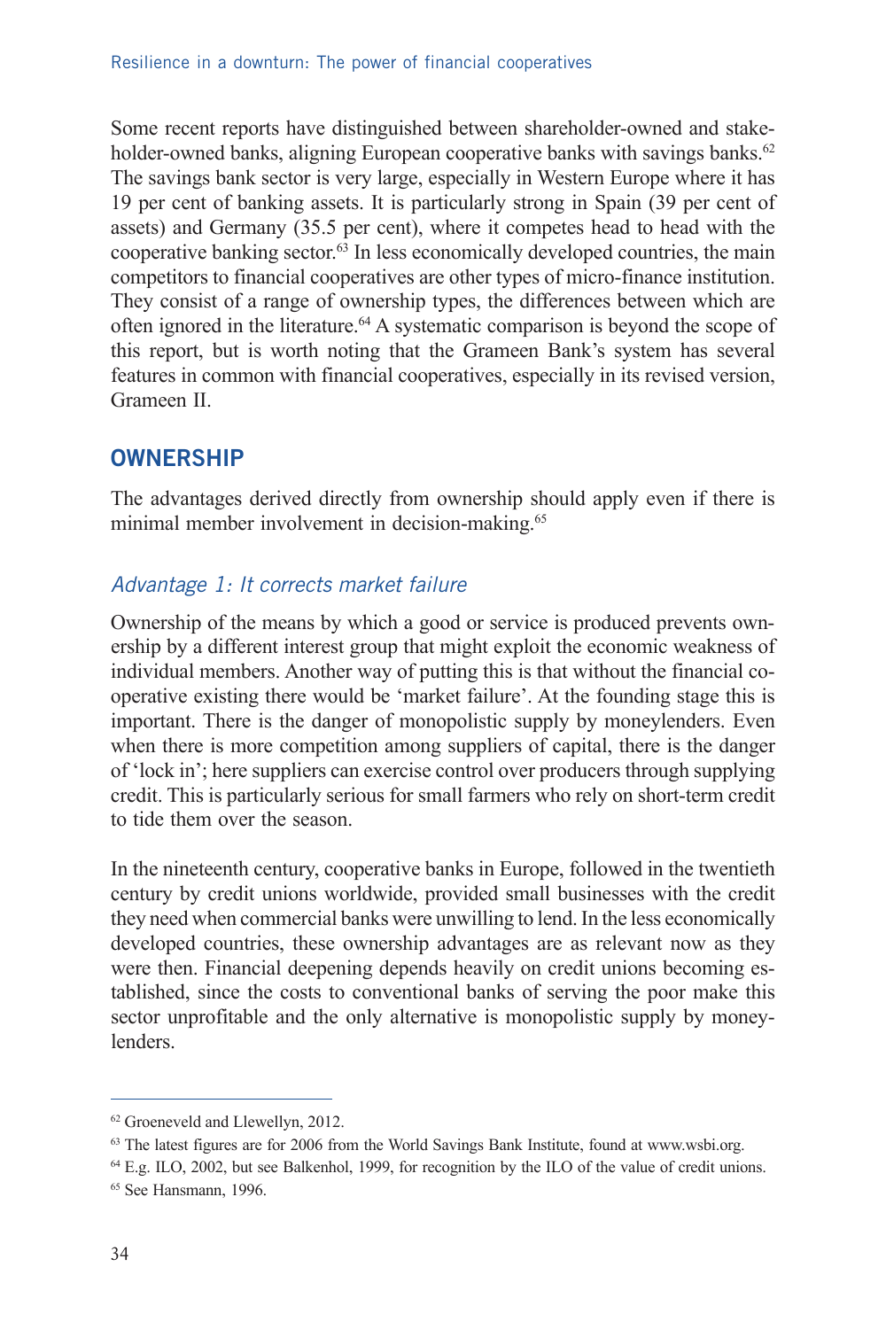Some recent reports have distinguished between shareholder-owned and stakeholder-owned banks, aligning European cooperative banks with savings banks.[62] The savings bank sector is very large, especially in Western Europe where it has 19 per cent of banking assets. It is particularly strong in Spain (39 per cent of assets) and Germany (35.5 per cent), where it competes head to head with the cooperative banking sector.[63] In less economically developed countries, the main competitors to financial cooperatives are other types of micro-finance institution. They consist of a range of ownership types, the differences between which are often ignored in the literature.[64] A systematic comparison is beyond the scope of this report, but is worth noting that the Grameen Bank's system has several features in common with financial cooperatives, especially in its revised version, Grameen II.

## OWNERSHIP

The advantages derived directly from ownership should apply even if there is minimal member involvement in decision-making.[65]

### *Advantage 1: It corrects market failure*

Ownership of the means by which a good or service is produced prevents ownership by a different interest group that might exploit the economic weakness of individual members. Another way of putting this is that without the financial cooperative existing there would be 'market failure'. At the founding stage this is important. There is the danger of monopolistic supply by moneylenders. Even when there is more competition among suppliers of capital, there is the danger of 'lock in'; here suppliers can exercise control over producers through supplying credit. This is particularly serious for small farmers who rely on short-term credit to tide them over the season.

In the nineteenth century, cooperative banks in Europe, followed in the twentieth century by credit unions worldwide, provided small businesses with the credit they need when commercial banks were unwilling to lend. In the less economically developed countries, these ownership advantages are as relevant now as they were then. Financial deepening depends heavily on credit unions becoming established, since the costs to conventional banks of serving the poor make this sector unprofitable and the only alternative is monopolistic supply by moneylenders.

---

[62] Groeneveld and Llewellyn, 2012.

[63] The latest figures are for 2006 from the World Savings Bank Institute, found at www.wsbi.org.

[64] E.g. ILO, 2002, but see Balkenhol, 1999, for recognition by the ILO of the value of credit unions.

[65] See Hansmann, 1996.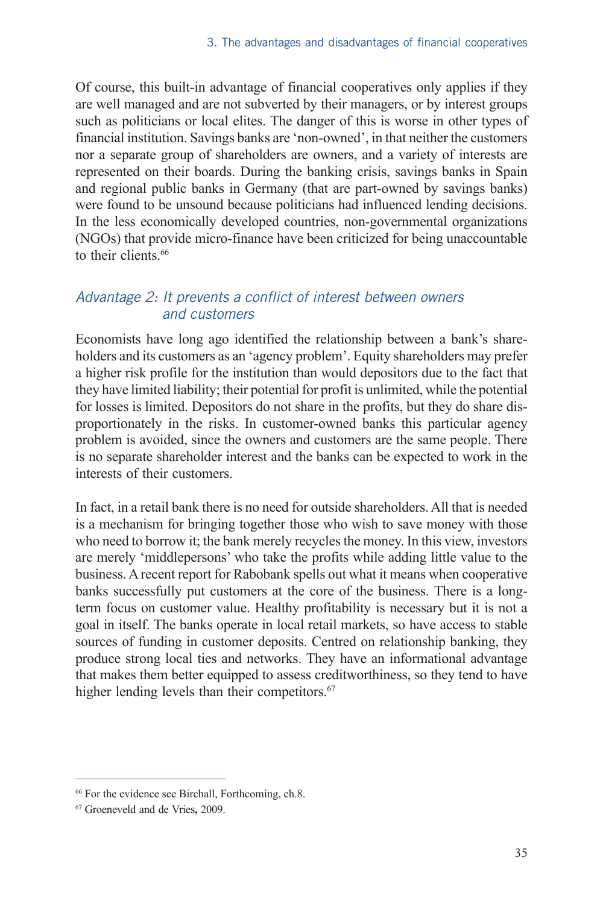Of course, this built-in advantage of financial cooperatives only applies if they are well managed and are not subverted by their managers, or by interest groups such as politicians or local elites. The danger of this is worse in other types of financial institution. Savings banks are 'non-owned', in that neither the customers nor a separate group of shareholders are owners, and a variety of interests are represented on their boards. During the banking crisis, savings banks in Spain and regional public banks in Germany (that are part-owned by savings banks) were found to be unsound because politicians had influenced lending decisions. In the less economically developed countries, non-governmental organizations (NGOs) that provide micro-finance have been criticized for being unaccountable to their clients.[66]

### *Advantage 2: It prevents a conflict of interest between owners and customers*

Economists have long ago identified the relationship between a bank's shareholders and its customers as an 'agency problem'. Equity shareholders may prefer a higher risk profile for the institution than would depositors due to the fact that they have limited liability; their potential for profit is unlimited, while the potential for losses is limited. Depositors do not share in the profits, but they do share disproportionately in the risks. In customer-owned banks this particular agency problem is avoided, since the owners and customers are the same people. There is no separate shareholder interest and the banks can be expected to work in the interests of their customers.

In fact, in a retail bank there is no need for outside shareholders. All that is needed is a mechanism for bringing together those who wish to save money with those who need to borrow it; the bank merely recycles the money. In this view, investors are merely 'middlepersons' who take the profits while adding little value to the business. A recent report for Rabobank spells out what it means when cooperative banks successfully put customers at the core of the business. There is a long-term focus on customer value. Healthy profitability is necessary but it is not a goal in itself. The banks operate in local retail markets, so have access to stable sources of funding in customer deposits. Centred on relationship banking, they produce strong local ties and networks. They have an informational advantage that makes them better equipped to assess creditworthiness, so they tend to have higher lending levels than their competitors.[67]

---

[66] For the evidence see Birchall, Forthcoming, ch.8.

[67] Groeneveld and de Vries, 2009.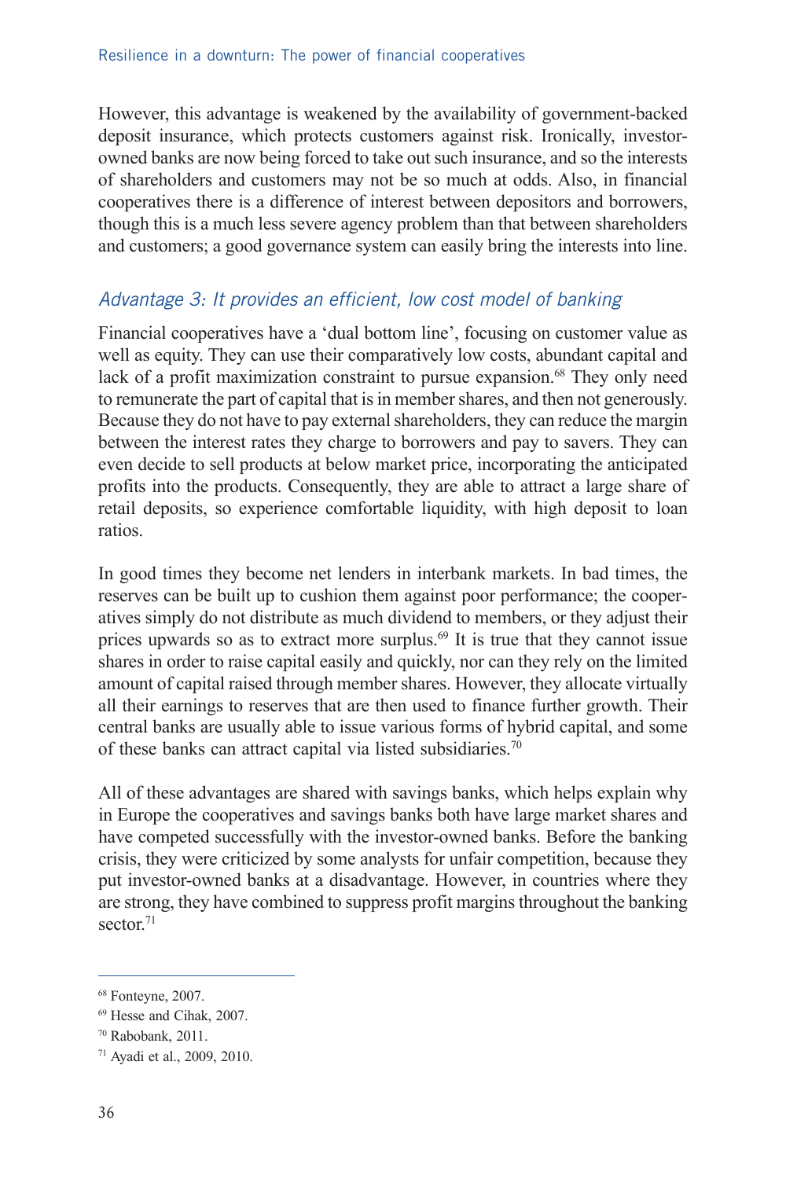However, this advantage is weakened by the availability of government-backed deposit insurance, which protects customers against risk. Ironically, investor-owned banks are now being forced to take out such insurance, and so the interests of shareholders and customers may not be so much at odds. Also, in financial cooperatives there is a difference of interest between depositors and borrowers, though this is a much less severe agency problem than that between shareholders and customers; a good governance system can easily bring the interests into line.

### *Advantage 3: It provides an efficient, low cost model of banking*

Financial cooperatives have a 'dual bottom line', focusing on customer value as well as equity. They can use their comparatively low costs, abundant capital and lack of a profit maximization constraint to pursue expansion.[68] They only need to remunerate the part of capital that is in member shares, and then not generously. Because they do not have to pay external shareholders, they can reduce the margin between the interest rates they charge to borrowers and pay to savers. They can even decide to sell products at below market price, incorporating the anticipated profits into the products. Consequently, they are able to attract a large share of retail deposits, so experience comfortable liquidity, with high deposit to loan ratios.

In good times they become net lenders in interbank markets. In bad times, the reserves can be built up to cushion them against poor performance; the cooperatives simply do not distribute as much dividend to members, or they adjust their prices upwards so as to extract more surplus.[69] It is true that they cannot issue shares in order to raise capital easily and quickly, nor can they rely on the limited amount of capital raised through member shares. However, they allocate virtually all their earnings to reserves that are then used to finance further growth. Their central banks are usually able to issue various forms of hybrid capital, and some of these banks can attract capital via listed subsidiaries.[70]

All of these advantages are shared with savings banks, which helps explain why in Europe the cooperatives and savings banks both have large market shares and have competed successfully with the investor-owned banks. Before the banking crisis, they were criticized by some analysts for unfair competition, because they put investor-owned banks at a disadvantage. However, in countries where they are strong, they have combined to suppress profit margins throughout the banking sector.[71]

---

[68] Fonteyne, 2007.

[69] Hesse and Cihak, 2007.

[70] Rabobank, 2011.

[71] Ayadi et al., 2009, 2010.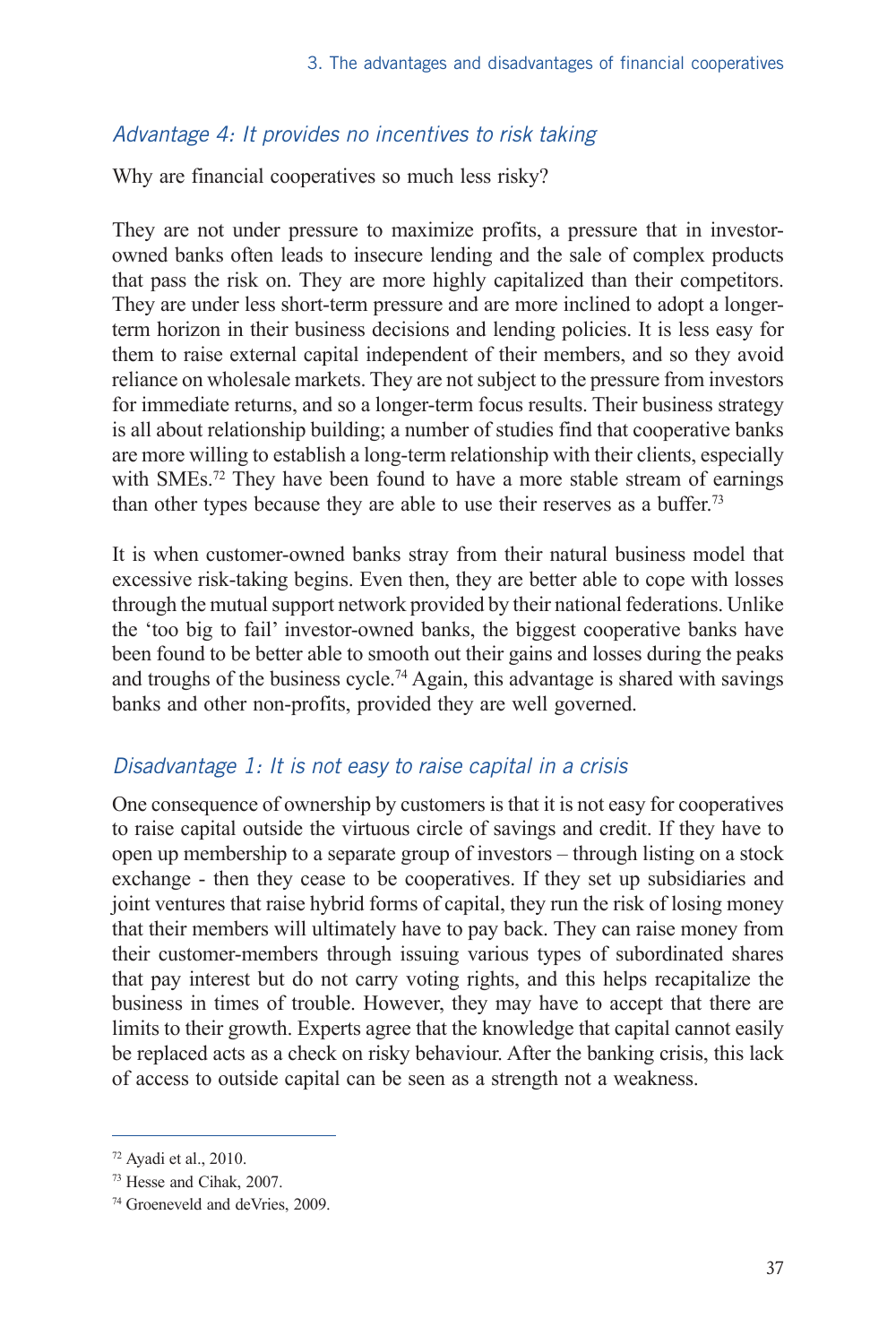### *Advantage 4: It provides no incentives to risk taking*

Why are financial cooperatives so much less risky?

They are not under pressure to maximize profits, a pressure that in investor-owned banks often leads to insecure lending and the sale of complex products that pass the risk on. They are more highly capitalized than their competitors. They are under less short-term pressure and are more inclined to adopt a longer-term horizon in their business decisions and lending policies. It is less easy for them to raise external capital independent of their members, and so they avoid reliance on wholesale markets. They are not subject to the pressure from investors for immediate returns, and so a longer-term focus results. Their business strategy is all about relationship building; a number of studies find that cooperative banks are more willing to establish a long-term relationship with their clients, especially with SMEs.[72] They have been found to have a more stable stream of earnings than other types because they are able to use their reserves as a buffer.[73]

It is when customer-owned banks stray from their natural business model that excessive risk-taking begins. Even then, they are better able to cope with losses through the mutual support network provided by their national federations. Unlike the 'too big to fail' investor-owned banks, the biggest cooperative banks have been found to be better able to smooth out their gains and losses during the peaks and troughs of the business cycle.[74] Again, this advantage is shared with savings banks and other non-profits, provided they are well governed.

### *Disadvantage 1: It is not easy to raise capital in a crisis*

One consequence of ownership by customers is that it is not easy for cooperatives to raise capital outside the virtuous circle of savings and credit. If they have to open up membership to a separate group of investors – through listing on a stock exchange - then they cease to be cooperatives. If they set up subsidiaries and joint ventures that raise hybrid forms of capital, they run the risk of losing money that their members will ultimately have to pay back. They can raise money from their customer-members through issuing various types of subordinated shares that pay interest but do not carry voting rights, and this helps recapitalize the business in times of trouble. However, they may have to accept that there are limits to their growth. Experts agree that the knowledge that capital cannot easily be replaced acts as a check on risky behaviour. After the banking crisis, this lack of access to outside capital can be seen as a strength not a weakness.

---

[72] Ayadi et al., 2010.

[73] Hesse and Cihak, 2007.

[74] Groeneveld and deVries, 2009.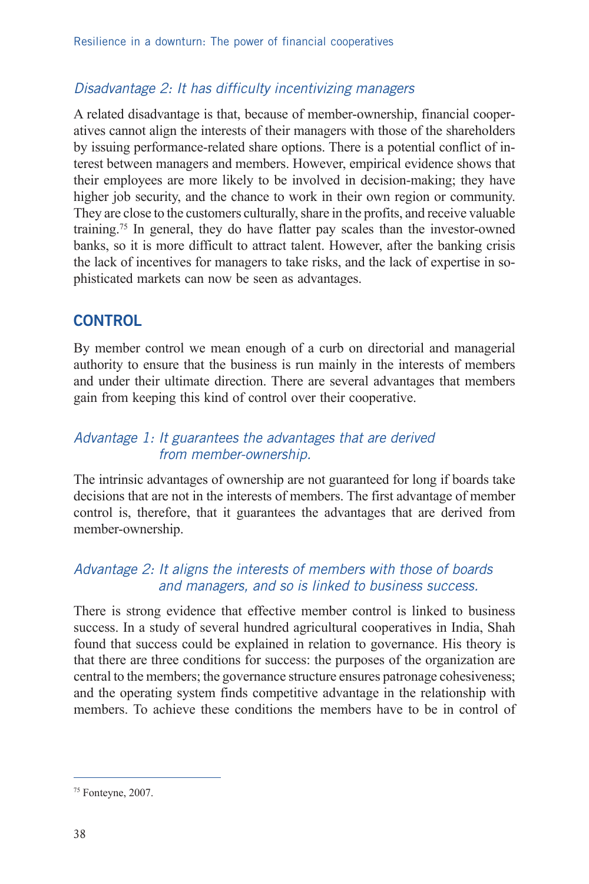### *Disadvantage 2: It has difficulty incentivizing managers*

A related disadvantage is that, because of member-ownership, financial cooperatives cannot align the interests of their managers with those of the shareholders by issuing performance-related share options. There is a potential conflict of interest between managers and members. However, empirical evidence shows that their employees are more likely to be involved in decision-making; they have higher job security, and the chance to work in their own region or community. They are close to the customers culturally, share in the profits, and receive valuable training.[75] In general, they do have flatter pay scales than the investor-owned banks, so it is more difficult to attract talent. However, after the banking crisis the lack of incentives for managers to take risks, and the lack of expertise in sophisticated markets can now be seen as advantages.

## CONTROL

By member control we mean enough of a curb on directorial and managerial authority to ensure that the business is run mainly in the interests of members and under their ultimate direction. There are several advantages that members gain from keeping this kind of control over their cooperative.

### *Advantage 1: It guarantees the advantages that are derived from member-ownership.*

The intrinsic advantages of ownership are not guaranteed for long if boards take decisions that are not in the interests of members. The first advantage of member control is, therefore, that it guarantees the advantages that are derived from member-ownership.

### *Advantage 2: It aligns the interests of members with those of boards and managers, and so is linked to business success.*

There is strong evidence that effective member control is linked to business success. In a study of several hundred agricultural cooperatives in India, Shah found that success could be explained in relation to governance. His theory is that there are three conditions for success: the purposes of the organization are central to the members; the governance structure ensures patronage cohesiveness; and the operating system finds competitive advantage in the relationship with members. To achieve these conditions the members have to be in control of

---

[75] Fonteyne, 2007.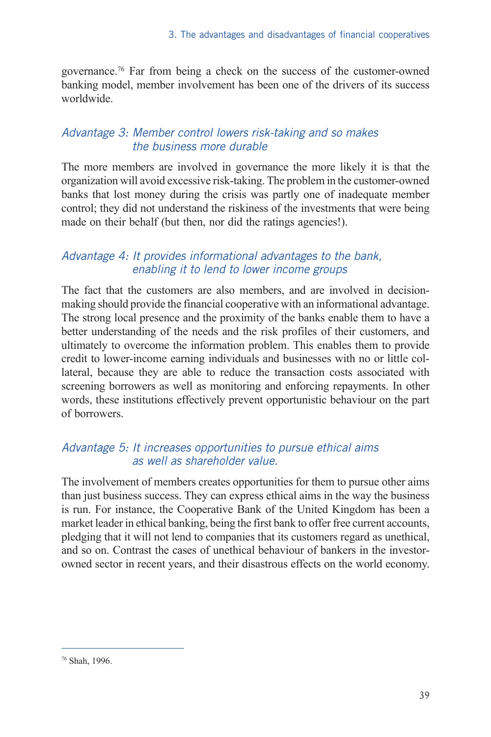governance.[76] Far from being a check on the success of the customer-owned banking model, member involvement has been one of the drivers of its success worldwide.

### *Advantage 3: Member control lowers risk-taking and so makes the business more durable*

The more members are involved in governance the more likely it is that the organization will avoid excessive risk-taking. The problem in the customer-owned banks that lost money during the crisis was partly one of inadequate member control; they did not understand the riskiness of the investments that were being made on their behalf (but then, nor did the ratings agencies!).

### *Advantage 4: It provides informational advantages to the bank, enabling it to lend to lower income groups*

The fact that the customers are also members, and are involved in decision-making should provide the financial cooperative with an informational advantage. The strong local presence and the proximity of the banks enable them to have a better understanding of the needs and the risk profiles of their customers, and ultimately to overcome the information problem. This enables them to provide credit to lower-income earning individuals and businesses with no or little collateral, because they are able to reduce the transaction costs associated with screening borrowers as well as monitoring and enforcing repayments. In other words, these institutions effectively prevent opportunistic behaviour on the part of borrowers.

### *Advantage 5: It increases opportunities to pursue ethical aims as well as shareholder value.*

The involvement of members creates opportunities for them to pursue other aims than just business success. They can express ethical aims in the way the business is run. For instance, the Cooperative Bank of the United Kingdom has been a market leader in ethical banking, being the first bank to offer free current accounts, pledging that it will not lend to companies that its customers regard as unethical, and so on. Contrast the cases of unethical behaviour of bankers in the investor-owned sector in recent years, and their disastrous effects on the world economy.

---

[76] Shah, 1996.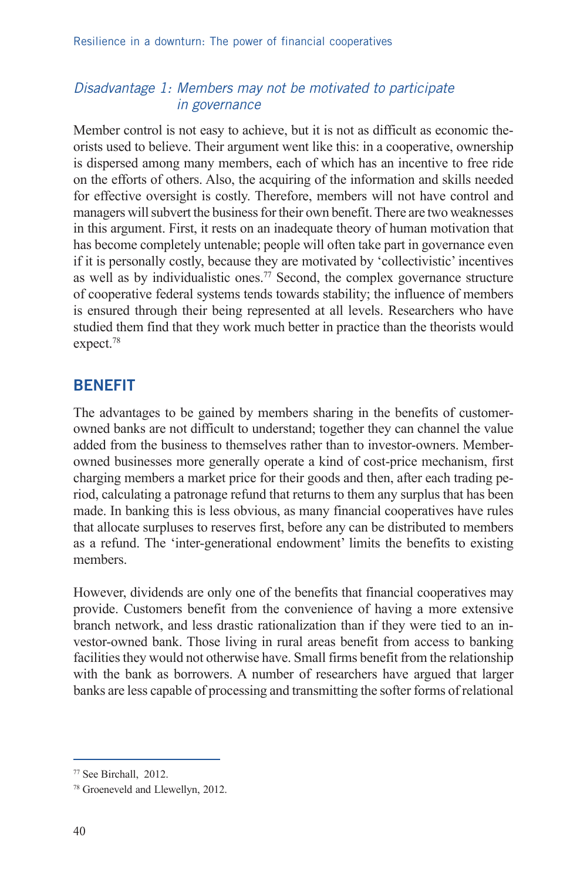### *Disadvantage 1: Members may not be motivated to participate in governance*

Member control is not easy to achieve, but it is not as difficult as economic theorists used to believe. Their argument went like this: in a cooperative, ownership is dispersed among many members, each of which has an incentive to free ride on the efforts of others. Also, the acquiring of the information and skills needed for effective oversight is costly. Therefore, members will not have control and managers will subvert the business for their own benefit. There are two weaknesses in this argument. First, it rests on an inadequate theory of human motivation that has become completely untenable; people will often take part in governance even if it is personally costly, because they are motivated by 'collectivistic' incentives as well as by individualistic ones.[77] Second, the complex governance structure of cooperative federal systems tends towards stability; the influence of members is ensured through their being represented at all levels. Researchers who have studied them find that they work much better in practice than the theorists would expect.[78]

## BENEFIT

The advantages to be gained by members sharing in the benefits of customer-owned banks are not difficult to understand; together they can channel the value added from the business to themselves rather than to investor-owners. Member-owned businesses more generally operate a kind of cost-price mechanism, first charging members a market price for their goods and then, after each trading period, calculating a patronage refund that returns to them any surplus that has been made. In banking this is less obvious, as many financial cooperatives have rules that allocate surpluses to reserves first, before any can be distributed to members as a refund. The 'inter-generational endowment' limits the benefits to existing members.

However, dividends are only one of the benefits that financial cooperatives may provide. Customers benefit from the convenience of having a more extensive branch network, and less drastic rationalization than if they were tied to an investor-owned bank. Those living in rural areas benefit from access to banking facilities they would not otherwise have. Small firms benefit from the relationship with the bank as borrowers. A number of researchers have argued that larger banks are less capable of processing and transmitting the softer forms of relational

---

[77] See Birchall, 2012.

[78] Groeneveld and Llewellyn, 2012.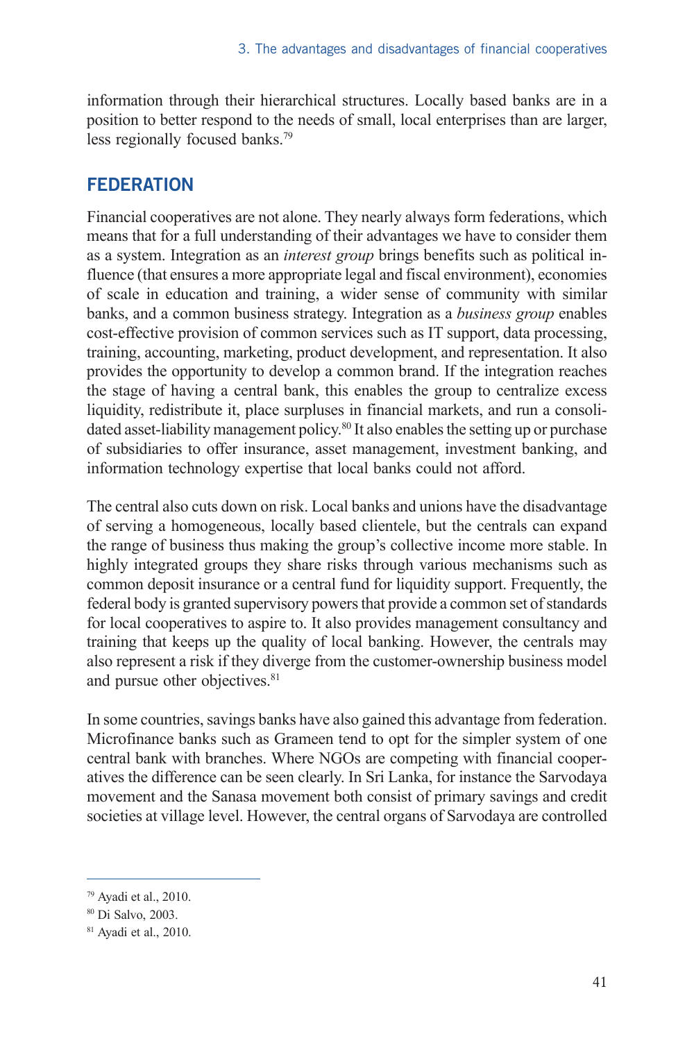information through their hierarchical structures. Locally based banks are in a position to better respond to the needs of small, local enterprises than are larger, less regionally focused banks.[79]

## FEDERATION

Financial cooperatives are not alone. They nearly always form federations, which means that for a full understanding of their advantages we have to consider them as a system. Integration as an *interest group* brings benefits such as political influence (that ensures a more appropriate legal and fiscal environment), economies of scale in education and training, a wider sense of community with similar banks, and a common business strategy. Integration as a *business group* enables cost-effective provision of common services such as IT support, data processing, training, accounting, marketing, product development, and representation. It also provides the opportunity to develop a common brand. If the integration reaches the stage of having a central bank, this enables the group to centralize excess liquidity, redistribute it, place surpluses in financial markets, and run a consolidated asset-liability management policy.[80] It also enables the setting up or purchase of subsidiaries to offer insurance, asset management, investment banking, and information technology expertise that local banks could not afford.

The central also cuts down on risk. Local banks and unions have the disadvantage of serving a homogeneous, locally based clientele, but the centrals can expand the range of business thus making the group's collective income more stable. In highly integrated groups they share risks through various mechanisms such as common deposit insurance or a central fund for liquidity support. Frequently, the federal body is granted supervisory powers that provide a common set of standards for local cooperatives to aspire to. It also provides management consultancy and training that keeps up the quality of local banking. However, the centrals may also represent a risk if they diverge from the customer-ownership business model and pursue other objectives.[81]

In some countries, savings banks have also gained this advantage from federation. Microfinance banks such as Grameen tend to opt for the simpler system of one central bank with branches. Where NGOs are competing with financial cooperatives the difference can be seen clearly. In Sri Lanka, for instance the Sarvodaya movement and the Sanasa movement both consist of primary savings and credit societies at village level. However, the central organs of Sarvodaya are controlled

[79] Ayadi et al., 2010.

[80] Di Salvo, 2003.

[81] Ayadi et al., 2010.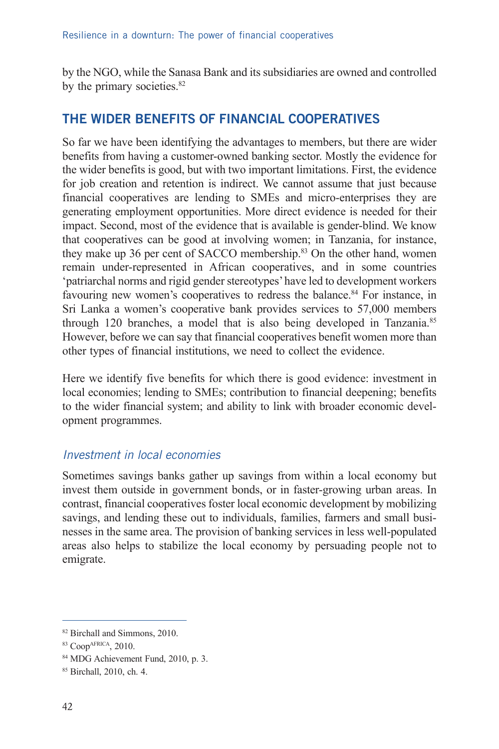by the NGO, while the Sanasa Bank and its subsidiaries are owned and controlled by the primary societies.[82]

## THE WIDER BENEFITS OF FINANCIAL COOPERATIVES

So far we have been identifying the advantages to members, but there are wider benefits from having a customer-owned banking sector. Mostly the evidence for the wider benefits is good, but with two important limitations. First, the evidence for job creation and retention is indirect. We cannot assume that just because financial cooperatives are lending to SMEs and micro-enterprises they are generating employment opportunities. More direct evidence is needed for their impact. Second, most of the evidence that is available is gender-blind. We know that cooperatives can be good at involving women; in Tanzania, for instance, they make up 36 per cent of SACCO membership.[83] On the other hand, women remain under-represented in African cooperatives, and in some countries 'patriarchal norms and rigid gender stereotypes' have led to development workers favouring new women's cooperatives to redress the balance.[84] For instance, in Sri Lanka a women's cooperative bank provides services to 57,000 members through 120 branches, a model that is also being developed in Tanzania.[85] However, before we can say that financial cooperatives benefit women more than other types of financial institutions, we need to collect the evidence.

Here we identify five benefits for which there is good evidence: investment in local economies; lending to SMEs; contribution to financial deepening; benefits to the wider financial system; and ability to link with broader economic development programmes.

### *Investment in local economies*

Sometimes savings banks gather up savings from within a local economy but invest them outside in government bonds, or in faster-growing urban areas. In contrast, financial cooperatives foster local economic development by mobilizing savings, and lending these out to individuals, families, farmers and small businesses in the same area. The provision of banking services in less well-populated areas also helps to stabilize the local economy by persuading people not to emigrate.

---

[82] Birchall and Simmons, 2010.

[83] Coop[AFRICA], 2010.

[84] MDG Achievement Fund, 2010, p. 3.

[85] Birchall, 2010, ch. 4.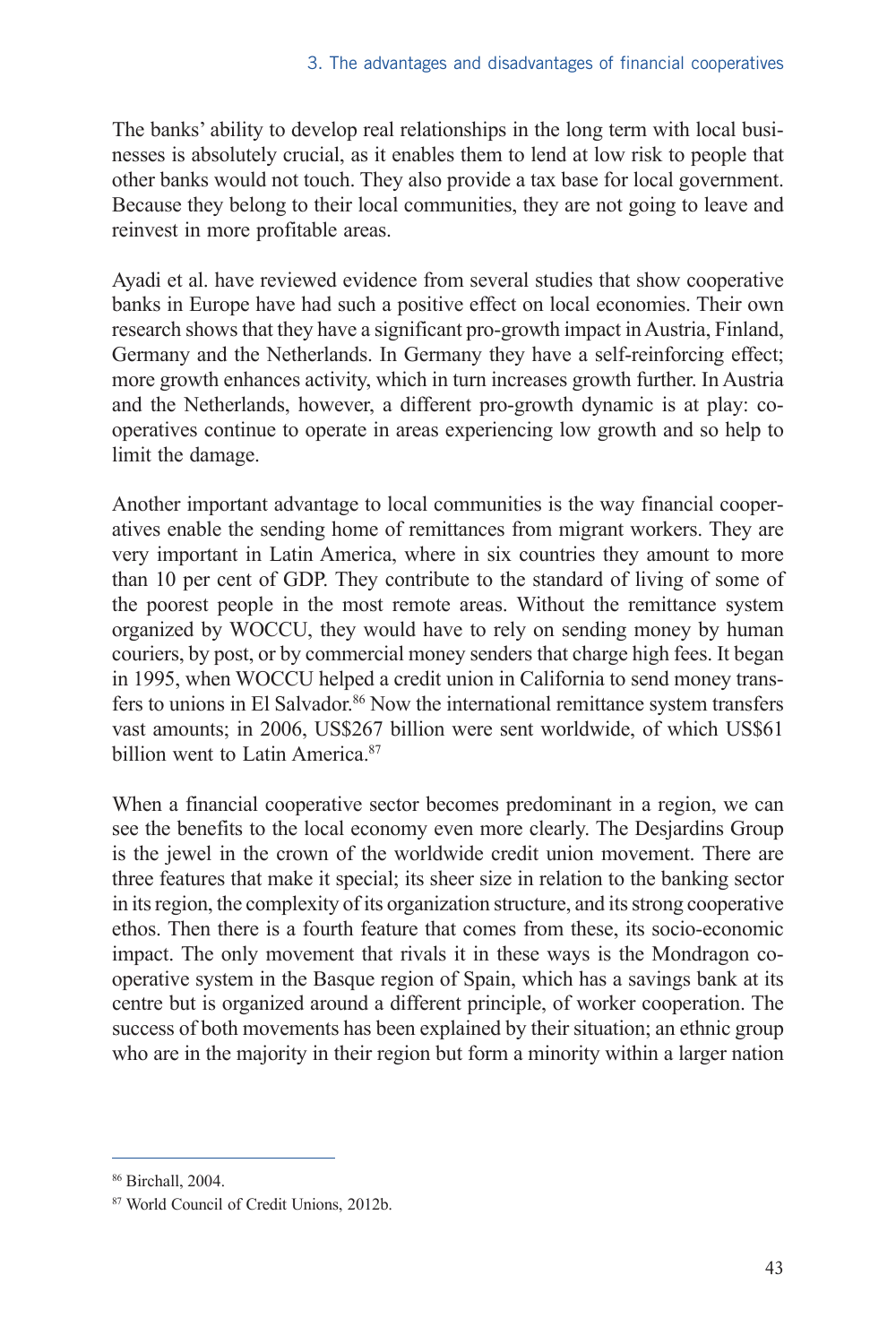The banks' ability to develop real relationships in the long term with local businesses is absolutely crucial, as it enables them to lend at low risk to people that other banks would not touch. They also provide a tax base for local government. Because they belong to their local communities, they are not going to leave and reinvest in more profitable areas.

Ayadi et al. have reviewed evidence from several studies that show cooperative banks in Europe have had such a positive effect on local economies. Their own research shows that they have a significant pro-growth impact in Austria, Finland, Germany and the Netherlands. In Germany they have a self-reinforcing effect; more growth enhances activity, which in turn increases growth further. In Austria and the Netherlands, however, a different pro-growth dynamic is at play: co-operatives continue to operate in areas experiencing low growth and so help to limit the damage.

Another important advantage to local communities is the way financial cooperatives enable the sending home of remittances from migrant workers. They are very important in Latin America, where in six countries they amount to more than 10 per cent of GDP. They contribute to the standard of living of some of the poorest people in the most remote areas. Without the remittance system organized by WOCCU, they would have to rely on sending money by human couriers, by post, or by commercial money senders that charge high fees. It began in 1995, when WOCCU helped a credit union in California to send money transfers to unions in El Salvador.[86] Now the international remittance system transfers vast amounts; in 2006, US$267 billion were sent worldwide, of which US$61 billion went to Latin America.[87]

When a financial cooperative sector becomes predominant in a region, we can see the benefits to the local economy even more clearly. The Desjardins Group is the jewel in the crown of the worldwide credit union movement. There are three features that make it special; its sheer size in relation to the banking sector in its region, the complexity of its organization structure, and its strong cooperative ethos. Then there is a fourth feature that comes from these, its socio-economic impact. The only movement that rivals it in these ways is the Mondragon co-operative system in the Basque region of Spain, which has a savings bank at its centre but is organized around a different principle, of worker cooperation. The success of both movements has been explained by their situation; an ethnic group who are in the majority in their region but form a minority within a larger nation

[86] Birchall, 2004.

[87] World Council of Credit Unions, 2012b.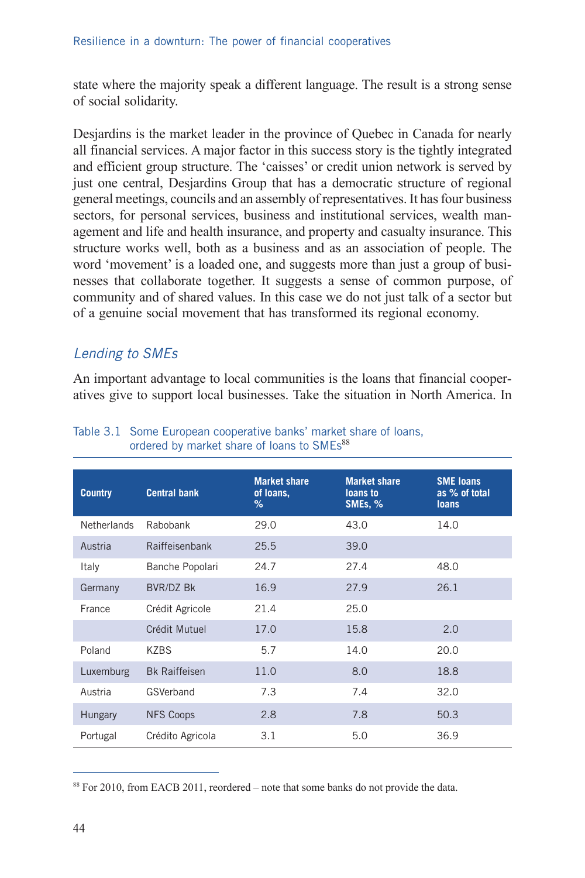state where the majority speak a different language. The result is a strong sense of social solidarity.

Desjardins is the market leader in the province of Quebec in Canada for nearly all financial services. A major factor in this success story is the tightly integrated and efficient group structure. The 'caisses' or credit union network is served by just one central, Desjardins Group that has a democratic structure of regional general meetings, councils and an assembly of representatives. It has four business sectors, for personal services, business and institutional services, wealth management and life and health insurance, and property and casualty insurance. This structure works well, both as a business and as an association of people. The word 'movement' is a loaded one, and suggests more than just a group of businesses that collaborate together. It suggests a sense of common purpose, of community and of shared values. In this case we do not just talk of a sector but of a genuine social movement that has transformed its regional economy.

## *Lending to SMEs*

An important advantage to local communities is the loans that financial cooperatives give to support local businesses. Take the situation in North America. In

Table 3.1 Some European cooperative banks' market share of loans, ordered by market share of loans to SMEs[88]

| Country | Central bank | Market share of loans, % | Market share loans to SMEs, % | SME loans as % of total loans |
|---|---|---|---|---|
| Netherlands | Rabobank | 29.0 | 43.0 | 14.0 |
| Austria | Raiffeisenbank | 25.5 | 39.0 | |
| Italy | Banche Popolari | 24.7 | 27.4 | 48.0 |
| Germany | BVR/DZ Bk | 16.9 | 27.9 | 26.1 |
| France | Crédit Agricole | 21.4 | 25.0 | |
| | Crédit Mutuel | 17.0 | 15.8 | 2.0 |
| Poland | KZBS | 5.7 | 14.0 | 20.0 |
| Luxemburg | Bk Raiffeisen | 11.0 | 8.0 | 18.8 |
| Austria | GSVerband | 7.3 | 7.4 | 32.0 |
| Hungary | NFS Coops | 2.8 | 7.8 | 50.3 |
| Portugal | Crédito Agricola | 3.1 | 5.0 | 36.9 |

[88] For 2010, from EACB 2011, reordered – note that some banks do not provide the data.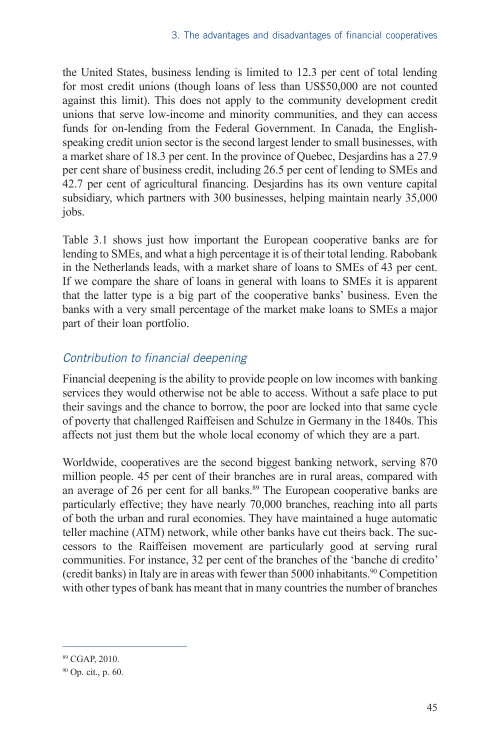the United States, business lending is limited to 12.3 per cent of total lending for most credit unions (though loans of less than US$50,000 are not counted against this limit). This does not apply to the community development credit unions that serve low-income and minority communities, and they can access funds for on-lending from the Federal Government. In Canada, the English-speaking credit union sector is the second largest lender to small businesses, with a market share of 18.3 per cent. In the province of Quebec, Desjardins has a 27.9 per cent share of business credit, including 26.5 per cent of lending to SMEs and 42.7 per cent of agricultural financing. Desjardins has its own venture capital subsidiary, which partners with 300 businesses, helping maintain nearly 35,000 jobs.

Table 3.1 shows just how important the European cooperative banks are for lending to SMEs, and what a high percentage it is of their total lending. Rabobank in the Netherlands leads, with a market share of loans to SMEs of 43 per cent. If we compare the share of loans in general with loans to SMEs it is apparent that the latter type is a big part of the cooperative banks' business. Even the banks with a very small percentage of the market make loans to SMEs a major part of their loan portfolio.

### *Contribution to financial deepening*

Financial deepening is the ability to provide people on low incomes with banking services they would otherwise not be able to access. Without a safe place to put their savings and the chance to borrow, the poor are locked into that same cycle of poverty that challenged Raiffeisen and Schulze in Germany in the 1840s. This affects not just them but the whole local economy of which they are a part.

Worldwide, cooperatives are the second biggest banking network, serving 870 million people. 45 per cent of their branches are in rural areas, compared with an average of 26 per cent for all banks.[89] The European cooperative banks are particularly effective; they have nearly 70,000 branches, reaching into all parts of both the urban and rural economies. They have maintained a huge automatic teller machine (ATM) network, while other banks have cut theirs back. The successors to the Raiffeisen movement are particularly good at serving rural communities. For instance, 32 per cent of the branches of the 'banche di credito' (credit banks) in Italy are in areas with fewer than 5000 inhabitants.[90] Competition with other types of bank has meant that in many countries the number of branches

---

[89] CGAP, 2010.

[90] Op. cit., p. 60.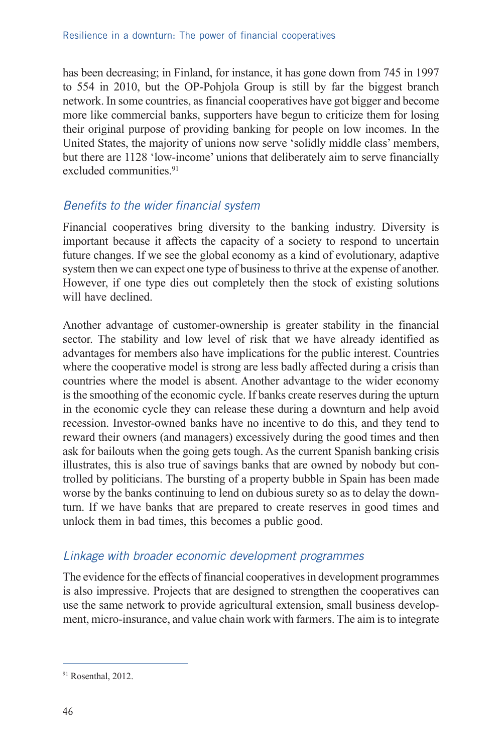has been decreasing; in Finland, for instance, it has gone down from 745 in 1997 to 554 in 2010, but the OP-Pohjola Group is still by far the biggest branch network. In some countries, as financial cooperatives have got bigger and become more like commercial banks, supporters have begun to criticize them for losing their original purpose of providing banking for people on low incomes. In the United States, the majority of unions now serve 'solidly middle class' members, but there are 1128 'low-income' unions that deliberately aim to serve financially excluded communities.[91]

### *Benefits to the wider financial system*

Financial cooperatives bring diversity to the banking industry. Diversity is important because it affects the capacity of a society to respond to uncertain future changes. If we see the global economy as a kind of evolutionary, adaptive system then we can expect one type of business to thrive at the expense of another. However, if one type dies out completely then the stock of existing solutions will have declined.

Another advantage of customer-ownership is greater stability in the financial sector. The stability and low level of risk that we have already identified as advantages for members also have implications for the public interest. Countries where the cooperative model is strong are less badly affected during a crisis than countries where the model is absent. Another advantage to the wider economy is the smoothing of the economic cycle. If banks create reserves during the upturn in the economic cycle they can release these during a downturn and help avoid recession. Investor-owned banks have no incentive to do this, and they tend to reward their owners (and managers) excessively during the good times and then ask for bailouts when the going gets tough. As the current Spanish banking crisis illustrates, this is also true of savings banks that are owned by nobody but controlled by politicians. The bursting of a property bubble in Spain has been made worse by the banks continuing to lend on dubious surety so as to delay the downturn. If we have banks that are prepared to create reserves in good times and unlock them in bad times, this becomes a public good.

### *Linkage with broader economic development programmes*

The evidence for the effects of financial cooperatives in development programmes is also impressive. Projects that are designed to strengthen the cooperatives can use the same network to provide agricultural extension, small business development, micro-insurance, and value chain work with farmers. The aim is to integrate

---

[91] Rosenthal, 2012.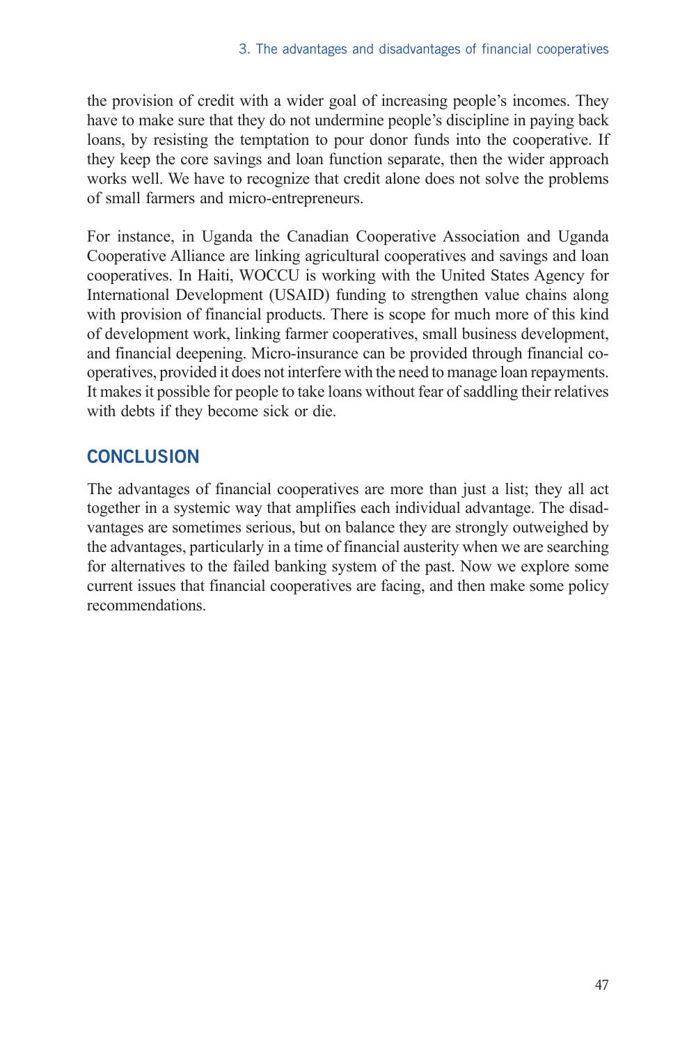the provision of credit with a wider goal of increasing people's incomes. They have to make sure that they do not undermine people's discipline in paying back loans, by resisting the temptation to pour donor funds into the cooperative. If they keep the core savings and loan function separate, then the wider approach works well. We have to recognize that credit alone does not solve the problems of small farmers and micro-entrepreneurs.

For instance, in Uganda the Canadian Cooperative Association and Uganda Cooperative Alliance are linking agricultural cooperatives and savings and loan cooperatives. In Haiti, WOCCU is working with the United States Agency for International Development (USAID) funding to strengthen value chains along with provision of financial products. There is scope for much more of this kind of development work, linking farmer cooperatives, small business development, and financial deepening. Micro-insurance can be provided through financial co-operatives, provided it does not interfere with the need to manage loan repayments. It makes it possible for people to take loans without fear of saddling their relatives with debts if they become sick or die.

## CONCLUSION

The advantages of financial cooperatives are more than just a list; they all act together in a systemic way that amplifies each individual advantage. The disadvantages are sometimes serious, but on balance they are strongly outweighed by the advantages, particularly in a time of financial austerity when we are searching for alternatives to the failed banking system of the past. Now we explore some current issues that financial cooperatives are facing, and then make some policy recommendations.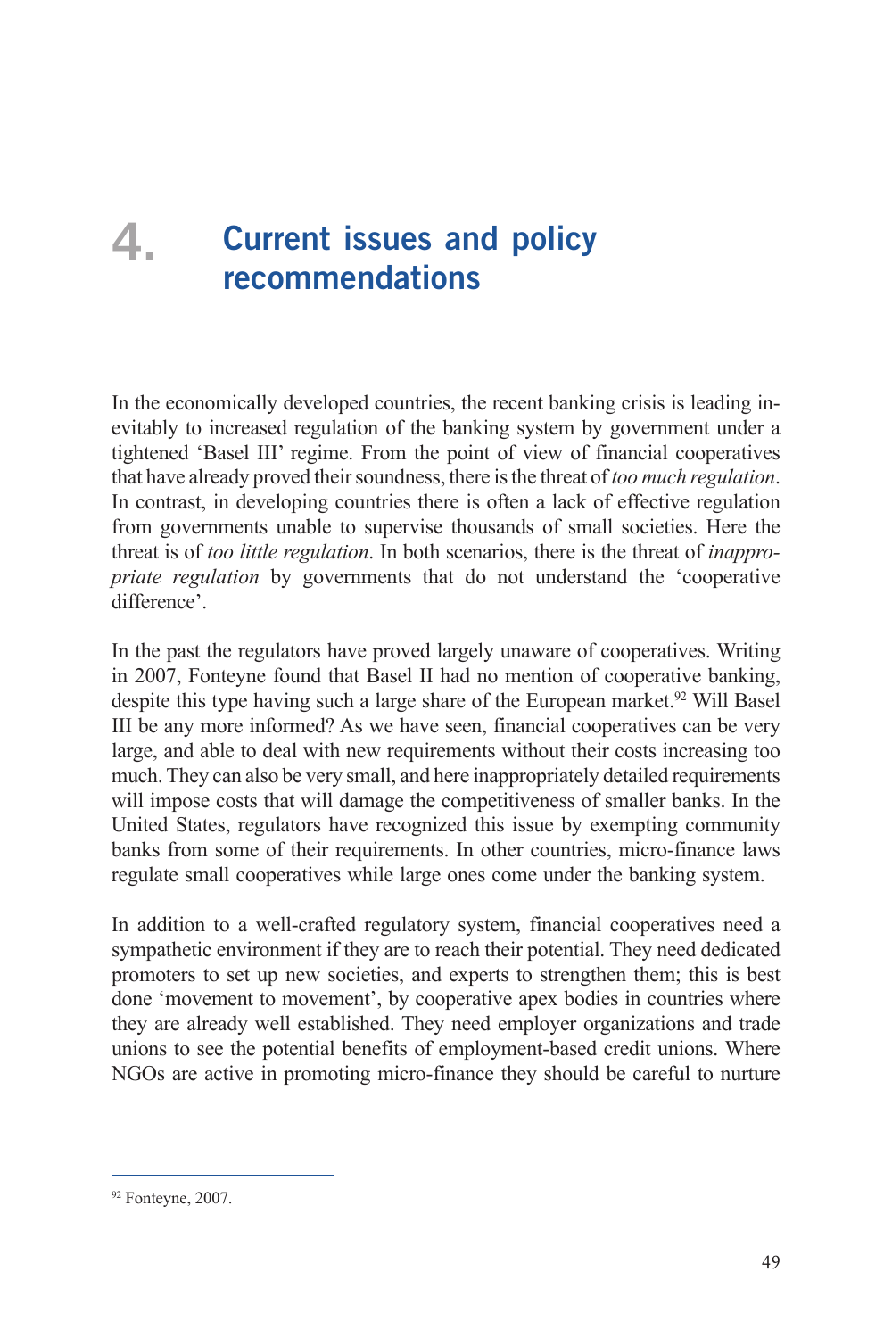# 4. Current issues and policy recommendations

In the economically developed countries, the recent banking crisis is leading inevitably to increased regulation of the banking system by government under a tightened 'Basel III' regime. From the point of view of financial cooperatives that have already proved their soundness, there is the threat of *too much regulation*. In contrast, in developing countries there is often a lack of effective regulation from governments unable to supervise thousands of small societies. Here the threat is of *too little regulation*. In both scenarios, there is the threat of *inappropriate regulation* by governments that do not understand the 'cooperative difference'.

In the past the regulators have proved largely unaware of cooperatives. Writing in 2007, Fonteyne found that Basel II had no mention of cooperative banking, despite this type having such a large share of the European market.[92] Will Basel III be any more informed? As we have seen, financial cooperatives can be very large, and able to deal with new requirements without their costs increasing too much. They can also be very small, and here inappropriately detailed requirements will impose costs that will damage the competitiveness of smaller banks. In the United States, regulators have recognized this issue by exempting community banks from some of their requirements. In other countries, micro-finance laws regulate small cooperatives while large ones come under the banking system.

In addition to a well-crafted regulatory system, financial cooperatives need a sympathetic environment if they are to reach their potential. They need dedicated promoters to set up new societies, and experts to strengthen them; this is best done 'movement to movement', by cooperative apex bodies in countries where they are already well established. They need employer organizations and trade unions to see the potential benefits of employment-based credit unions. Where NGOs are active in promoting micro-finance they should be careful to nurture

---

[92] Fonteyne, 2007.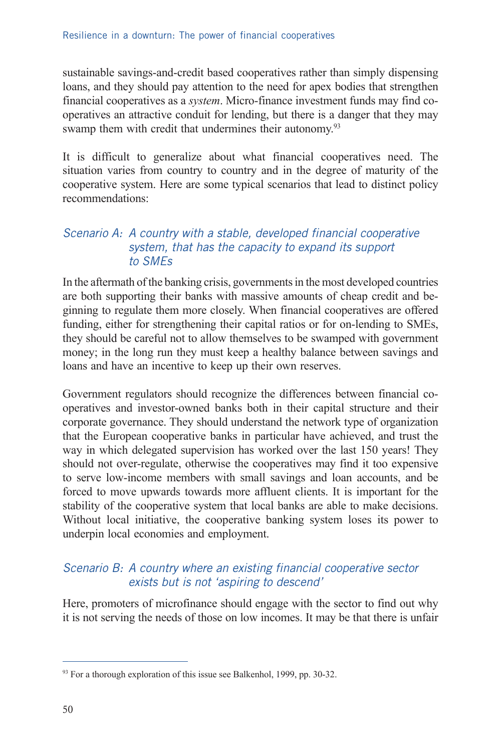sustainable savings-and-credit based cooperatives rather than simply dispensing loans, and they should pay attention to the need for apex bodies that strengthen financial cooperatives as a *system*. Micro-finance investment funds may find cooperatives an attractive conduit for lending, but there is a danger that they may swamp them with credit that undermines their autonomy.[93]

It is difficult to generalize about what financial cooperatives need. The situation varies from country to country and in the degree of maturity of the cooperative system. Here are some typical scenarios that lead to distinct policy recommendations:

### *Scenario A: A country with a stable, developed financial cooperative system, that has the capacity to expand its support to SMEs*

In the aftermath of the banking crisis, governments in the most developed countries are both supporting their banks with massive amounts of cheap credit and beginning to regulate them more closely. When financial cooperatives are offered funding, either for strengthening their capital ratios or for on-lending to SMEs, they should be careful not to allow themselves to be swamped with government money; in the long run they must keep a healthy balance between savings and loans and have an incentive to keep up their own reserves.

Government regulators should recognize the differences between financial cooperatives and investor-owned banks both in their capital structure and their corporate governance. They should understand the network type of organization that the European cooperative banks in particular have achieved, and trust the way in which delegated supervision has worked over the last 150 years! They should not over-regulate, otherwise the cooperatives may find it too expensive to serve low-income members with small savings and loan accounts, and be forced to move upwards towards more affluent clients. It is important for the stability of the cooperative system that local banks are able to make decisions. Without local initiative, the cooperative banking system loses its power to underpin local economies and employment.

### *Scenario B: A country where an existing financial cooperative sector exists but is not 'aspiring to descend'*

Here, promoters of microfinance should engage with the sector to find out why it is not serving the needs of those on low incomes. It may be that there is unfair

---

[93] For a thorough exploration of this issue see Balkenhol, 1999, pp. 30-32.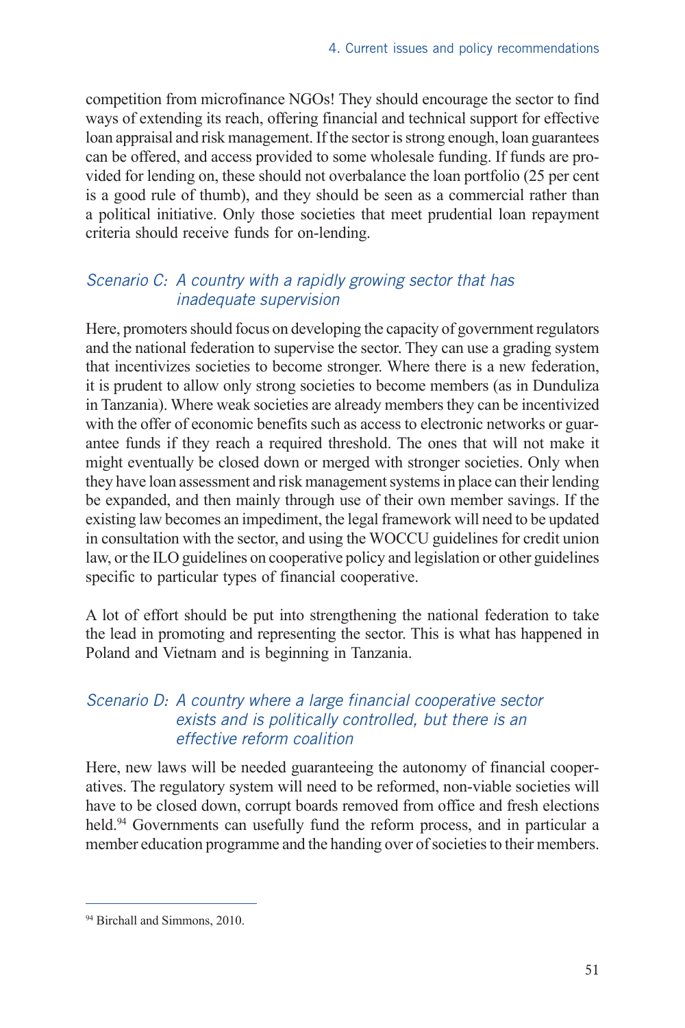competition from microfinance NGOs! They should encourage the sector to find ways of extending its reach, offering financial and technical support for effective loan appraisal and risk management. If the sector is strong enough, loan guarantees can be offered, and access provided to some wholesale funding. If funds are provided for lending on, these should not overbalance the loan portfolio (25 per cent is a good rule of thumb), and they should be seen as a commercial rather than a political initiative. Only those societies that meet prudential loan repayment criteria should receive funds for on-lending.

### *Scenario C: A country with a rapidly growing sector that has inadequate supervision*

Here, promoters should focus on developing the capacity of government regulators and the national federation to supervise the sector. They can use a grading system that incentivizes societies to become stronger. Where there is a new federation, it is prudent to allow only strong societies to become members (as in Dunduliza in Tanzania). Where weak societies are already members they can be incentivized with the offer of economic benefits such as access to electronic networks or guarantee funds if they reach a required threshold. The ones that will not make it might eventually be closed down or merged with stronger societies. Only when they have loan assessment and risk management systems in place can their lending be expanded, and then mainly through use of their own member savings. If the existing law becomes an impediment, the legal framework will need to be updated in consultation with the sector, and using the WOCCU guidelines for credit union law, or the ILO guidelines on cooperative policy and legislation or other guidelines specific to particular types of financial cooperative.

A lot of effort should be put into strengthening the national federation to take the lead in promoting and representing the sector. This is what has happened in Poland and Vietnam and is beginning in Tanzania.

### *Scenario D: A country where a large financial cooperative sector exists and is politically controlled, but there is an effective reform coalition*

Here, new laws will be needed guaranteeing the autonomy of financial cooperatives. The regulatory system will need to be reformed, non-viable societies will have to be closed down, corrupt boards removed from office and fresh elections held.[94] Governments can usefully fund the reform process, and in particular a member education programme and the handing over of societies to their members.

[94] Birchall and Simmons, 2010.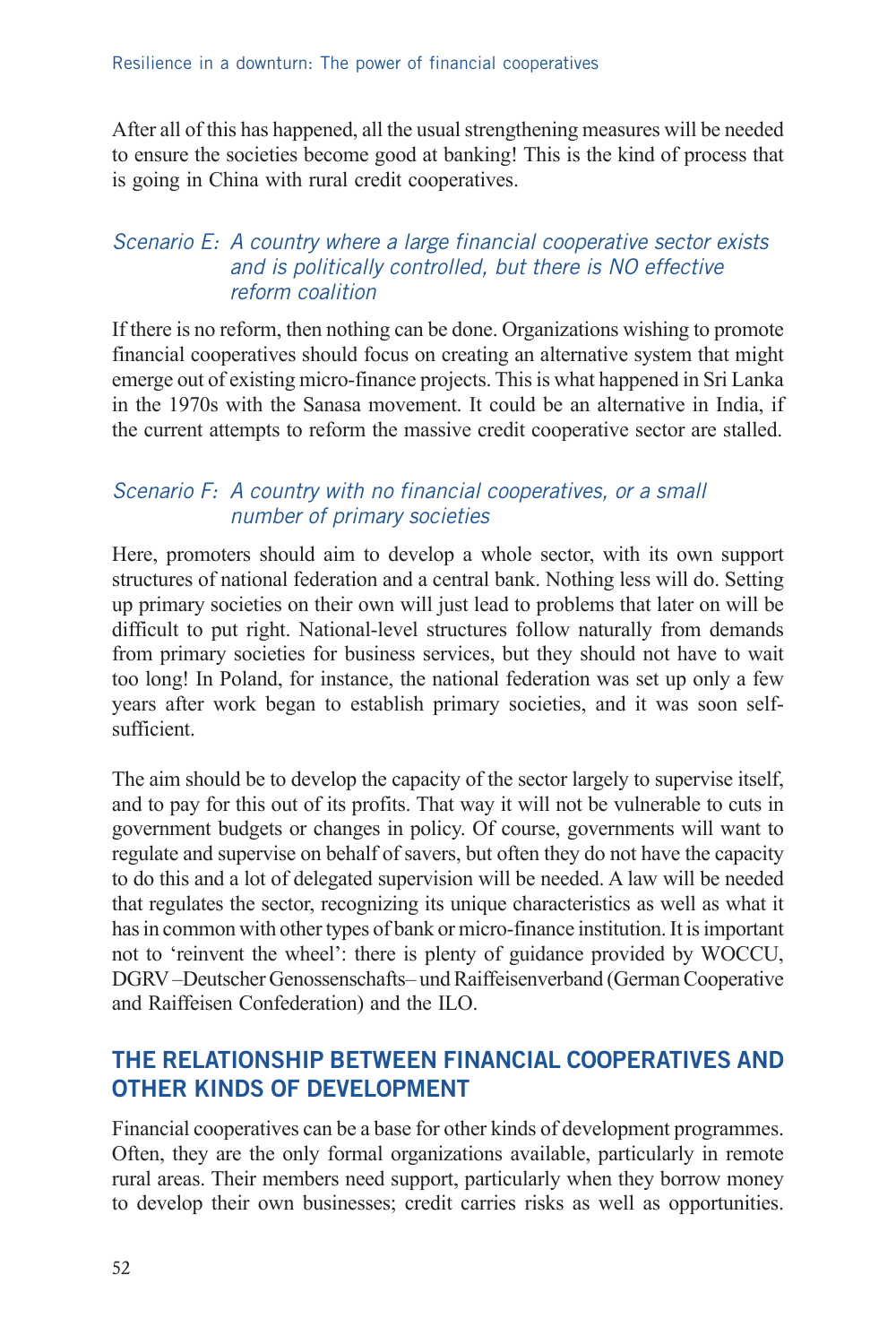After all of this has happened, all the usual strengthening measures will be needed to ensure the societies become good at banking! This is the kind of process that is going in China with rural credit cooperatives.

### *Scenario E: A country where a large financial cooperative sector exists and is politically controlled, but there is NO effective reform coalition*

If there is no reform, then nothing can be done. Organizations wishing to promote financial cooperatives should focus on creating an alternative system that might emerge out of existing micro-finance projects. This is what happened in Sri Lanka in the 1970s with the Sanasa movement. It could be an alternative in India, if the current attempts to reform the massive credit cooperative sector are stalled.

### *Scenario F: A country with no financial cooperatives, or a small number of primary societies*

Here, promoters should aim to develop a whole sector, with its own support structures of national federation and a central bank. Nothing less will do. Setting up primary societies on their own will just lead to problems that later on will be difficult to put right. National-level structures follow naturally from demands from primary societies for business services, but they should not have to wait too long! In Poland, for instance, the national federation was set up only a few years after work began to establish primary societies, and it was soon self-sufficient.

The aim should be to develop the capacity of the sector largely to supervise itself, and to pay for this out of its profits. That way it will not be vulnerable to cuts in government budgets or changes in policy. Of course, governments will want to regulate and supervise on behalf of savers, but often they do not have the capacity to do this and a lot of delegated supervision will be needed. A law will be needed that regulates the sector, recognizing its unique characteristics as well as what it has in common with other types of bank or micro-finance institution. It is important not to 'reinvent the wheel': there is plenty of guidance provided by WOCCU, DGRV –Deutscher Genossenschafts– und Raiffeisenverband (German Cooperative and Raiffeisen Confederation) and the ILO.

## THE RELATIONSHIP BETWEEN FINANCIAL COOPERATIVES AND OTHER KINDS OF DEVELOPMENT

Financial cooperatives can be a base for other kinds of development programmes. Often, they are the only formal organizations available, particularly in remote rural areas. Their members need support, particularly when they borrow money to develop their own businesses; credit carries risks as well as opportunities.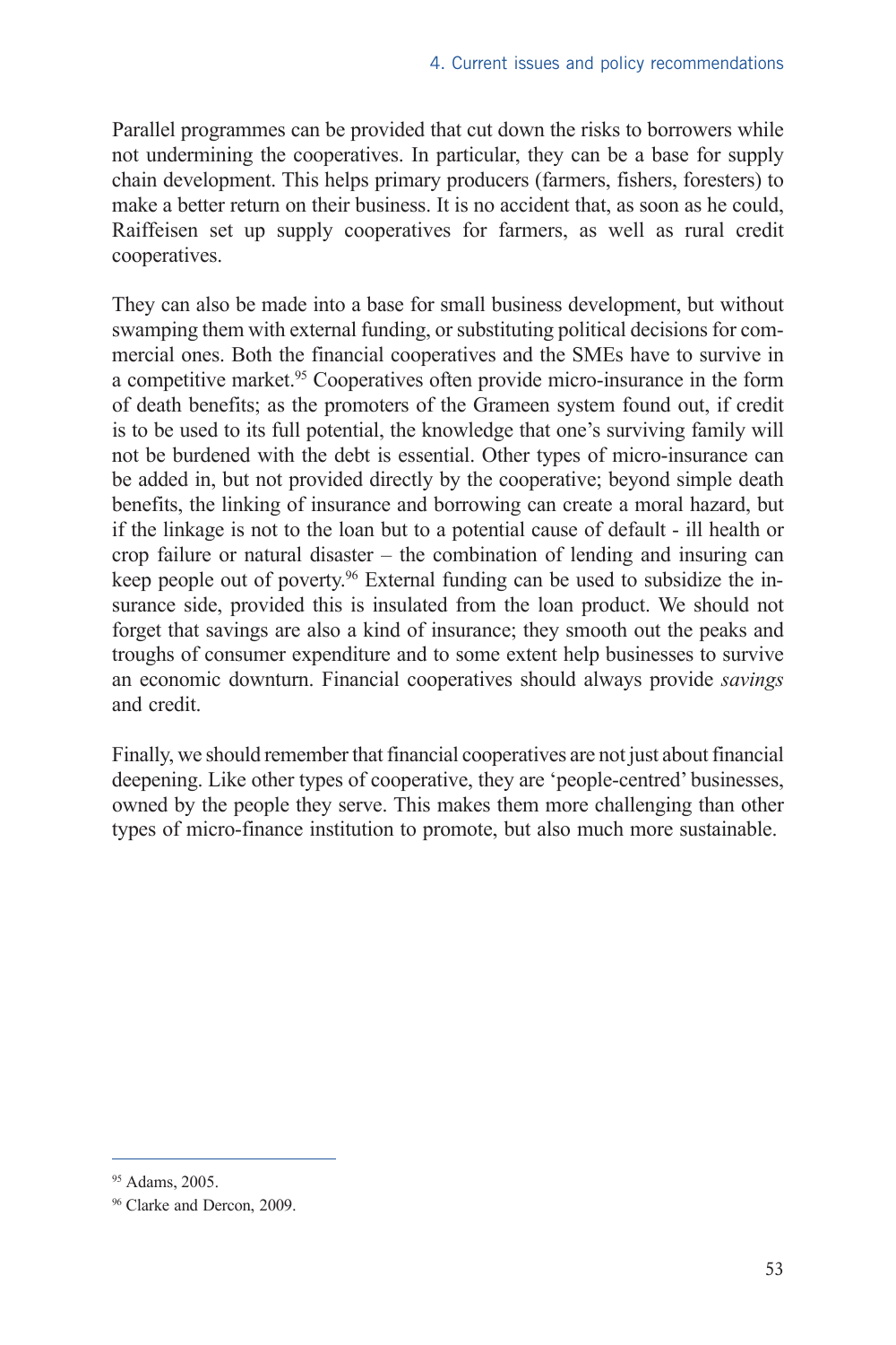Parallel programmes can be provided that cut down the risks to borrowers while not undermining the cooperatives. In particular, they can be a base for supply chain development. This helps primary producers (farmers, fishers, foresters) to make a better return on their business. It is no accident that, as soon as he could, Raiffeisen set up supply cooperatives for farmers, as well as rural credit cooperatives.

They can also be made into a base for small business development, but without swamping them with external funding, or substituting political decisions for commercial ones. Both the financial cooperatives and the SMEs have to survive in a competitive market.[95] Cooperatives often provide micro-insurance in the form of death benefits; as the promoters of the Grameen system found out, if credit is to be used to its full potential, the knowledge that one's surviving family will not be burdened with the debt is essential. Other types of micro-insurance can be added in, but not provided directly by the cooperative; beyond simple death benefits, the linking of insurance and borrowing can create a moral hazard, but if the linkage is not to the loan but to a potential cause of default - ill health or crop failure or natural disaster – the combination of lending and insuring can keep people out of poverty.[96] External funding can be used to subsidize the insurance side, provided this is insulated from the loan product. We should not forget that savings are also a kind of insurance; they smooth out the peaks and troughs of consumer expenditure and to some extent help businesses to survive an economic downturn. Financial cooperatives should always provide *savings* and credit.

Finally, we should remember that financial cooperatives are not just about financial deepening. Like other types of cooperative, they are 'people-centred' businesses, owned by the people they serve. This makes them more challenging than other types of micro-finance institution to promote, but also much more sustainable.

---

[95] Adams, 2005.

[96] Clarke and Dercon, 2009.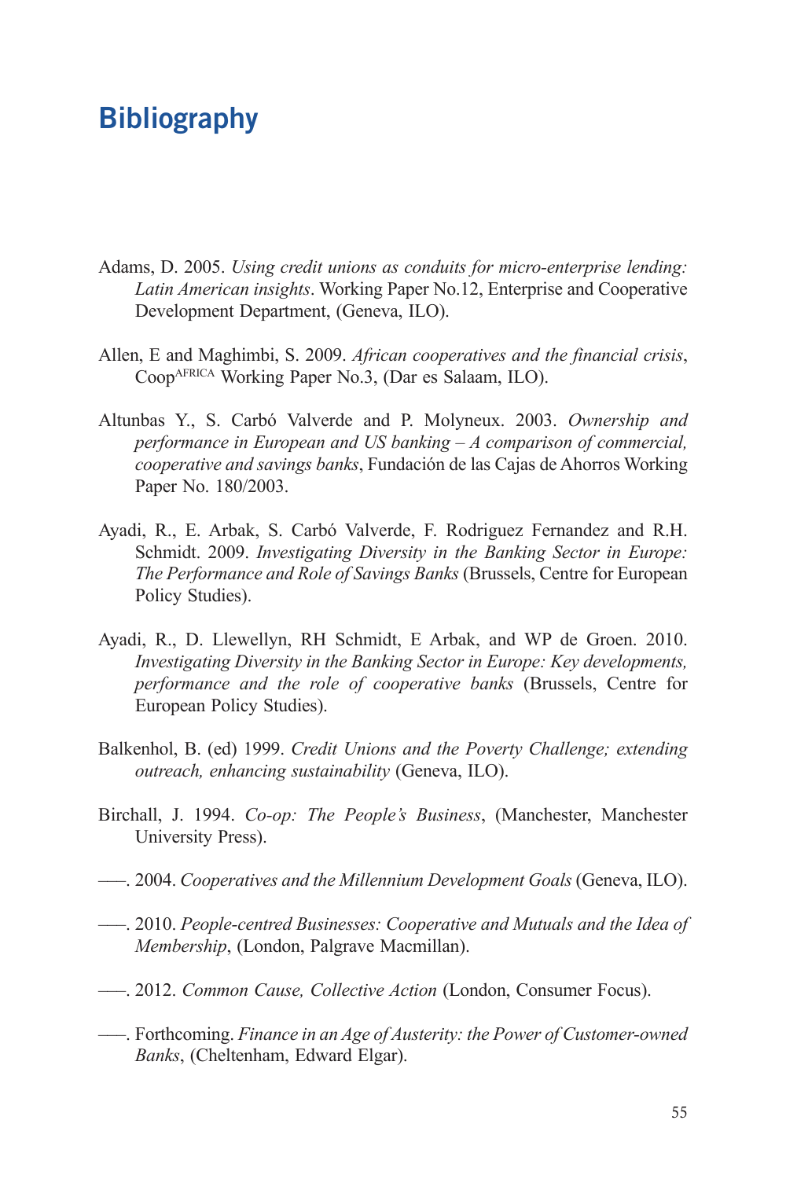# Bibliography

Adams, D. 2005. *Using credit unions as conduits for micro-enterprise lending: Latin American insights*. Working Paper No.12, Enterprise and Cooperative Development Department, (Geneva, ILO).

Allen, E and Maghimbi, S. 2009. *African cooperatives and the financial crisis*, Coop[AFRICA] Working Paper No.3, (Dar es Salaam, ILO).

Altunbas Y., S. Carbó Valverde and P. Molyneux. 2003. *Ownership and performance in European and US banking – A comparison of commercial, cooperative and savings banks*, Fundación de las Cajas de Ahorros Working Paper No. 180/2003.

Ayadi, R., E. Arbak, S. Carbó Valverde, F. Rodriguez Fernandez and R.H. Schmidt. 2009. *Investigating Diversity in the Banking Sector in Europe: The Performance and Role of Savings Banks* (Brussels, Centre for European Policy Studies).

Ayadi, R., D. Llewellyn, RH Schmidt, E Arbak, and WP de Groen. 2010. *Investigating Diversity in the Banking Sector in Europe: Key developments, performance and the role of cooperative banks* (Brussels, Centre for European Policy Studies).

Balkenhol, B. (ed) 1999. *Credit Unions and the Poverty Challenge; extending outreach, enhancing sustainability* (Geneva, ILO).

Birchall, J. 1994. *Co-op: The People's Business*, (Manchester, Manchester University Press).

–––. 2004. *Cooperatives and the Millennium Development Goals* (Geneva, ILO).

–––. 2010. *People-centred Businesses: Cooperative and Mutuals and the Idea of Membership*, (London, Palgrave Macmillan).

–––. 2012. *Common Cause, Collective Action* (London, Consumer Focus).

–––. Forthcoming. *Finance in an Age of Austerity: the Power of Customer-owned Banks*, (Cheltenham, Edward Elgar).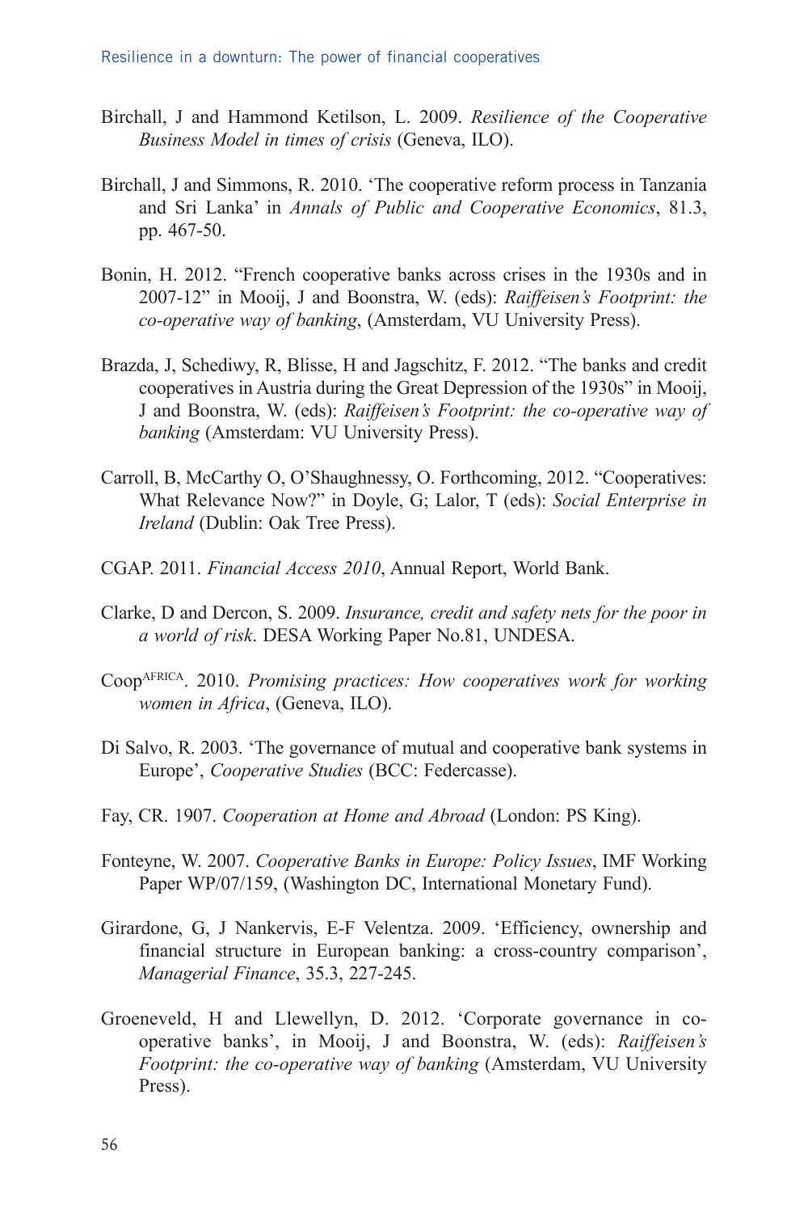Birchall, J and Hammond Ketilson, L. 2009. *Resilience of the Cooperative Business Model in times of crisis* (Geneva, ILO).

Birchall, J and Simmons, R. 2010. 'The cooperative reform process in Tanzania and Sri Lanka' in *Annals of Public and Cooperative Economics*, 81.3, pp. 467-50.

Bonin, H. 2012. "French cooperative banks across crises in the 1930s and in 2007-12" in Mooij, J and Boonstra, W. (eds): *Raiffeisen's Footprint: the co-operative way of banking*, (Amsterdam, VU University Press).

Brazda, J, Schediwy, R, Blisse, H and Jagschitz, F. 2012. "The banks and credit cooperatives in Austria during the Great Depression of the 1930s" in Mooij, J and Boonstra, W. (eds): *Raiffeisen's Footprint: the co-operative way of banking* (Amsterdam: VU University Press).

Carroll, B, McCarthy O, O'Shaughnessy, O. Forthcoming, 2012. "Cooperatives: What Relevance Now?" in Doyle, G; Lalor, T (eds): *Social Enterprise in Ireland* (Dublin: Oak Tree Press).

CGAP. 2011. *Financial Access 2010*, Annual Report, World Bank.

Clarke, D and Dercon, S. 2009. *Insurance, credit and safety nets for the poor in a world of risk*. DESA Working Paper No.81, UNDESA.

Coop[AFRICA]. 2010. *Promising practices: How cooperatives work for working women in Africa*, (Geneva, ILO).

Di Salvo, R. 2003. 'The governance of mutual and cooperative bank systems in Europe', *Cooperative Studies* (BCC: Federcasse).

Fay, CR. 1907. *Cooperation at Home and Abroad* (London: PS King).

Fonteyne, W. 2007. *Cooperative Banks in Europe: Policy Issues*, IMF Working Paper WP/07/159, (Washington DC, International Monetary Fund).

Girardone, G, J Nankervis, E-F Velentza. 2009. 'Efficiency, ownership and financial structure in European banking: a cross-country comparison', *Managerial Finance*, 35.3, 227-245.

Groeneveld, H and Llewellyn, D. 2012. 'Corporate governance in co-operative banks', in Mooij, J and Boonstra, W. (eds): *Raiffeisen's Footprint: the co-operative way of banking* (Amsterdam, VU University Press).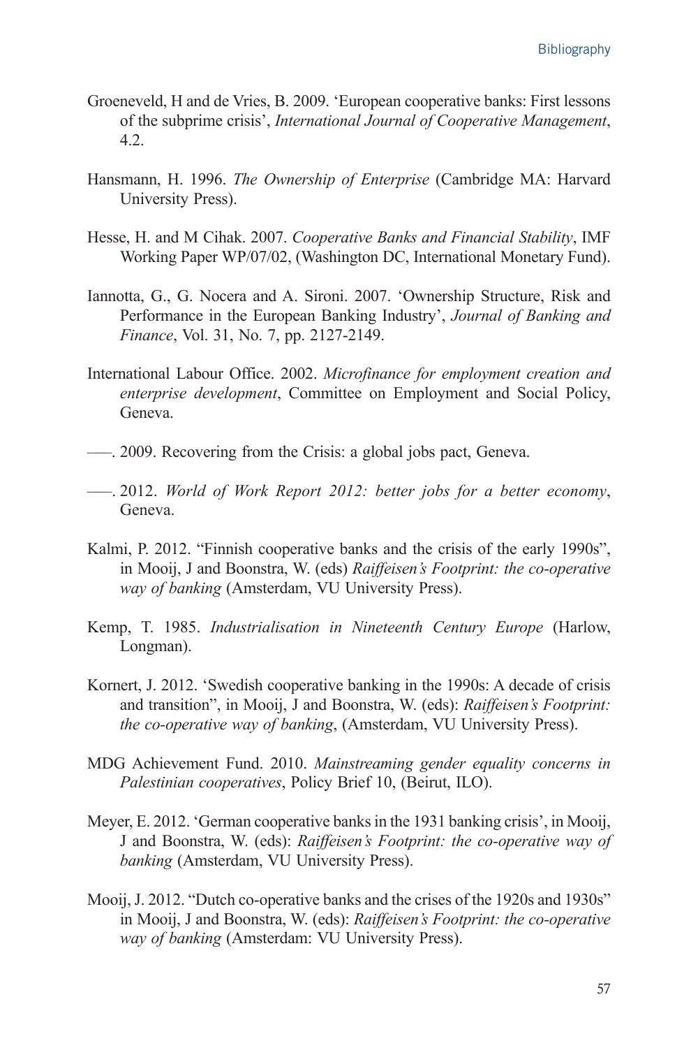Groeneveld, H and de Vries, B. 2009. ‘European cooperative banks: First lessons of the subprime crisis’, *International Journal of Cooperative Management*, 4.2.

Hansmann, H. 1996. *The Ownership of Enterprise* (Cambridge MA: Harvard University Press).

Hesse, H. and M Cihak. 2007. *Cooperative Banks and Financial Stability*, IMF Working Paper WP/07/02, (Washington DC, International Monetary Fund).

Iannotta, G., G. Nocera and A. Sironi. 2007. ‘Ownership Structure, Risk and Performance in the European Banking Industry’, *Journal of Banking and Finance*, Vol. 31, No. 7, pp. 2127-2149.

International Labour Office. 2002. *Microfinance for employment creation and enterprise development*, Committee on Employment and Social Policy, Geneva.

——. 2009. Recovering from the Crisis: a global jobs pact, Geneva.

——. 2012. *World of Work Report 2012: better jobs for a better economy*, Geneva.

Kalmi, P. 2012. “Finnish cooperative banks and the crisis of the early 1990s”, in Mooij, J and Boonstra, W. (eds) *Raiffeisen’s Footprint: the co-operative way of banking* (Amsterdam, VU University Press).

Kemp, T. 1985. *Industrialisation in Nineteenth Century Europe* (Harlow, Longman).

Kornert, J. 2012. ‘Swedish cooperative banking in the 1990s: A decade of crisis and transition”, in Mooij, J and Boonstra, W. (eds): *Raiffeisen’s Footprint: the co-operative way of banking*, (Amsterdam, VU University Press).

MDG Achievement Fund. 2010. *Mainstreaming gender equality concerns in Palestinian cooperatives*, Policy Brief 10, (Beirut, ILO).

Meyer, E. 2012. ‘German cooperative banks in the 1931 banking crisis’, in Mooij, J and Boonstra, W. (eds): *Raiffeisen’s Footprint: the co-operative way of banking* (Amsterdam, VU University Press).

Mooij, J. 2012. “Dutch co-operative banks and the crises of the 1920s and 1930s” in Mooij, J and Boonstra, W. (eds): *Raiffeisen’s Footprint: the co-operative way of banking* (Amsterdam: VU University Press).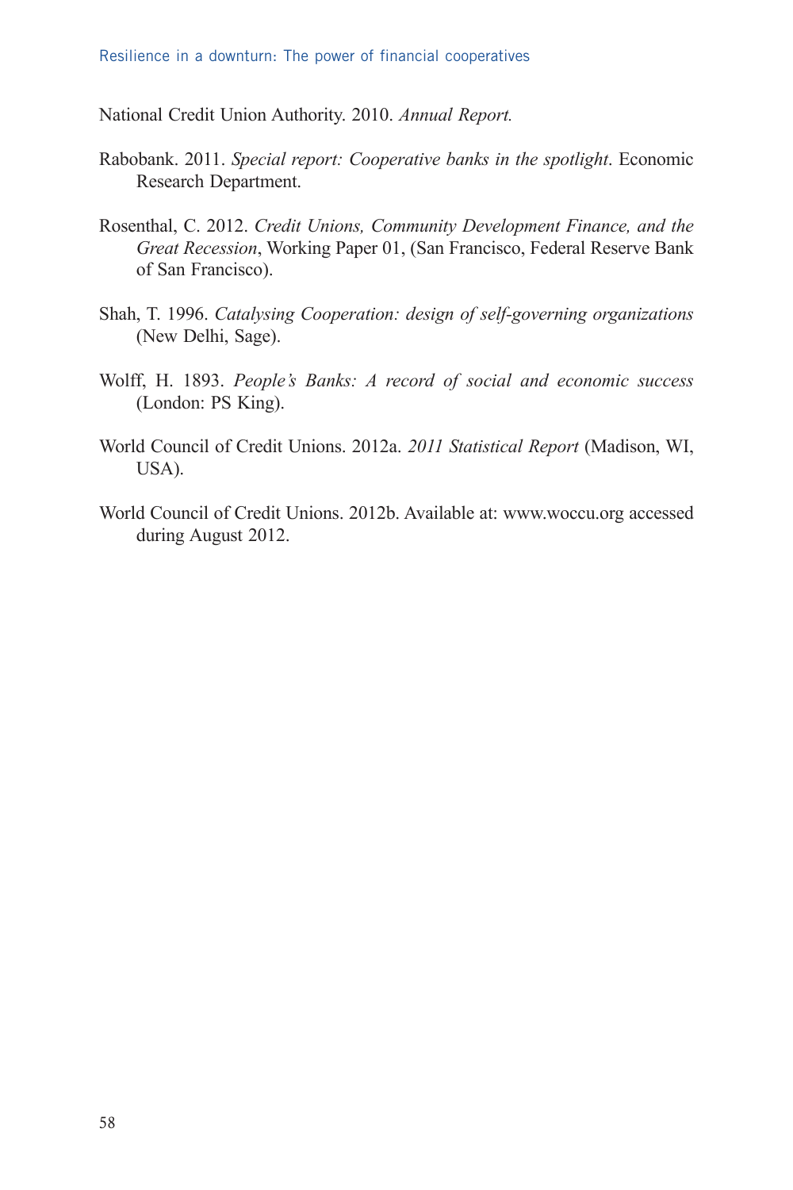National Credit Union Authority. 2010. *Annual Report.*

Rabobank. 2011. *Special report: Cooperative banks in the spotlight*. Economic Research Department.

Rosenthal, C. 2012. *Credit Unions, Community Development Finance, and the Great Recession*, Working Paper 01, (San Francisco, Federal Reserve Bank of San Francisco).

Shah, T. 1996. *Catalysing Cooperation: design of self-governing organizations* (New Delhi, Sage).

Wolff, H. 1893. *People's Banks: A record of social and economic success* (London: PS King).

World Council of Credit Unions. 2012a. *2011 Statistical Report* (Madison, WI, USA).

World Council of Credit Unions. 2012b. Available at: www.woccu.org accessed during August 2012.